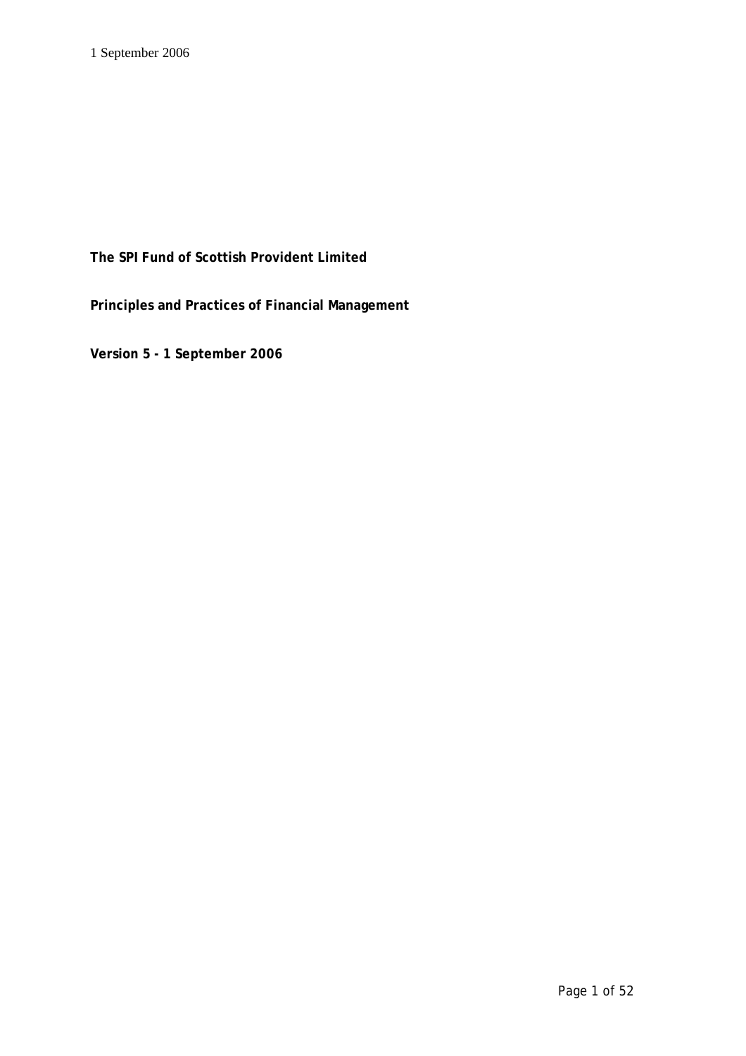1 September 2006

**The SPI Fund of Scottish Provident Limited**

**Principles and Practices of Financial Management**

**Version 5 - 1 September 2006**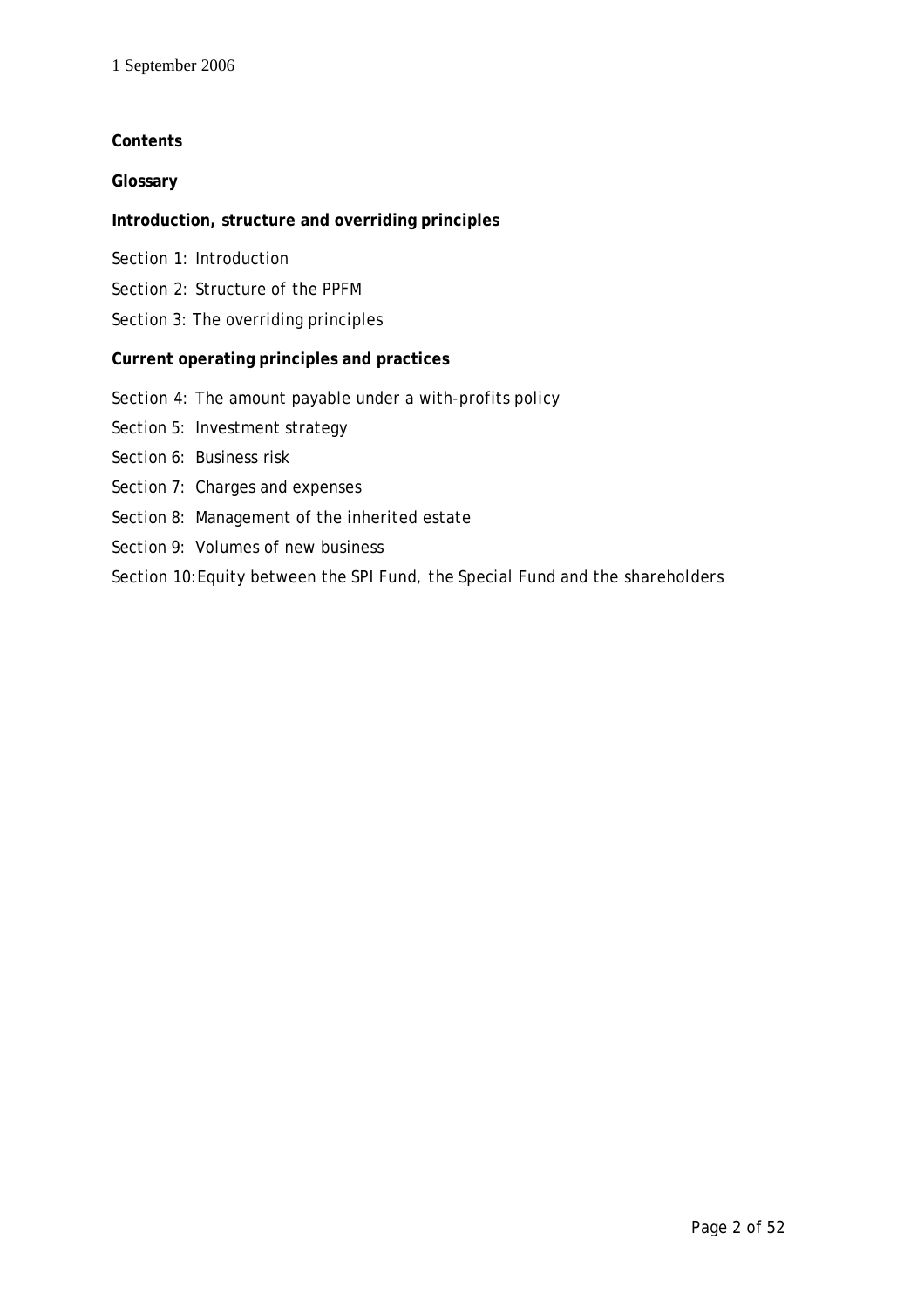1 September 2006

**Contents**

**Glossary**

**Introduction, structure and overriding principles**

Section 1: Introduction

Section 2: Structure of the PPFM

Section 3: The overriding principles

**Current operating principles and practices**

Section 4: The amount payable under a with-profits policy

Section 5: Investment strategy

Section 6: Business risk

Section 7: Charges and expenses

Section 8: Management of the inherited estate

Section 9: Volumes of new business

Section 10: Equity between the SPI Fund, the Special Fund and the shareholders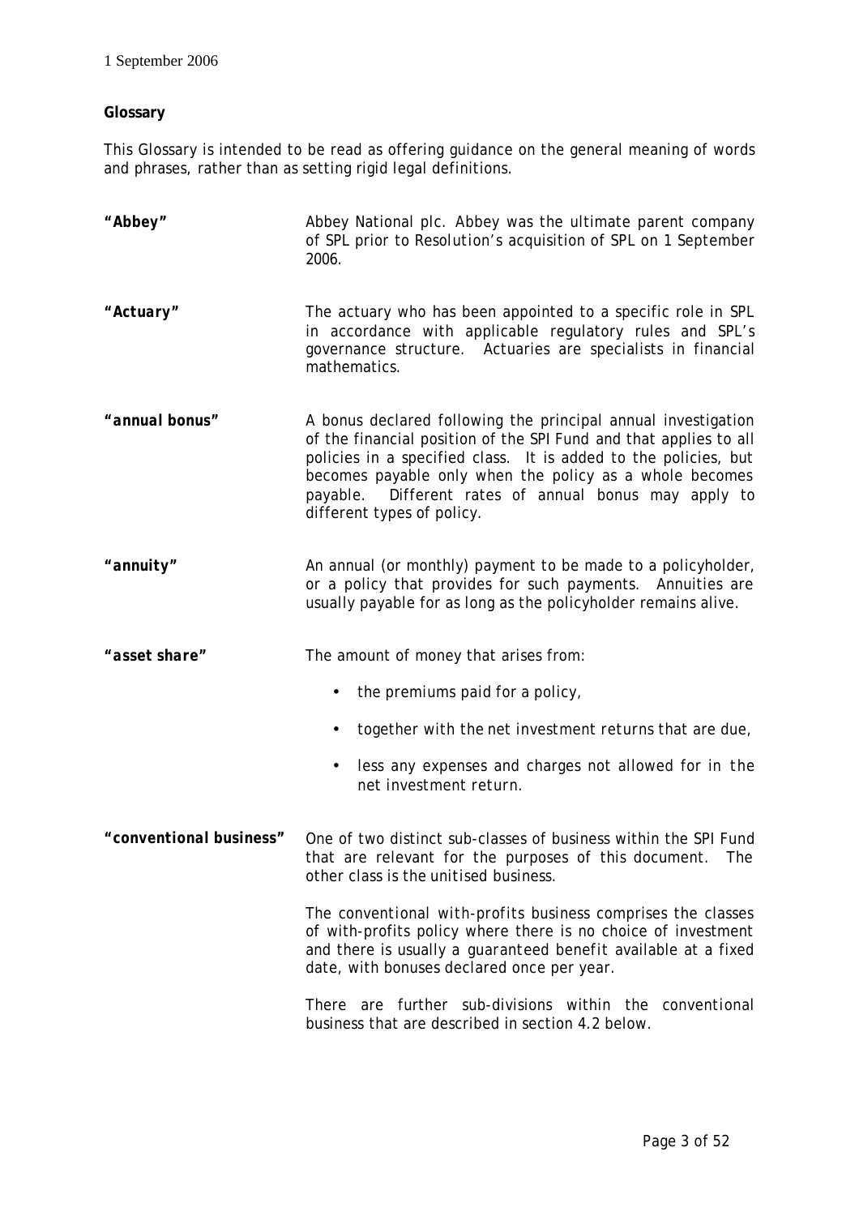1 September 2006

**Glossary**

This Glossary is intended to be read as offering guidance on the general meaning of words and phrases, rather than as setting rigid legal definitions.

**"Abbey"** Abbey National plc. Abbey was the ultimate parent company of SPL prior to *Resolution's* acquisition of SPL on 1 September 2006.

**"Actuary"** The actuary who has been appointed to a specific role in SPL in accordance with applicable regulatory rules and SPL's governance structure. Actuaries are specialists in financial mathematics.

**"annual bonus"** A bonus declared following the principal annual investigation of the financial position of the SPI Fund and that applies to all policies in a specified class. It is added to the policies, but becomes payable only when the policy as a whole becomes payable. Different rates of annual bonus may apply to different types of policy.

**"annuity"** An annual (or monthly) payment to be made to a policyholder, or a policy that provides for such payments. Annuities are usually payable for as long as the policyholder remains alive.

**"asset share"** The amount of money that arises from:

- the premiums paid for a policy,
- together with the *net investment returns* that are due,
- less any expenses and charges not allowed for in the *net investment return*.

**"conventional business"** One of two distinct sub-classes of business within the SPI Fund that are relevant for the purposes of this document. The other class is the *unitised business*.

The *conventional with-profits* business comprises the classes of with-profits policy where there is no choice of investment and there is usually a *guaranteed benefit* available at a fixed date, with bonuses declared once per year.

There are further sub-divisions within the *conventional business* that are described in section 4.2 below.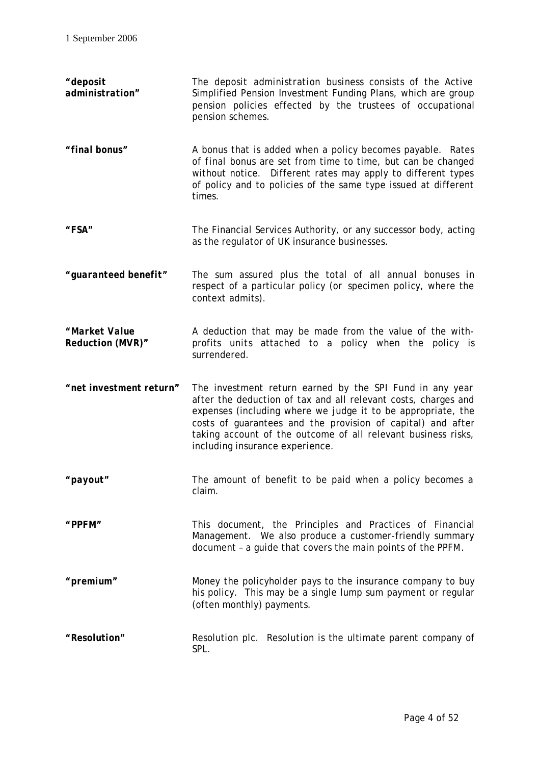| | |
|---|---|
| ***"deposit administration"*** | The deposit administration business consists of the Active Simplified Pension Investment Funding Plans, which are group pension policies effected by the trustees of occupational pension schemes. |
| ***"final bonus"*** | A bonus that is added when a policy becomes payable. Rates of final bonus are set from time to time, but can be changed without notice. Different rates may apply to different types of policy and to policies of the same type issued at different times. |
| ***"FSA"*** | The Financial Services Authority, or any successor body, acting as the regulator of UK insurance businesses. |
| ***"guaranteed benefit"*** | The sum assured plus the total of all annual bonuses in respect of a particular policy (or specimen policy, where the context admits). |
| ***"Market Value Reduction (MVR)"*** | A deduction that may be made from the value of the with-profits units attached to a policy when the policy is surrendered. |
| ***"net investment return"*** | The investment return earned by the SPI Fund in any year after the deduction of tax and all relevant costs, charges and expenses (including where we judge it to be appropriate, the costs of guarantees and the provision of capital) and after taking account of the outcome of all relevant business risks, including insurance experience. |
| ***"payout"*** | The amount of benefit to be paid when a policy becomes a claim. |
| ***"PPFM"*** | This document, the Principles and Practices of Financial Management. We also produce a customer-friendly summary document – a guide that covers the main points of the PPFM. |
| ***"premium"*** | Money the policyholder pays to the insurance company to buy his policy. This may be a single lump sum payment or regular (often monthly) payments. |
| ***"Resolution"*** | Resolution plc. Resolution is the ultimate parent company of SPL. |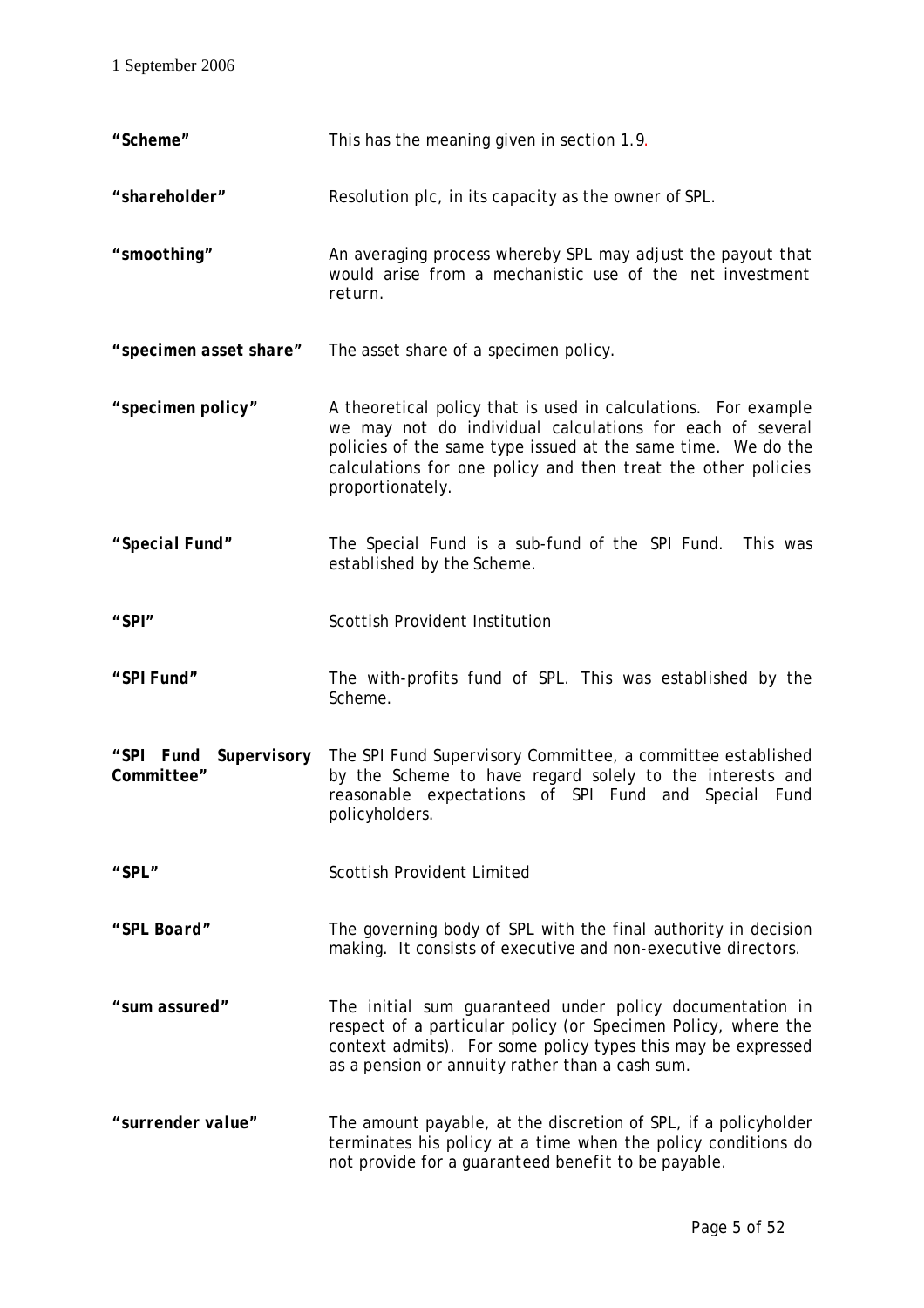| | |
|---|---|
| **"Scheme"** | This has the meaning given in section 1.9. |
| **"shareholder"** | Resolution plc, in its capacity as the owner of SPL. |
| **"smoothing"** | An averaging process whereby SPL may adjust the payout that would arise from a mechanistic use of the net investment return. |
| **"specimen asset share"** | The asset share of a specimen policy. |
| **"specimen policy"** | A theoretical policy that is used in calculations. For example we may not do individual calculations for each of several policies of the same type issued at the same time. We do the calculations for one policy and then treat the other policies proportionately. |
| **"Special Fund"** | The Special Fund is a sub-fund of the SPI Fund. This was established by the Scheme. |
| **"SPI"** | Scottish Provident Institution |
| **"SPI Fund"** | The with-profits fund of SPL. This was established by the Scheme. |
| **"SPI Fund Supervisory Committee"** | The SPI Fund Supervisory Committee, a committee established by the Scheme to have regard solely to the interests and reasonable expectations of SPI Fund and Special Fund policyholders. |
| **"SPL"** | Scottish Provident Limited |
| **"SPL Board"** | The governing body of SPL with the final authority in decision making. It consists of executive and non-executive directors. |
| **"sum assured"** | The initial sum guaranteed under policy documentation in respect of a particular policy (or Specimen Policy, where the context admits). For some policy types this may be expressed as a pension or annuity rather than a cash sum. |
| **"surrender value"** | The amount payable, at the discretion of SPL, if a policyholder terminates his policy at a time when the policy conditions do not provide for a guaranteed benefit to be payable. |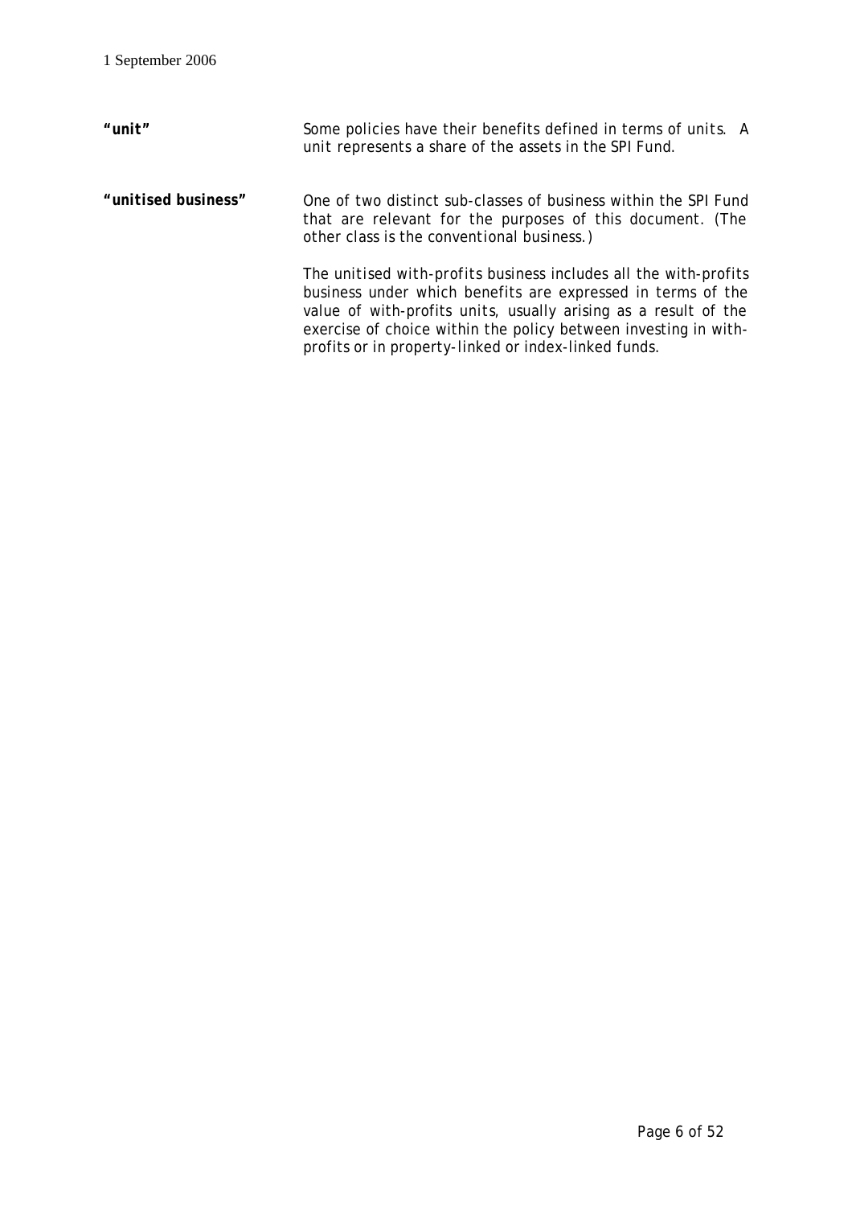**"unit"** Some policies have their benefits defined in terms of *units*. A unit represents a share of the assets in the SPI Fund.

**"unitised business"** One of two distinct sub-classes of business within the SPI Fund that are relevant for the purposes of this document. (The other class is the *conventional business*.)

The *unitised with-profits* business includes all the with-profits business under which benefits are expressed in terms of the value of with-profits *units*, usually arising as a result of the exercise of choice within the policy between investing in with-profits or in property-linked or index-linked funds.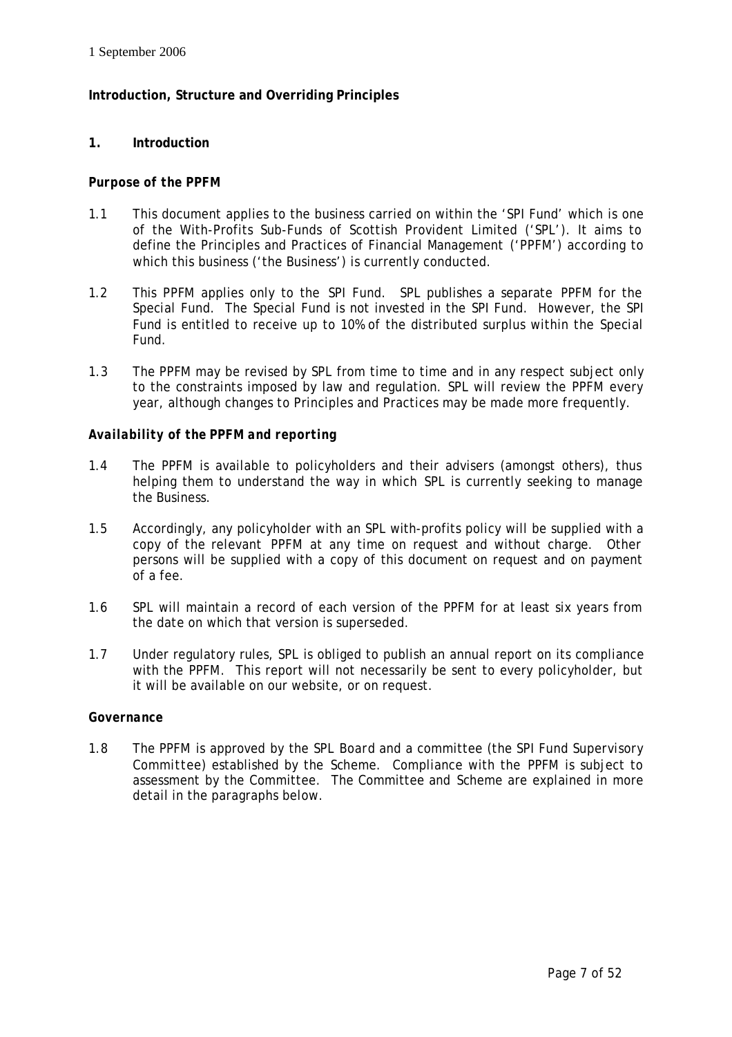1 September 2006

## Introduction, Structure and Overriding Principles

### 1. Introduction

#### *Purpose of the PPFM*

1.1 This document applies to the business carried on within the 'SPI Fund' which is one of the With-Profits Sub-Funds of Scottish Provident Limited ('SPL'). It aims to define the Principles and Practices of Financial Management ('PPFM') according to which this business ('the Business') is currently conducted.

1.2 This PPFM applies only to the SPI Fund. SPL publishes a separate PPFM for the Special Fund. The Special Fund is not invested in the SPI Fund. However, the SPI Fund is entitled to receive up to 10% of the distributed surplus within the Special Fund.

1.3 The PPFM may be revised by SPL from time to time and in any respect subject only to the constraints imposed by law and regulation. SPL will review the PPFM every year, although changes to Principles and Practices may be made more frequently.

#### *Availability of the PPFM and reporting*

1.4 The PPFM is available to policyholders and their advisers (amongst others), thus helping them to understand the way in which SPL is currently seeking to manage the Business.

1.5 Accordingly, any policyholder with an SPL with-profits policy will be supplied with a copy of the relevant PPFM at any time on request and without charge. Other persons will be supplied with a copy of this document on request and on payment of a fee.

1.6 SPL will maintain a record of each version of the PPFM for at least six years from the date on which that version is superseded.

1.7 Under regulatory rules, SPL is obliged to publish an annual report on its compliance with the PPFM. This report will not necessarily be sent to every policyholder, but it will be available on our website, or on request.

#### *Governance*

1.8 The PPFM is approved by the SPL Board and a committee (the SPI Fund Supervisory Committee) established by the Scheme. Compliance with the PPFM is subject to assessment by the Committee. The Committee and Scheme are explained in more detail in the paragraphs below.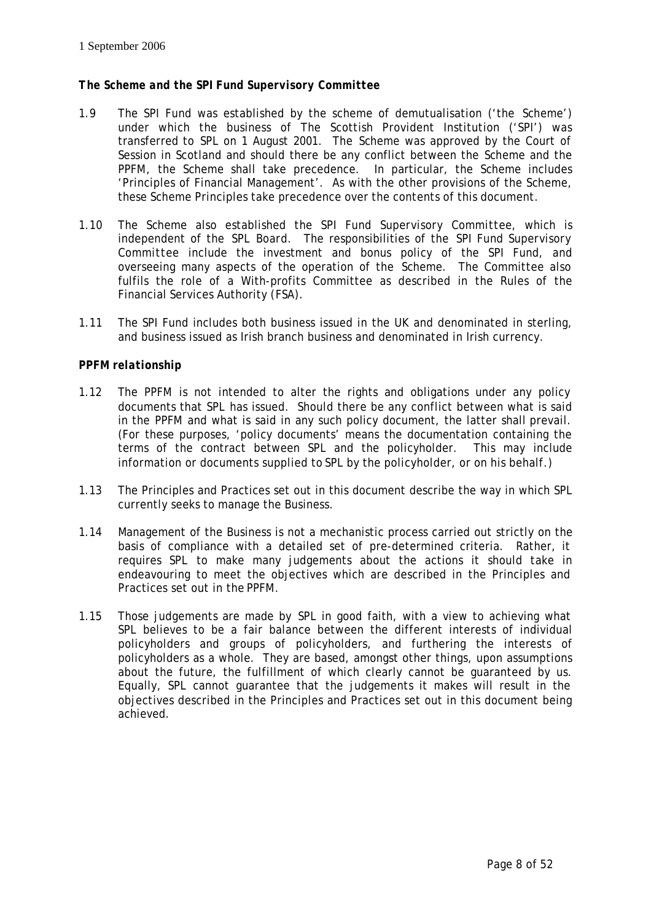***The Scheme and the SPI Fund Supervisory Committee***

1.9 The SPI Fund was established by the scheme of demutualisation ('the Scheme') under which the business of The Scottish Provident Institution ('SPI') was transferred to SPL on 1 August 2001. The Scheme was approved by the Court of Session in Scotland and should there be any conflict between the Scheme and the PPFM, the Scheme shall take precedence. In particular, the Scheme includes 'Principles of Financial Management'. As with the other provisions of the Scheme, these Scheme Principles take precedence over the contents of this document.

1.10 The Scheme also established the SPI Fund Supervisory Committee, which is independent of the SPL Board. The responsibilities of the SPI Fund Supervisory Committee include the investment and bonus policy of the SPI Fund, and overseeing many aspects of the operation of the Scheme. The Committee also fulfils the role of a With-profits Committee as described in the Rules of the Financial Services Authority (FSA).

1.11 The SPI Fund includes both business issued in the UK and denominated in sterling, and business issued as Irish branch business and denominated in Irish currency.

***PPFM relationship***

1.12 The PPFM is not intended to alter the rights and obligations under any policy documents that SPL has issued. Should there be any conflict between what is said in the PPFM and what is said in any such policy document, the latter shall prevail. (For these purposes, 'policy documents' means the documentation containing the terms of the contract between SPL and the policyholder. This may include information or documents supplied to SPL by the policyholder, or on his behalf.)

1.13 The Principles and Practices set out in this document describe the way in which SPL currently seeks to manage the Business.

1.14 Management of the Business is not a mechanistic process carried out strictly on the basis of compliance with a detailed set of pre-determined criteria. Rather, it requires SPL to make many judgements about the actions it should take in endeavouring to meet the objectives which are described in the Principles and Practices set out in the PPFM.

1.15 Those judgements are made by SPL in good faith, with a view to achieving what SPL believes to be a fair balance between the different interests of individual policyholders and groups of policyholders, and furthering the interests of policyholders as a whole. They are based, amongst other things, upon assumptions about the future, the fulfillment of which clearly cannot be guaranteed by us. Equally, SPL cannot guarantee that the judgements it makes will result in the objectives described in the Principles and Practices set out in this document being achieved.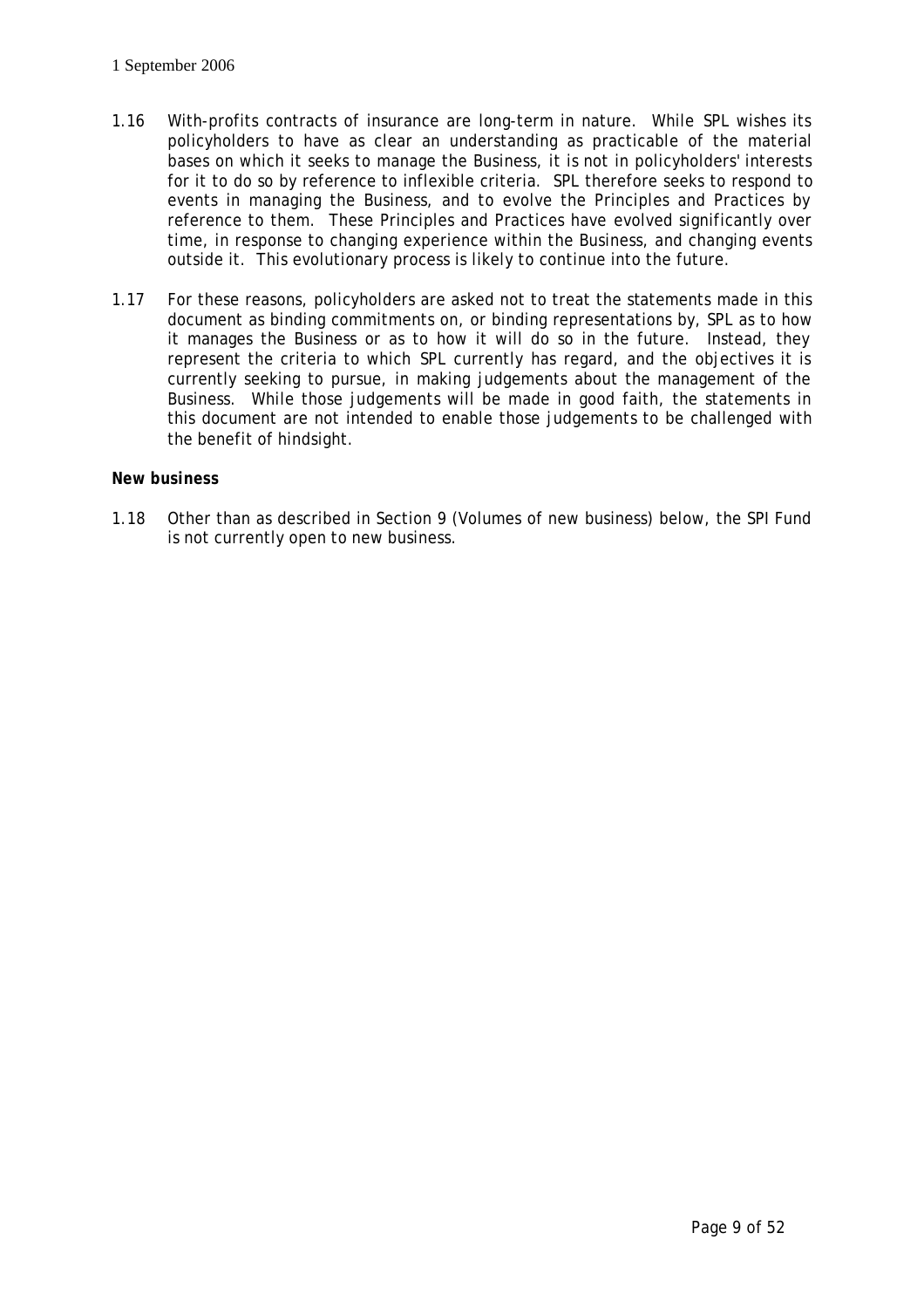1.16 With-profits contracts of insurance are long-term in nature. While SPL wishes its policyholders to have as clear an understanding as practicable of the material bases on which it seeks to manage the Business, it is not in policyholders' interests for it to do so by reference to inflexible criteria. SPL therefore seeks to respond to events in managing the Business, and to evolve the Principles and Practices by reference to them. These Principles and Practices have evolved significantly over time, in response to changing experience within the Business, and changing events outside it. This evolutionary process is likely to continue into the future.

1.17 For these reasons, policyholders are asked not to treat the statements made in this document as binding commitments on, or binding representations by, SPL as to how it manages the Business or as to how it will do so in the future. Instead, they represent the criteria to which SPL currently has regard, and the objectives it is currently seeking to pursue, in making judgements about the management of the Business. While those judgements will be made in good faith, the statements in this document are not intended to enable those judgements to be challenged with the benefit of hindsight.

**New business**

1.18 Other than as described in Section 9 (Volumes of new business) below, the SPI Fund is not currently open to new business.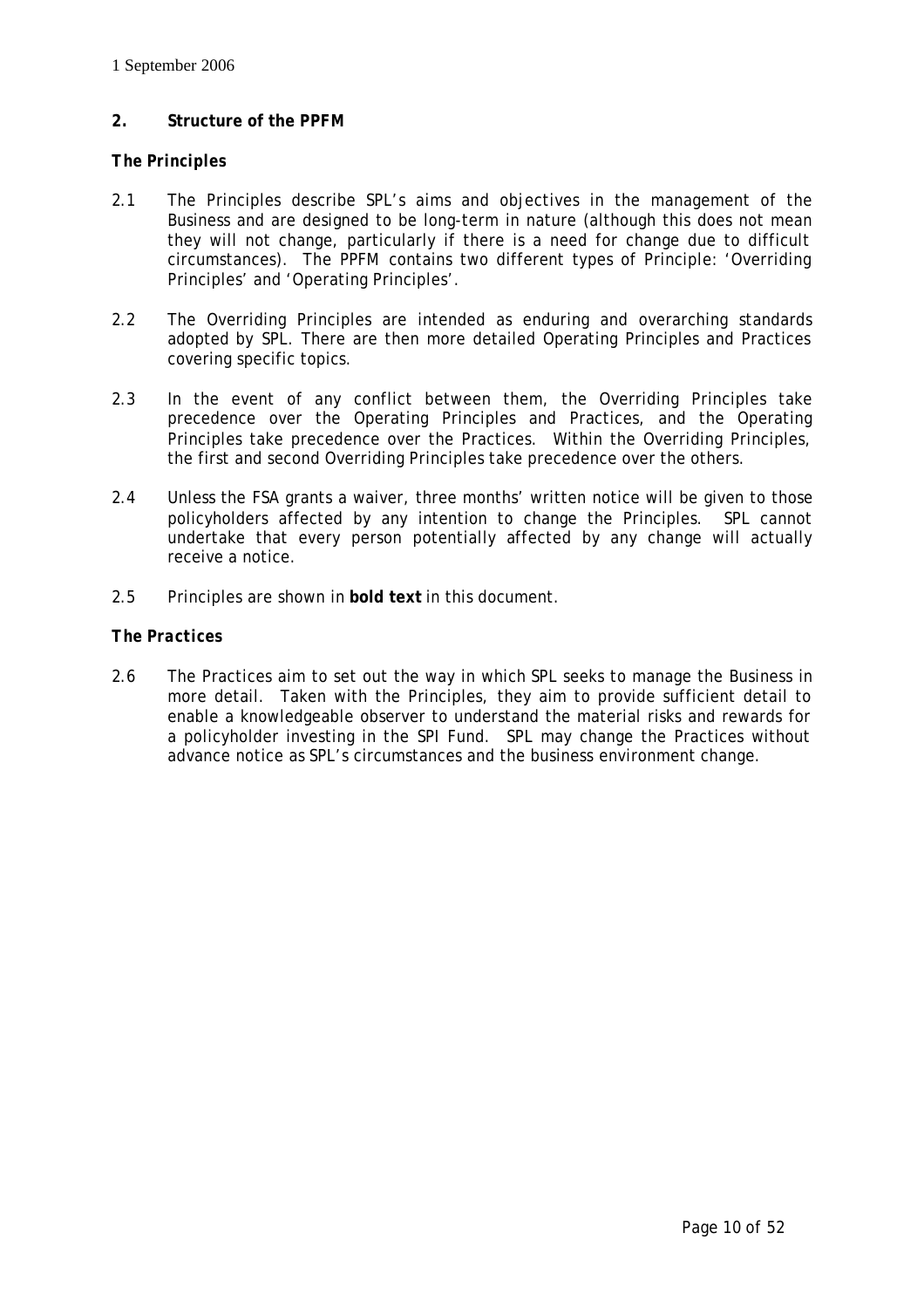## 2. Structure of the PPFM

### The Principles

2.1 The Principles describe SPL's aims and objectives in the management of the Business and are designed to be long-term in nature (although this does not mean they will not change, particularly if there is a need for change due to difficult circumstances). The PPFM contains two different types of Principle: 'Overriding Principles' and 'Operating Principles'.

2.2 The Overriding Principles are intended as enduring and overarching standards adopted by SPL. There are then more detailed Operating Principles and Practices covering specific topics.

2.3 In the event of any conflict between them, the Overriding Principles take precedence over the Operating Principles and Practices, and the Operating Principles take precedence over the Practices. Within the Overriding Principles, the first and second Overriding Principles take precedence over the others.

2.4 Unless the FSA grants a waiver, three months' written notice will be given to those policyholders affected by any intention to change the Principles. SPL cannot undertake that every person potentially affected by any change will actually receive a notice.

2.5 Principles are shown in **bold text** in this document.

### The Practices

2.6 The Practices aim to set out the way in which SPL seeks to manage the Business in more detail. Taken with the Principles, they aim to provide sufficient detail to enable a knowledgeable observer to understand the material risks and rewards for a policyholder investing in the SPI Fund. SPL may change the Practices without advance notice as SPL's circumstances and the business environment change.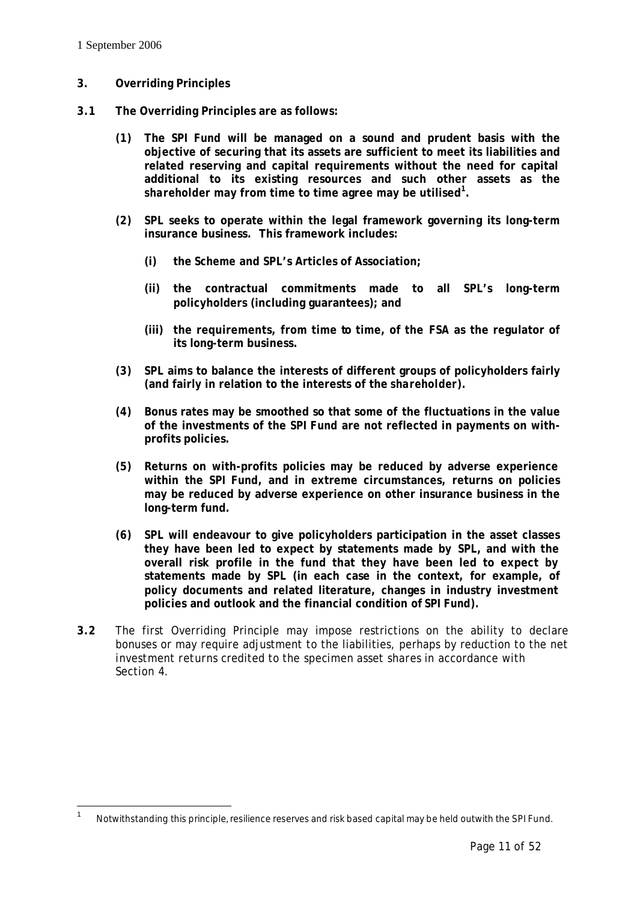## 3. Overriding Principles

**3.1 The Overriding Principles are as follows:**

**(1) The SPI Fund will be managed on a sound and prudent basis with the objective of securing that its assets are sufficient to meet its liabilities and related reserving and capital requirements without the need for capital additional to its existing resources and such other assets as the shareholder may from time to time agree may be utilised[1].**

**(2) SPL seeks to operate within the legal framework governing its long-term insurance business. This framework includes:**

**(i) the Scheme and SPL's Articles of Association;**

**(ii) the contractual commitments made to all SPL's long-term policyholders (including guarantees); and**

**(iii) the requirements, from time to time, of the FSA as the regulator of its long-term business.**

**(3) SPL aims to balance the interests of different groups of policyholders fairly (and fairly in relation to the interests of the shareholder).**

**(4) Bonus rates may be smoothed so that some of the fluctuations in the value of the investments of the SPI Fund are not reflected in payments on with-profits policies.**

**(5) Returns on with-profits policies may be reduced by adverse experience within the SPI Fund, and in extreme circumstances, returns on policies may be reduced by adverse experience on other insurance business in the long-term fund.**

**(6) SPL will endeavour to give policyholders participation in the asset classes they have been led to expect by statements made by SPL, and with the overall risk profile in the fund that they have been led to expect by statements made by SPL (in each case in the context, for example, of policy documents and related literature, changes in industry investment policies and outlook and the financial condition of SPI Fund).**

**3.2** The first Overriding Principle may impose restrictions on the ability to declare bonuses or may require adjustment to the liabilities, perhaps by reduction to the net investment returns credited to the specimen asset shares in accordance with Section 4.

---

[1] Notwithstanding this principle, resilience reserves and risk based capital may be held outwith the SPI Fund.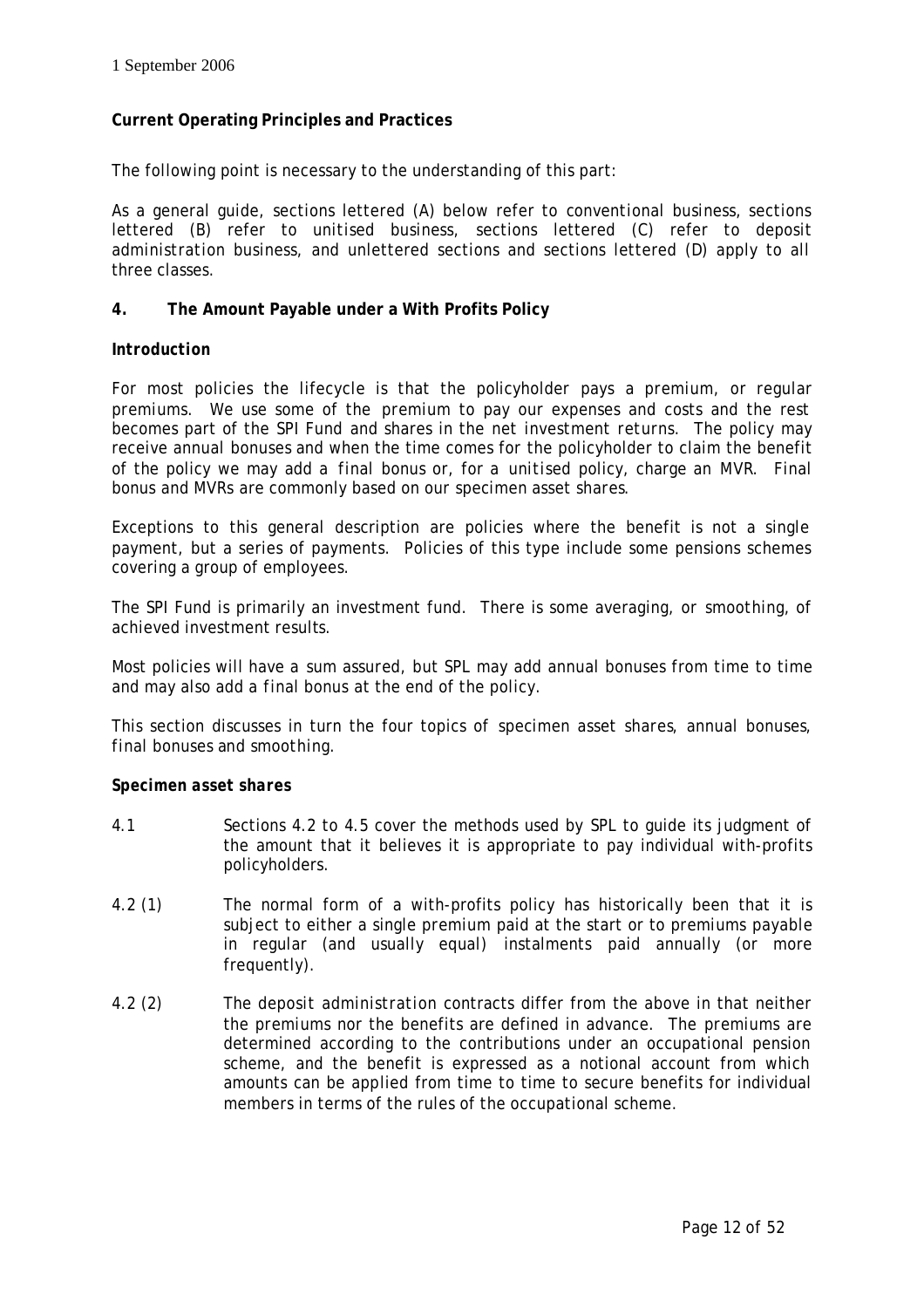1 September 2006

**Current Operating Principles and Practices**

*The following point is necessary to the understanding of this part:*

*As a general guide, sections lettered (A) below refer to conventional business, sections lettered (B) refer to unitised business, sections lettered (C) refer to deposit administration business, and unlettered sections and sections lettered (D) apply to all three classes.*

## 4. The Amount Payable under a With Profits Policy

### *Introduction*

*For most policies the lifecycle is that the policyholder pays a premium, or regular premiums. We use some of the premium to pay our expenses and costs and the rest becomes part of the SPI Fund and shares in the net investment returns. The policy may receive annual bonuses and when the time comes for the policyholder to claim the benefit of the policy we may add a final bonus or, for a unitised policy, charge an MVR. Final bonus and MVRs are commonly based on our specimen asset shares.*

*Exceptions to this general description are policies where the benefit is not a single payment, but a series of payments. Policies of this type include some pensions schemes covering a group of employees.*

*The SPI Fund is primarily an investment fund. There is some averaging, or smoothing, of achieved investment results.*

*Most policies will have a sum assured, but SPL may add annual bonuses from time to time and may also add a final bonus at the end of the policy.*

*This section discusses in turn the four topics of specimen asset shares, annual bonuses, final bonuses and smoothing.*

### *Specimen asset shares*

4.1 Sections 4.2 to 4.5 cover the methods used by SPL to guide its judgment of the amount that it believes it is appropriate to pay individual with-profits policyholders.

4.2 (1) The normal form of a with-profits policy has historically been that it is subject to either a single premium paid at the start or to premiums payable in regular (and usually equal) instalments paid annually (or more frequently).

4.2 (2) The deposit administration contracts differ from the above in that neither the premiums nor the benefits are defined in advance. The premiums are determined according to the contributions under an occupational pension scheme, and the benefit is expressed as a notional account from which amounts can be applied from time to time to secure benefits for individual members in terms of the rules of the occupational scheme.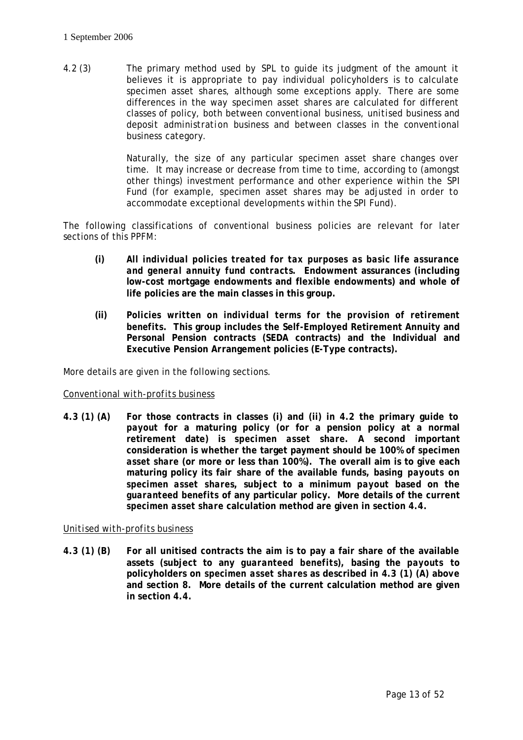1 September 2006

4.2 (3) The primary method used by SPL to guide its judgment of the amount it believes it is appropriate to pay individual policyholders is to calculate *specimen asset shares*, although some exceptions apply. There are some differences in the way *specimen asset shares* are calculated for different classes of policy, both between *conventional business*, *unitised business* and *deposit administration* business and between classes in the *conventional business* category.

Naturally, the size of any particular *specimen asset share* changes over time. It may increase or decrease from time to time, according to (amongst other things) investment performance and other experience within the SPI Fund (for example, *specimen asset shares* may be adjusted in order to accommodate exceptional developments within the SPI Fund).

The following classifications of *conventional business* policies are relevant for later sections of this PPFM:

- **(i)** ***All individual policies treated for tax purposes as basic life assurance and general annuity fund contracts.*** **Endowment assurances (including low-cost mortgage endowments and flexible endowments) and whole of life policies are the main classes in this group.**

- **(ii)** ***Policies written on individual terms for the provision of retirement benefits.*** **This group includes the Self-Employed Retirement Annuity and Personal Pension contracts (SEDA contracts) and the Individual and Executive Pension Arrangement policies (E-Type contracts).**

More details are given in the following sections.

<u>Conventional with-profits business</u>

**4.3 (1) (A) For those contracts in classes (i) and (ii) in 4.2 the primary guide to *payout* for a maturing policy (or for a pension policy at a normal retirement date) is *specimen asset share*. A second important consideration is whether the target payment should be 100% of *specimen asset share* (or more or less than 100%). The overall aim is to give each maturing policy its fair share of the available funds, basing *payouts* on *specimen asset shares*, subject to a minimum *payout* based on the *guaranteed benefits* of any particular policy. More details of the current *specimen asset share* calculation method are given in section 4.4.**

<u>Unitised with-profits business</u>

**4.3 (1) (B) For all unitised contracts the aim is to pay a fair share of the available assets (subject to any *guaranteed benefits*), basing the *payouts* to policyholders on *specimen asset shares* as described in 4.3 (1) (A) above and section 8. More details of the current calculation method are given in section 4.4.**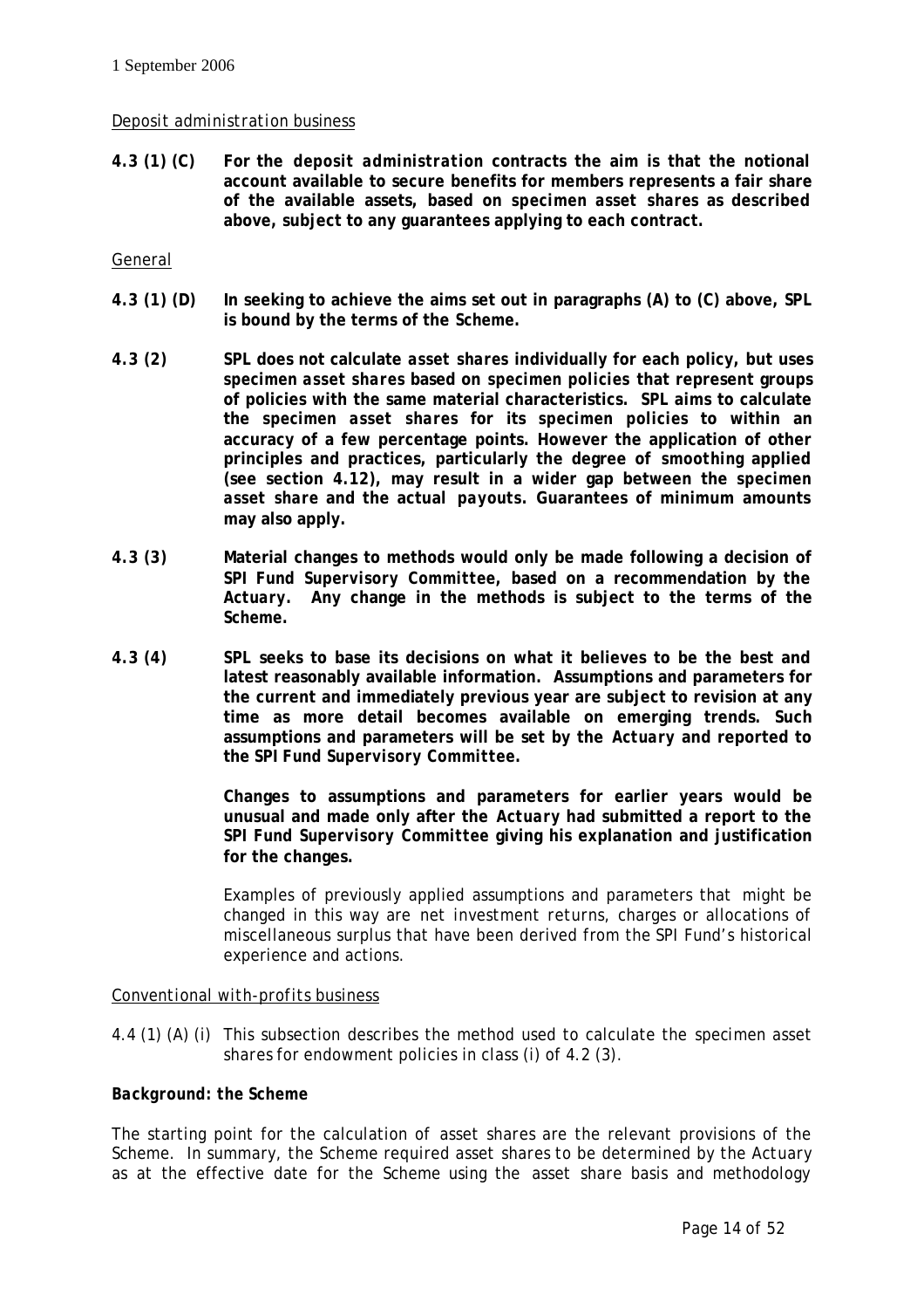1 September 2006

*Deposit administration business*

**4.3 (1) (C)** **For the *deposit administration* contracts the aim is that the notional account available to secure benefits for members represents a fair share of the available assets, based on *specimen asset shares* as described above, subject to any guarantees applying to each contract.**

*General*

**4.3 (1) (D)** **In seeking to achieve the aims set out in paragraphs (A) to (C) above, SPL is bound by the terms of the *Scheme*.**

**4.3 (2)** **SPL does not calculate *asset shares* individually for each policy, but uses *specimen asset shares* based on specimen policies that represent groups of policies with the same material characteristics. SPL aims to calculate the *specimen asset shares* for its specimen policies to within an accuracy of a few percentage points. However the application of other principles and practices, particularly the degree of *smoothing* applied (see section 4.12), may result in a wider gap between the *specimen asset share* and the actual *payouts*. Guarantees of minimum amounts may also apply.**

**4.3 (3)** **Material changes to methods would only be made following a decision of *SPI Fund Supervisory Committee*, based on a recommendation by the *Actuary*. Any change in the methods is subject to the terms of the *Scheme*.**

**4.3 (4)** **SPL seeks to base its decisions on what it believes to be the best and latest reasonably available information. Assumptions and parameters for the current and immediately previous year are subject to revision at any time as more detail becomes available on emerging trends. Such assumptions and parameters will be set by the *Actuary* and reported to the *SPI Fund Supervisory Committee*.**

**Changes to assumptions and parameters for earlier years would be unusual and made only after the *Actuary* had submitted a report to the *SPI Fund Supervisory Committee* giving his explanation and justification for the changes.**

Examples of previously applied assumptions and parameters that might be changed in this way are net investment returns, charges or allocations of miscellaneous surplus that have been derived from the SPI Fund's historical experience and actions.

*Conventional with-profits business*

4.4 (1) (A) (i) This subsection describes the method used to calculate the *specimen asset shares* for endowment policies in class (i) of 4.2 (3).

***Background: the Scheme***

The starting point for the calculation of *asset shares* are the relevant provisions of the *Scheme*. In summary, the *Scheme* required *asset shares* to be determined by the *Actuary* as at the effective date for the *Scheme* using the *asset share* basis and methodology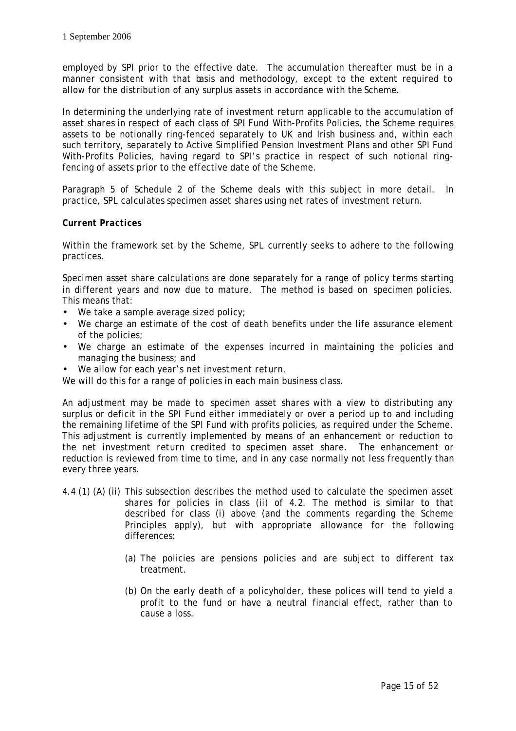employed by SPI prior to the effective date. The accumulation thereafter must be in a manner consistent with that basis and methodology, except to the extent required to allow for the distribution of any surplus assets in accordance with the Scheme.

In determining the underlying rate of investment return applicable to the accumulation of asset shares in respect of each class of SPI Fund With-Profits Policies, the Scheme requires assets to be notionally ring-fenced separately to UK and Irish business and, within each such territory, separately to Active Simplified Pension Investment Plans and other SPI Fund With-Profits Policies, having regard to SPI's practice in respect of such notional ring-fencing of assets prior to the effective date of the Scheme.

Paragraph 5 of Schedule 2 of the Scheme deals with this subject in more detail. In practice, SPL calculates specimen asset shares using net rates of investment return.

**Current Practices**

Within the framework set by the Scheme, SPL currently seeks to adhere to the following practices.

Specimen asset share calculations are done separately for a range of policy terms starting in different years and now due to mature. The method is based on specimen policies. This means that:

- We take a sample average sized policy;
- We charge an estimate of the cost of death benefits under the life assurance element of the policies;
- We charge an estimate of the expenses incurred in maintaining the policies and managing the business; and
- We allow for each year's net investment return.

We will do this for a range of policies in each main business class.

An adjustment may be made to specimen asset shares with a view to distributing any surplus or deficit in the SPI Fund either immediately or over a period up to and including the remaining lifetime of the SPI Fund with profits policies, as required under the Scheme. This adjustment is currently implemented by means of an enhancement or reduction to the net investment return credited to specimen asset share. The enhancement or reduction is reviewed from time to time, and in any case normally not less frequently than every three years.

4.4 (1) (A) (ii) This subsection describes the method used to calculate the specimen asset shares for policies in class (ii) of 4.2. The method is similar to that described for class (i) above (and the comments regarding the Scheme Principles apply), but with appropriate allowance for the following differences:

(a) The policies are pensions policies and are subject to different tax treatment.

(b) On the early death of a policyholder, these polices will tend to yield a profit to the fund or have a neutral financial effect, rather than to cause a loss.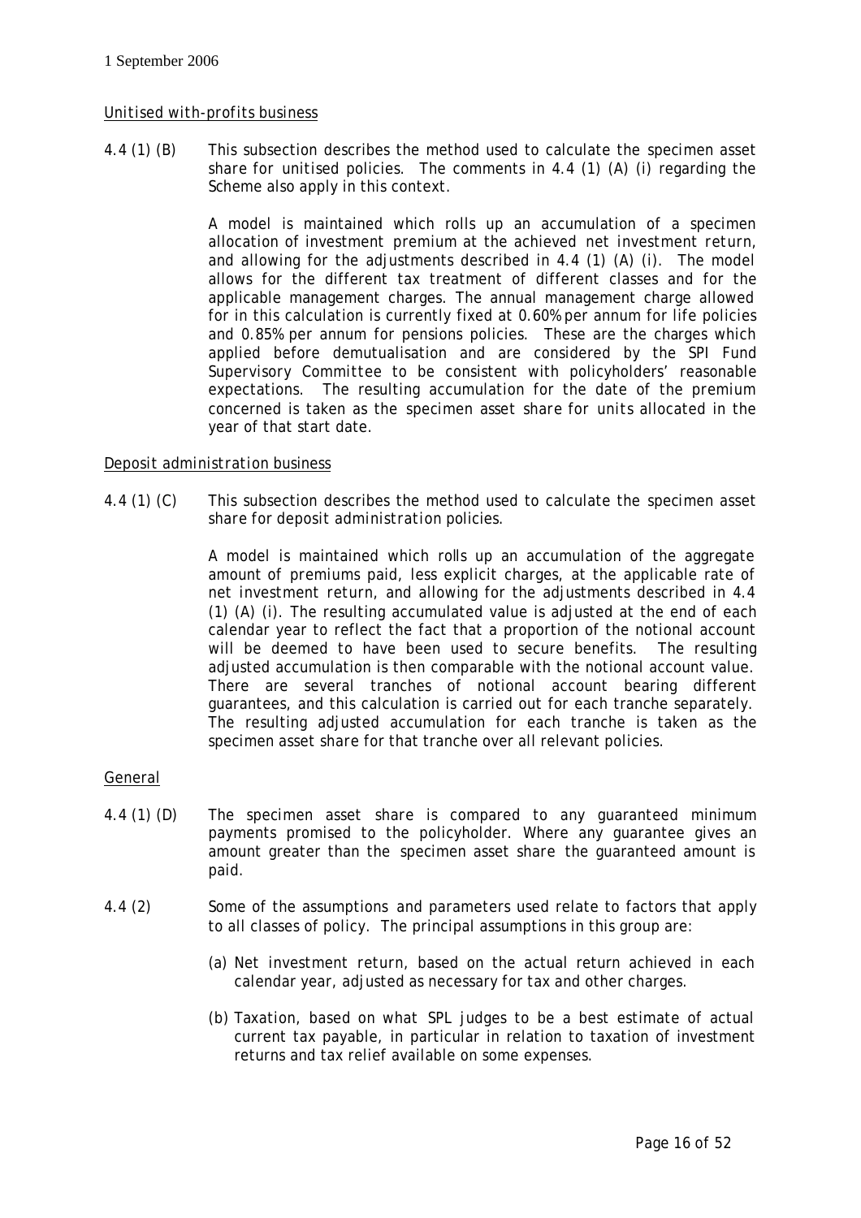*Unitised with-profits business*

4.4 (1) (B) This subsection describes the method used to calculate the specimen asset share for unitised policies. The comments in 4.4 (1) (A) (i) regarding the Scheme also apply in this context.

A model is maintained which rolls up an accumulation of a specimen allocation of investment premium at the achieved net investment return, and allowing for the adjustments described in 4.4 (1) (A) (i). The model allows for the different tax treatment of different classes and for the applicable management charges. The annual management charge allowed for in this calculation is currently fixed at 0.60% per annum for life policies and 0.85% per annum for pensions policies. These are the charges which applied before demutualisation and are considered by the SPI Fund Supervisory Committee to be consistent with policyholders' reasonable expectations. The resulting accumulation for the date of the premium concerned is taken as the specimen asset share for units allocated in the year of that start date.

*Deposit administration business*

4.4 (1) (C) This subsection describes the method used to calculate the specimen asset share for deposit administration policies.

A model is maintained which rolls up an accumulation of the aggregate amount of premiums paid, less explicit charges, at the applicable rate of net investment return, and allowing for the adjustments described in 4.4 (1) (A) (i). The resulting accumulated value is adjusted at the end of each calendar year to reflect the fact that a proportion of the notional account will be deemed to have been used to secure benefits. The resulting adjusted accumulation is then comparable with the notional account value. There are several tranches of notional account bearing different guarantees, and this calculation is carried out for each tranche separately. The resulting adjusted accumulation for each tranche is taken as the specimen asset share for that tranche over all relevant policies.

*General*

4.4 (1) (D) The specimen asset share is compared to any guaranteed minimum payments promised to the policyholder. Where any guarantee gives an amount greater than the specimen asset share the guaranteed amount is paid.

4.4 (2) Some of the assumptions and parameters used relate to factors that apply to all classes of policy. The principal assumptions in this group are:

(a) Net investment return, based on the actual return achieved in each calendar year, adjusted as necessary for tax and other charges.

(b) Taxation, based on what SPL judges to be a best estimate of actual current tax payable, in particular in relation to taxation of investment returns and tax relief available on some expenses.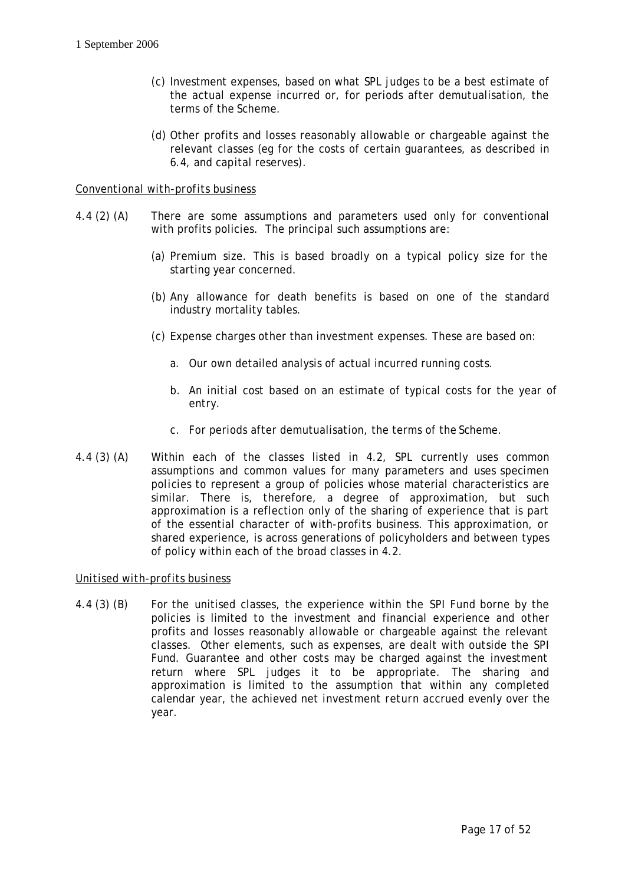(c) Investment expenses, based on what SPL judges to be a best estimate of the actual expense incurred or, for periods after demutualisation, the terms of the Scheme.

(d) Other profits and losses reasonably allowable or chargeable against the relevant classes (eg for the costs of certain guarantees, as described in 6.4, and capital reserves).

*Conventional with-profits business*

4.4 (2) (A) There are some assumptions and parameters used only for conventional with profits policies. The principal such assumptions are:

(a) Premium size. This is based broadly on a typical policy size for the starting year concerned.

(b) Any allowance for death benefits is based on one of the standard industry mortality tables.

(c) Expense charges other than investment expenses. These are based on:

a. Our own detailed analysis of actual incurred running costs.

b. An initial cost based on an estimate of typical costs for the year of entry.

c. For periods after demutualisation, the terms of the Scheme.

4.4 (3) (A) Within each of the classes listed in 4.2, SPL currently uses common assumptions and common values for many parameters and uses specimen policies to represent a group of policies whose material characteristics are similar. There is, therefore, a degree of approximation, but such approximation is a reflection only of the sharing of experience that is part of the essential character of with-profits business. This approximation, or shared experience, is across generations of policyholders and between types of policy within each of the broad classes in 4.2.

*Unitised with-profits business*

4.4 (3) (B) For the unitised classes, the experience within the SPI Fund borne by the policies is limited to the investment and financial experience and other profits and losses reasonably allowable or chargeable against the relevant classes. Other elements, such as expenses, are dealt with outside the SPI Fund. Guarantee and other costs may be charged against the investment return where SPL judges it to be appropriate. The sharing and approximation is limited to the assumption that within any completed calendar year, the achieved net investment return accrued evenly over the year.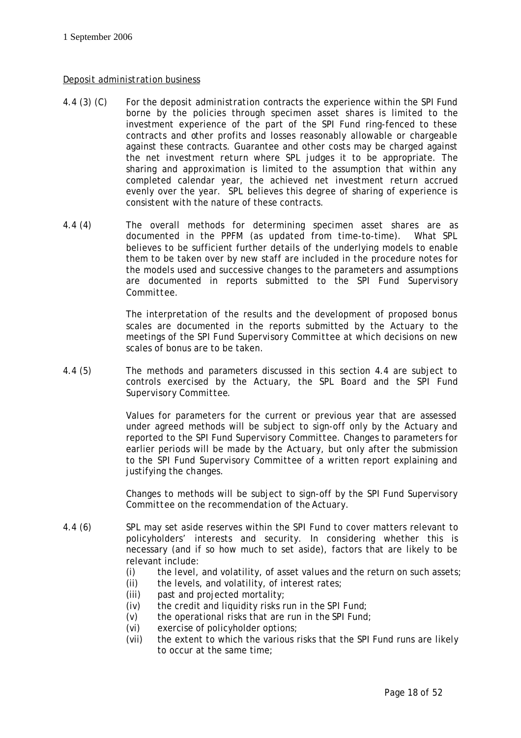Deposit administration business

4.4 (3) (C) For the deposit administration contracts the experience within the SPI Fund borne by the policies through specimen asset shares is limited to the investment experience of the part of the SPI Fund ring-fenced to these contracts and other profits and losses reasonably allowable or chargeable against these contracts. Guarantee and other costs may be charged against the net investment return where SPL judges it to be appropriate. The sharing and approximation is limited to the assumption that within any completed calendar year, the achieved net investment return accrued evenly over the year. SPL believes this degree of sharing of experience is consistent with the nature of these contracts.

4.4 (4) The overall methods for determining specimen asset shares are as documented in the PPFM (as updated from time-to-time). What SPL believes to be sufficient further details of the underlying models to enable them to be taken over by new staff are included in the procedure notes for the models used and successive changes to the parameters and assumptions are documented in reports submitted to the SPI Fund Supervisory Committee.

The interpretation of the results and the development of proposed bonus scales are documented in the reports submitted by the Actuary to the meetings of the SPI Fund Supervisory Committee at which decisions on new scales of bonus are to be taken.

4.4 (5) The methods and parameters discussed in this section 4.4 are subject to controls exercised by the Actuary, the SPL Board and the SPI Fund Supervisory Committee.

Values for parameters for the current or previous year that are assessed under agreed methods will be subject to sign-off only by the Actuary and reported to the SPI Fund Supervisory Committee. Changes to parameters for earlier periods will be made by the Actuary, but only after the submission to the SPI Fund Supervisory Committee of a written report explaining and justifying the changes.

Changes to methods will be subject to sign-off by the SPI Fund Supervisory Committee on the recommendation of the Actuary.

4.4 (6) SPL may set aside reserves within the SPI Fund to cover matters relevant to policyholders' interests and security. In considering whether this is necessary (and if so how much to set aside), factors that are likely to be relevant include:

(i) the level, and volatility, of asset values and the return on such assets;
(ii) the levels, and volatility, of interest rates;
(iii) past and projected mortality;
(iv) the credit and liquidity risks run in the SPI Fund;
(v) the operational risks that are run in the SPI Fund;
(vi) exercise of policyholder options;
(vii) the extent to which the various risks that the SPI Fund runs are likely to occur at the same time;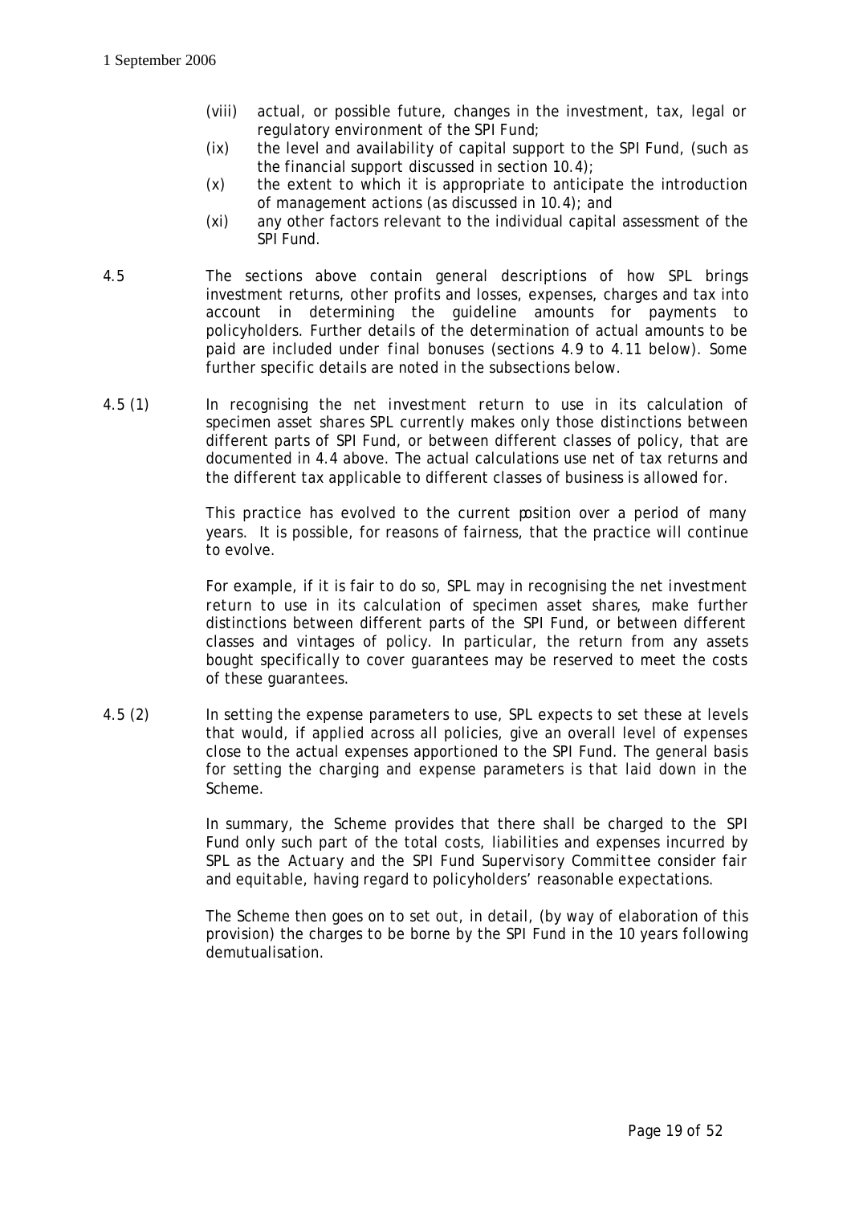(viii) actual, or possible future, changes in the investment, tax, legal or regulatory environment of the SPI Fund;

(ix) the level and availability of capital support to the SPI Fund, (such as the financial support discussed in section 10.4);

(x) the extent to which it is appropriate to anticipate the introduction of management actions (as discussed in 10.4); and

(xi) any other factors relevant to the individual capital assessment of the SPI Fund.

4.5 The sections above contain general descriptions of how SPL brings investment returns, other profits and losses, expenses, charges and tax into account in determining the guideline amounts for payments to policyholders. Further details of the determination of actual amounts to be paid are included under final bonuses (sections 4.9 to 4.11 below). Some further specific details are noted in the subsections below.

4.5 (1) In recognising the net investment return to use in its calculation of specimen asset shares SPL currently makes only those distinctions between different parts of SPI Fund, or between different classes of policy, that are documented in 4.4 above. The actual calculations use net of tax returns and the different tax applicable to different classes of business is allowed for.

This practice has evolved to the current position over a period of many years. It is possible, for reasons of fairness, that the practice will continue to evolve.

For example, if it is fair to do so, SPL may in recognising the net investment return to use in its calculation of specimen asset shares, make further distinctions between different parts of the SPI Fund, or between different classes and vintages of policy. In particular, the return from any assets bought specifically to cover guarantees may be reserved to meet the costs of these guarantees.

4.5 (2) In setting the expense parameters to use, SPL expects to set these at levels that would, if applied across all policies, give an overall level of expenses close to the actual expenses apportioned to the SPI Fund. The general basis for setting the charging and expense parameters is that laid down in the Scheme.

In summary, the Scheme provides that there shall be charged to the SPI Fund only such part of the total costs, liabilities and expenses incurred by SPL as the Actuary and the SPI Fund Supervisory Committee consider fair and equitable, having regard to policyholders' reasonable expectations.

The Scheme then goes on to set out, in detail, (by way of elaboration of this provision) the charges to be borne by the SPI Fund in the 10 years following demutualisation.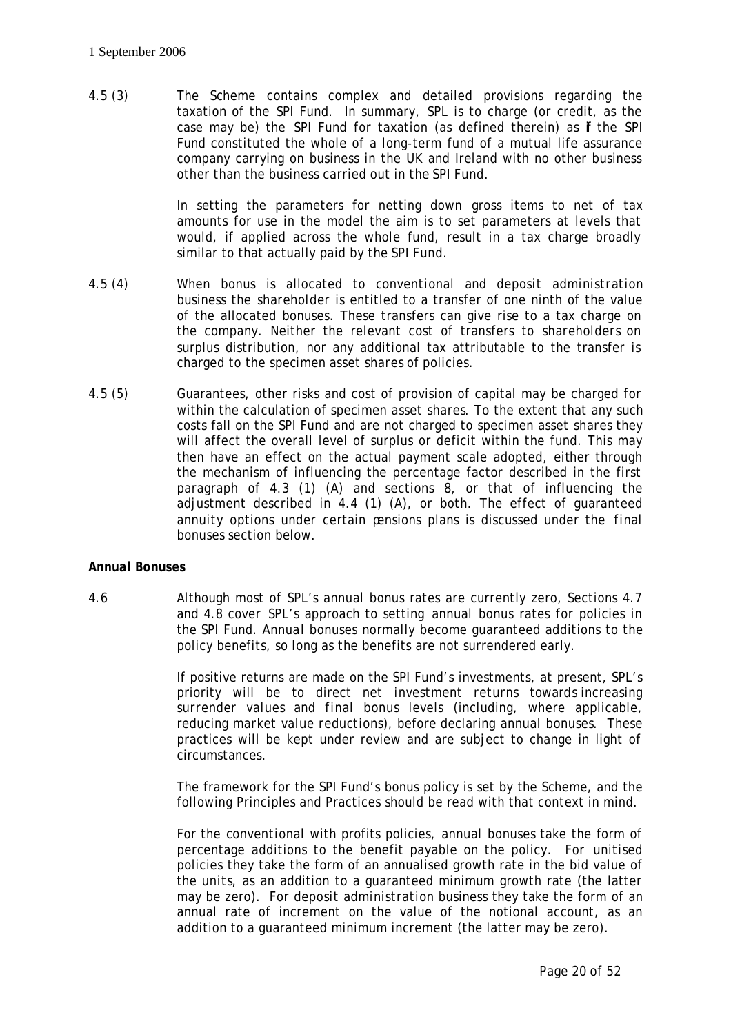4.5 (3) The Scheme contains complex and detailed provisions regarding the taxation of the SPI Fund. In summary, SPL is to charge (or credit, as the case may be) the SPI Fund for taxation (as defined therein) as if the SPI Fund constituted the whole of a long-term fund of a mutual life assurance company carrying on business in the UK and Ireland with no other business other than the business carried out in the SPI Fund.

In setting the parameters for netting down gross items to net of tax amounts for use in the model the aim is to set parameters at levels that would, if applied across the whole fund, result in a tax charge broadly similar to that actually paid by the SPI Fund.

4.5 (4) When bonus is allocated to conventional and deposit administration business the shareholder is entitled to a transfer of one ninth of the value of the allocated bonuses. These transfers can give rise to a tax charge on the company. Neither the relevant cost of transfers to shareholders on surplus distribution, nor any additional tax attributable to the transfer is charged to the specimen asset shares of policies.

4.5 (5) Guarantees, other risks and cost of provision of capital may be charged for within the calculation of specimen asset shares. To the extent that any such costs fall on the SPI Fund and are not charged to specimen asset shares they will affect the overall level of surplus or deficit within the fund. This may then have an effect on the actual payment scale adopted, either through the mechanism of influencing the percentage factor described in the first paragraph of 4.3 (1) (A) and sections 8, or that of influencing the adjustment described in 4.4 (1) (A), or both. The effect of guaranteed annuity options under certain pensions plans is discussed under the final bonuses section below.

**Annual Bonuses**

4.6 Although most of SPL's annual bonus rates are currently zero, Sections 4.7 and 4.8 cover SPL's approach to setting annual bonus rates for policies in the SPI Fund. Annual bonuses normally become guaranteed additions to the policy benefits, so long as the benefits are not surrendered early.

If positive returns are made on the SPI Fund's investments, at present, SPL's priority will be to direct net investment returns towards increasing surrender values and final bonus levels (including, where applicable, reducing market value reductions), before declaring annual bonuses. These practices will be kept under review and are subject to change in light of circumstances.

The framework for the SPI Fund's bonus policy is set by the Scheme, and the following Principles and Practices should be read with that context in mind.

For the conventional with profits policies, annual bonuses take the form of percentage additions to the benefit payable on the policy. For unitised policies they take the form of an annualised growth rate in the bid value of the units, as an addition to a guaranteed minimum growth rate (the latter may be zero). For deposit administration business they take the form of an annual rate of increment on the value of the notional account, as an addition to a guaranteed minimum increment (the latter may be zero).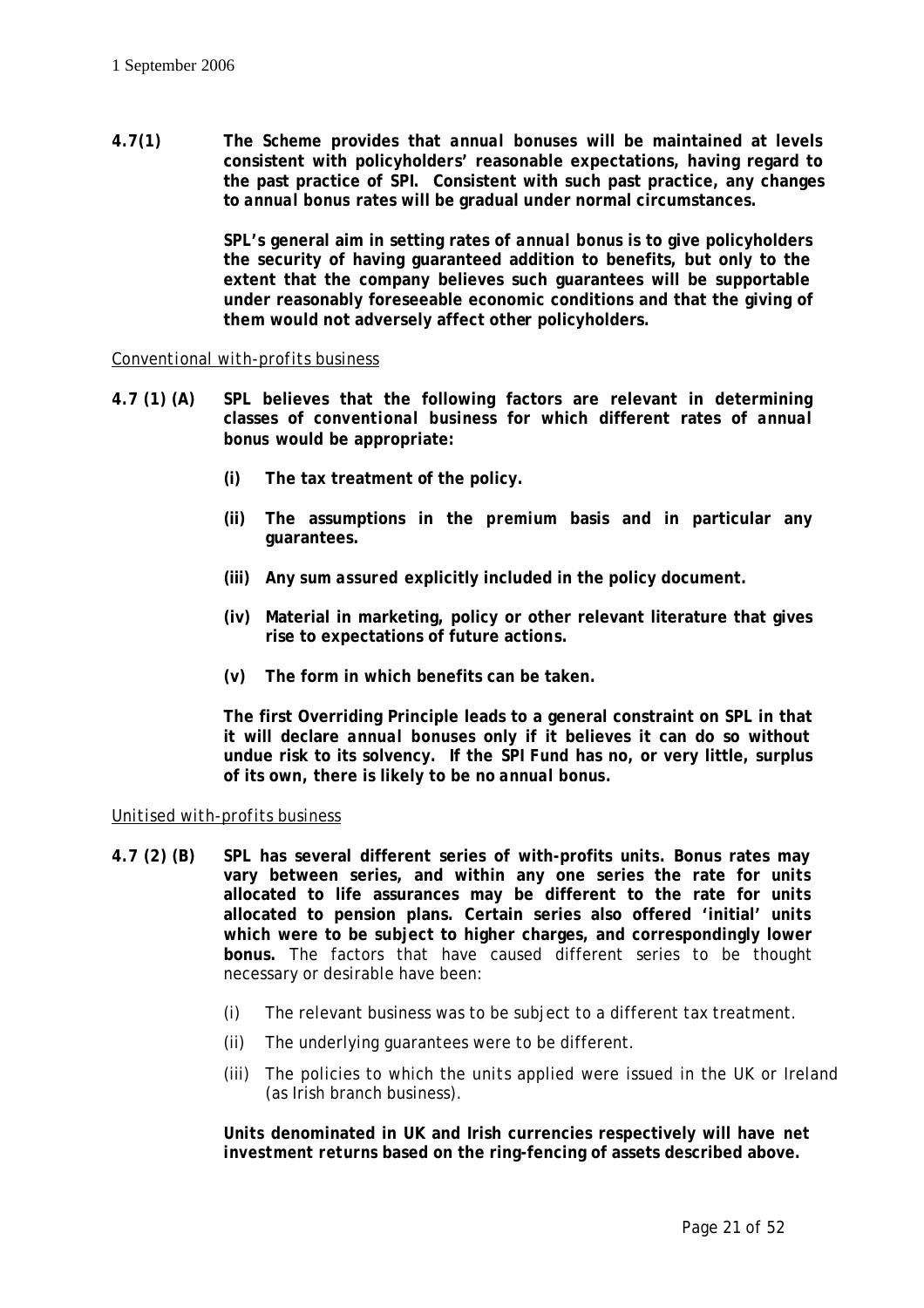**4.7(1)** **The Scheme provides that *annual* bonuses will be maintained at levels consistent with policyholders' reasonable expectations, having regard to the past practice of SPI. Consistent with such past practice, any changes to *annual* bonus rates will be gradual under normal circumstances.**

**SPL's general aim in setting rates of *annual* bonus is to give policyholders the security of having guaranteed addition to benefits, but only to the extent that the company believes such guarantees will be supportable under reasonably foreseeable economic conditions and that the giving of them would not adversely affect other policyholders.**

*Conventional with-profits business*

**4.7 (1) (A)** **SPL believes that the following factors are relevant in determining classes of *conventional* business for which different rates of *annual* bonus would be appropriate:**

- **(i)** **The tax treatment of the policy.**
- **(ii)** **The assumptions in the *premium* basis and in particular any guarantees.**
- **(iii)** **Any *sum assured* explicitly included in the policy document.**
- **(iv)** **Material in marketing, policy or other relevant literature that gives rise to expectations of future actions.**
- **(v)** **The form in which benefits can be taken.**

**The first Overriding Principle leads to a general constraint on SPL in that it will declare *annual* bonuses only if it believes it can do so without undue risk to its solvency. If the SPI Fund has no, or very little, surplus of its own, there is likely to be no *annual* bonus.**

*Unitised with-profits business*

**4.7 (2) (B)** **SPL has several different series of with-profits units. Bonus rates may vary between series, and within any one series the rate for *units* allocated to life assurances may be different to the rate for *units* allocated to pension plans. Certain series also offered 'initial' *units* which were to be subject to higher charges, and correspondingly lower bonus.** The factors that have caused different series to be thought necessary or desirable have been:

- (i) The relevant business was to be subject to a different tax treatment.
- (ii) The underlying guarantees were to be different.
- (iii) The policies to which the *units* applied were issued in the UK or Ireland (as Irish branch business).

**Units denominated in UK and Irish currencies respectively will have *net investment returns* based on the ring-fencing of assets described above.**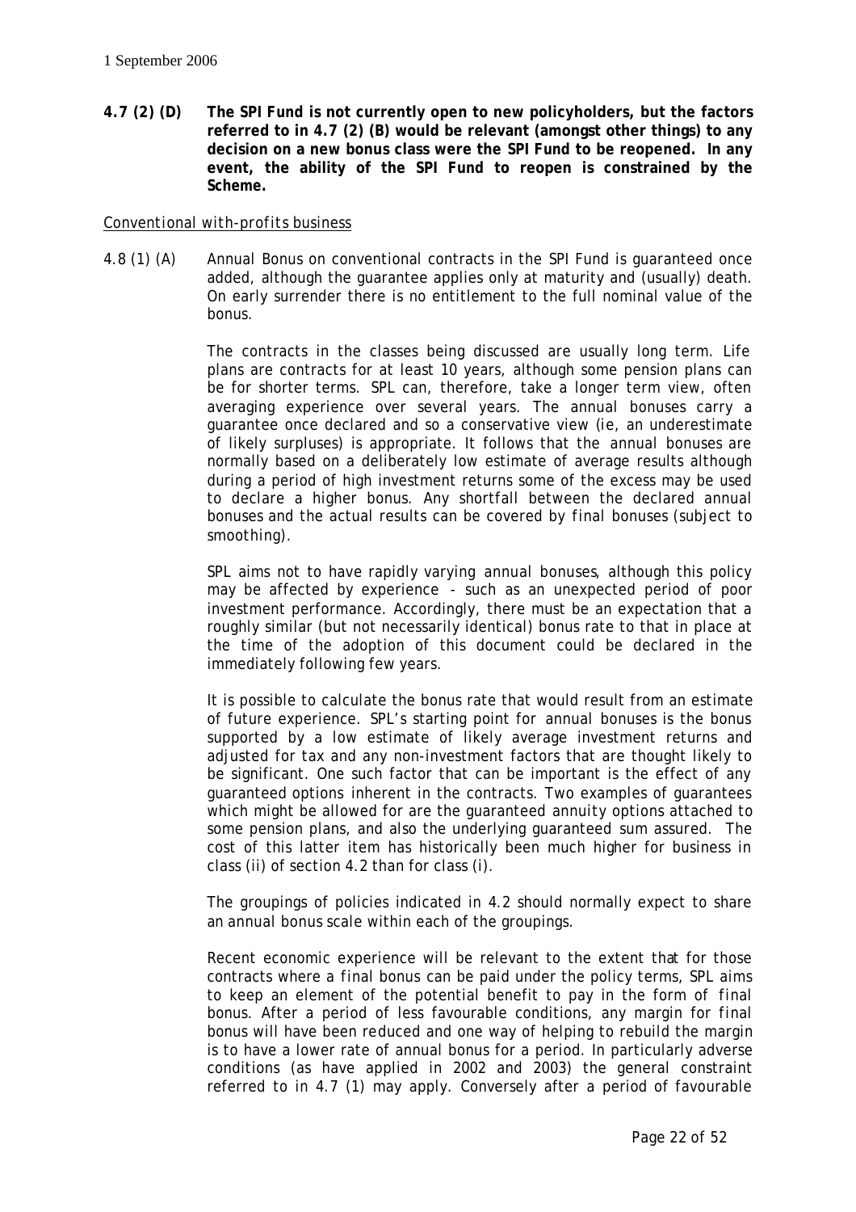**4.7 (2) (D) The SPI Fund is not currently open to new policyholders, but the factors referred to in 4.7 (2) (B) would be relevant (amongst other things) to any decision on a new bonus class were the SPI Fund to be reopened. In any event, the ability of the SPI Fund to reopen is constrained by the Scheme.**

*Conventional with-profits business*

4.8 (1) (A) Annual Bonus on conventional contracts in the SPI Fund is guaranteed once added, although the guarantee applies only at maturity and (usually) death. On early surrender there is no entitlement to the full nominal value of the bonus.

The contracts in the classes being discussed are usually long term. Life plans are contracts for at least 10 years, although some pension plans can be for shorter terms. SPL can, therefore, take a longer term view, often averaging experience over several years. The annual bonuses carry a guarantee once declared and so a conservative view (ie, an underestimate of likely surpluses) is appropriate. It follows that the annual bonuses are normally based on a deliberately low estimate of average results although during a period of high investment returns some of the excess may be used to declare a higher bonus. Any shortfall between the declared annual bonuses and the actual results can be covered by final bonuses (subject to smoothing).

SPL aims not to have rapidly varying annual bonuses, although this policy may be affected by experience - such as an unexpected period of poor investment performance. Accordingly, there must be an expectation that a roughly similar (but not necessarily identical) bonus rate to that in place at the time of the adoption of this document could be declared in the immediately following few years.

It is possible to calculate the bonus rate that would result from an estimate of future experience. SPL's starting point for annual bonuses is the bonus supported by a low estimate of likely average investment returns and adjusted for tax and any non-investment factors that are thought likely to be significant. One such factor that can be important is the effect of any guaranteed options inherent in the contracts. Two examples of guarantees which might be allowed for are the guaranteed annuity options attached to some pension plans, and also the underlying guaranteed sum assured. The cost of this latter item has historically been much higher for business in class (ii) of section 4.2 than for class (i).

The groupings of policies indicated in 4.2 should normally expect to share an annual bonus scale within each of the groupings.

Recent economic experience will be relevant to the extent that for those contracts where a final bonus can be paid under the policy terms, SPL aims to keep an element of the potential benefit to pay in the form of final bonus. After a period of less favourable conditions, any margin for final bonus will have been reduced and one way of helping to rebuild the margin is to have a lower rate of annual bonus for a period. In particularly adverse conditions (as have applied in 2002 and 2003) the general constraint referred to in 4.7 (1) may apply. Conversely after a period of favourable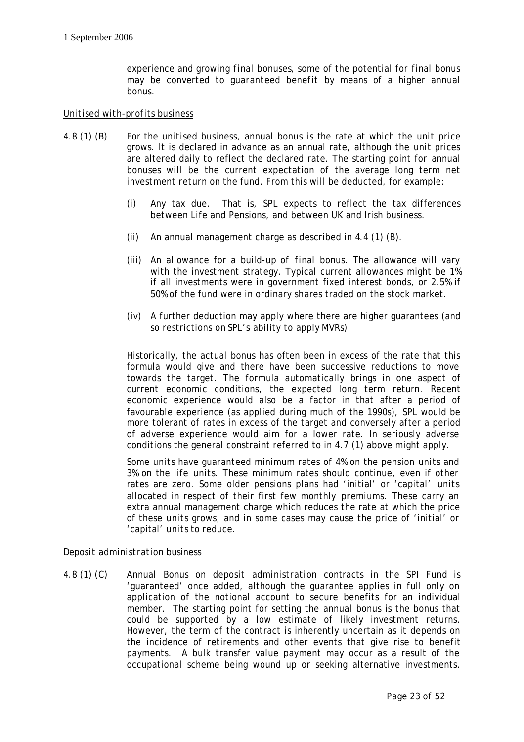experience and growing final bonuses, some of the potential for final bonus may be converted to guaranteed benefit by means of a higher annual bonus.

<u>Unitised with-profits business</u>

4.8 (1) (B) For the unitised business, annual bonus is the rate at which the unit price grows. It is declared in advance as an annual rate, although the unit prices are altered daily to reflect the declared rate. The starting point for annual bonuses will be the current expectation of the average long term net investment return on the fund. From this will be deducted, for example:

(i) Any tax due. That is, SPL expects to reflect the tax differences between Life and Pensions, and between UK and Irish business.

(ii) An annual management charge as described in 4.4 (1) (B).

(iii) An allowance for a build-up of final bonus. The allowance will vary with the investment strategy. Typical current allowances might be 1% if all investments were in government fixed interest bonds, or 2.5% if 50% of the fund were in ordinary shares traded on the stock market.

(iv) A further deduction may apply where there are higher guarantees (and so restrictions on SPL's ability to apply MVRs).

Historically, the actual bonus has often been in excess of the rate that this formula would give and there have been successive reductions to move towards the target. The formula automatically brings in one aspect of current economic conditions, the expected long term return. Recent economic experience would also be a factor in that after a period of favourable experience (as applied during much of the 1990s), SPL would be more tolerant of rates in excess of the target and conversely after a period of adverse experience would aim for a lower rate. In seriously adverse conditions the general constraint referred to in 4.7 (1) above might apply.

Some units have guaranteed minimum rates of 4% on the pension units and 3% on the life units. These minimum rates should continue, even if other rates are zero. Some older pensions plans had 'initial' or 'capital' units allocated in respect of their first few monthly premiums. These carry an extra annual management charge which reduces the rate at which the price of these units grows, and in some cases may cause the price of 'initial' or 'capital' units to reduce.

<u>Deposit administration business</u>

4.8 (1) (C) Annual Bonus on deposit administration contracts in the SPI Fund is 'guaranteed' once added, although the guarantee applies in full only on application of the notional account to secure benefits for an individual member. The starting point for setting the annual bonus is the bonus that could be supported by a low estimate of likely investment returns. However, the term of the contract is inherently uncertain as it depends on the incidence of retirements and other events that give rise to benefit payments. A bulk transfer value payment may occur as a result of the occupational scheme being wound up or seeking alternative investments.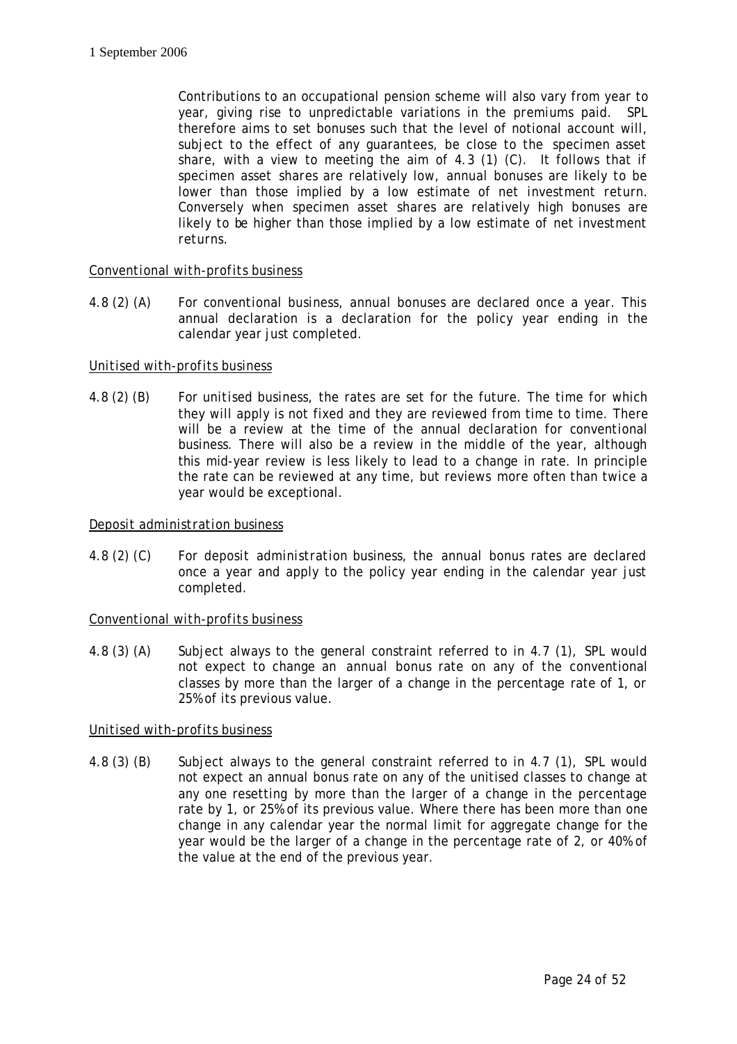Contributions to an occupational pension scheme will also vary from year to year, giving rise to unpredictable variations in the premiums paid. SPL therefore aims to set bonuses such that the level of notional account will, subject to the effect of any guarantees, be close to the specimen asset share, with a view to meeting the aim of 4.3 (1) (C). It follows that if specimen asset shares are relatively low, annual bonuses are likely to be lower than those implied by a low estimate of net investment return. Conversely when specimen asset shares are relatively high bonuses are likely to be higher than those implied by a low estimate of net investment returns.

_Conventional with-profits business_

4.8 (2) (A) For conventional business, annual bonuses are declared once a year. This annual declaration is a declaration for the policy year ending in the calendar year just completed.

_Unitised with-profits business_

4.8 (2) (B) For unitised business, the rates are set for the future. The time for which they will apply is not fixed and they are reviewed from time to time. There will be a review at the time of the annual declaration for conventional business. There will also be a review in the middle of the year, although this mid-year review is less likely to lead to a change in rate. In principle the rate can be reviewed at any time, but reviews more often than twice a year would be exceptional.

_Deposit administration business_

4.8 (2) (C) For deposit administration business, the annual bonus rates are declared once a year and apply to the policy year ending in the calendar year just completed.

_Conventional with-profits business_

4.8 (3) (A) Subject always to the general constraint referred to in 4.7 (1), SPL would not expect to change an annual bonus rate on any of the conventional classes by more than the larger of a change in the percentage rate of 1, or 25% of its previous value.

_Unitised with-profits business_

4.8 (3) (B) Subject always to the general constraint referred to in 4.7 (1), SPL would not expect an annual bonus rate on any of the unitised classes to change at any one resetting by more than the larger of a change in the percentage rate by 1, or 25% of its previous value. Where there has been more than one change in any calendar year the normal limit for aggregate change for the year would be the larger of a change in the percentage rate of 2, or 40% of the value at the end of the previous year.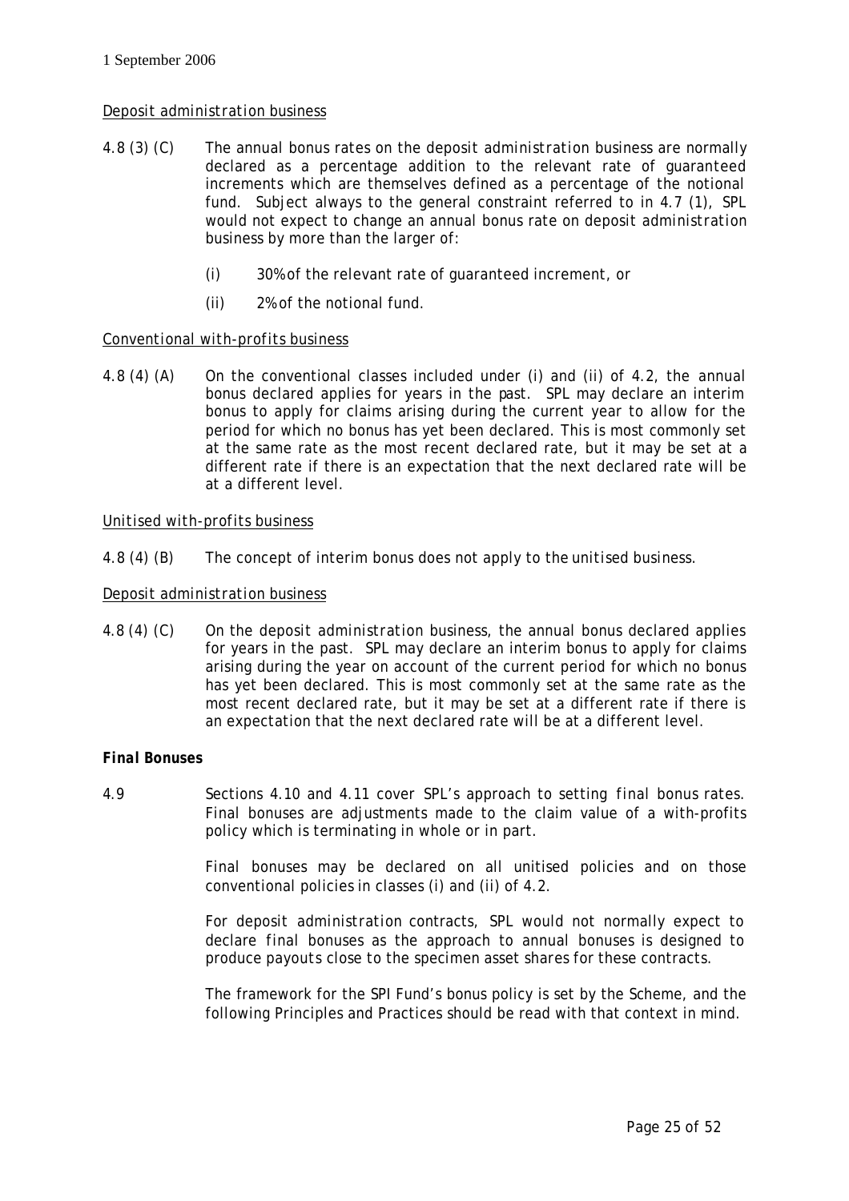1 September 2006

*Deposit administration business*

4.8 (3) (C) The annual bonus rates on the deposit administration business are normally declared as a percentage addition to the relevant rate of guaranteed increments which are themselves defined as a percentage of the notional fund. Subject always to the general constraint referred to in 4.7 (1), SPL would not expect to change an annual bonus rate on deposit administration business by more than the larger of:

- (i) 30% of the relevant rate of guaranteed increment, or
- (ii) 2% of the notional fund.

*Conventional with-profits business*

4.8 (4) (A) On the conventional classes included under (i) and (ii) of 4.2, the annual bonus declared applies for years in the past. SPL may declare an interim bonus to apply for claims arising during the current year to allow for the period for which no bonus has yet been declared. This is most commonly set at the same rate as the most recent declared rate, but it may be set at a different rate if there is an expectation that the next declared rate will be at a different level.

*Unitised with-profits business*

4.8 (4) (B) The concept of interim bonus does not apply to the unitised business.

*Deposit administration business*

4.8 (4) (C) On the deposit administration business, the annual bonus declared applies for years in the past. SPL may declare an interim bonus to apply for claims arising during the year on account of the current period for which no bonus has yet been declared. This is most commonly set at the same rate as the most recent declared rate, but it may be set at a different rate if there is an expectation that the next declared rate will be at a different level.

**Final Bonuses**

4.9 Sections 4.10 and 4.11 cover SPL's approach to setting final bonus rates. Final bonuses are adjustments made to the claim value of a with-profits policy which is terminating in whole or in part.

Final bonuses may be declared on all unitised policies and on those conventional policies in classes (i) and (ii) of 4.2.

For deposit administration contracts, SPL would not normally expect to declare final bonuses as the approach to annual bonuses is designed to produce payouts close to the specimen asset shares for these contracts.

The framework for the SPI Fund's bonus policy is set by the Scheme, and the following Principles and Practices should be read with that context in mind.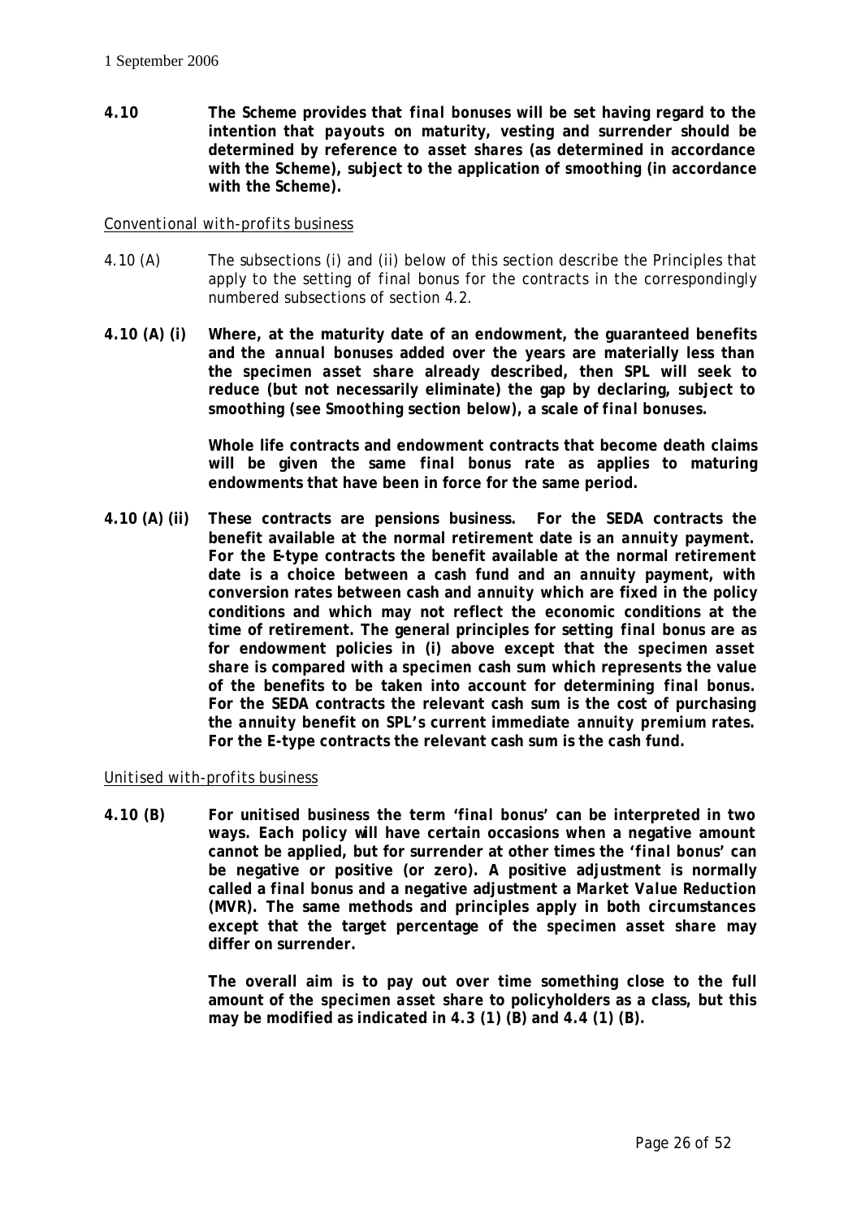**4.10 The Scheme provides that *final bonuses* will be set having regard to the intention that *payouts* on maturity, vesting and surrender should be determined by reference to *asset shares* (as determined in accordance with the Scheme), subject to the application of *smoothing* (in accordance with the Scheme).**

*Conventional with-profits business*

*4.10 (A) The subsections (i) and (ii) below of this section describe the Principles that apply to the setting of final bonus for the contracts in the correspondingly numbered subsections of section 4.2.*

**4.10 (A) (i) Where, at the maturity date of an endowment, the guaranteed benefits and the *annual bonuses* added over the years are materially less than the *specimen asset share* already described, then SPL will seek to reduce (but not necessarily eliminate) the gap by declaring, subject to *smoothing* (see *Smoothing* section below), a scale of *final bonuses*.**

**Whole life contracts and endowment contracts that become death claims will be given the same *final bonus* rate as applies to maturing endowments that have been in force for the same period.**

**4.10 (A) (ii) These contracts are pensions business. For the SEDA contracts the benefit available at the normal retirement date is an *annuity* payment. For the E-type contracts the benefit available at the normal retirement date is a choice between a cash fund and an *annuity* payment, with conversion rates between cash and *annuity* which are fixed in the policy conditions and which may not reflect the economic conditions at the time of retirement. The general principles for setting *final bonus* are as for endowment policies in (i) above except that the *specimen asset share* is compared with a specimen cash sum which represents the value of the benefits to be taken into account for determining *final bonus*. For the SEDA contracts the relevant cash sum is the cost of purchasing the *annuity* benefit on SPL's current immediate *annuity premium* rates. For the E-type contracts the relevant cash sum is the cash fund.**

*Unitised with-profits business*

**4.10 (B) For unitised business the term '*final bonus*' can be interpreted in two ways. Each policy will have certain occasions when a negative amount cannot be applied, but for surrender at other times the '*final bonus*' can be negative or positive (or zero). A positive adjustment is normally called a *final bonus* and a negative adjustment a *Market Value Reduction* (MVR). The same methods and principles apply in both circumstances except that the target percentage of the *specimen asset share* may differ on surrender.**

**The overall aim is to pay out over time something close to the full amount of the *specimen asset share* to policyholders as a class, but this may be modified as indicated in 4.3 (1) (B) and 4.4 (1) (B).**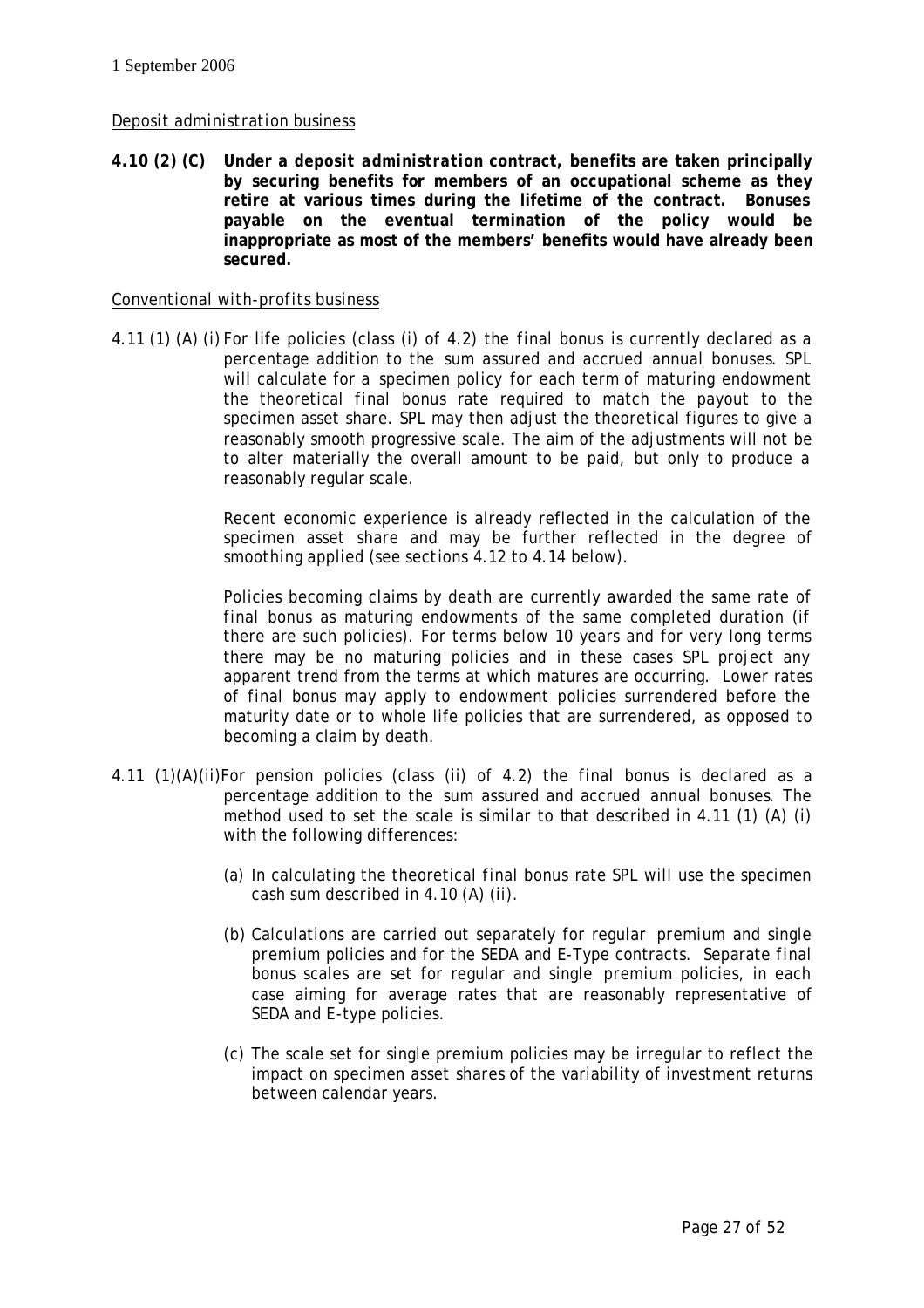1 September 2006

*Deposit administration business*

**4.10 (2) (C) Under a *deposit administration* contract, benefits are taken principally by securing benefits for members of an occupational scheme as they retire at various times during the lifetime of the contract. Bonuses payable on the eventual termination of the policy would be inappropriate as most of the members' benefits would have already been secured.**

*Conventional with-profits business*

4.11 (1) (A) (i) For life policies (class (i) of 4.2) the *final bonus* is currently declared as a percentage addition to the *sum assured* and accrued *annual bonuses*. SPL will calculate for a *specimen policy* for each term of maturing endowment the theoretical *final bonus* rate required to match the payout to the *specimen asset share*. SPL may then adjust the theoretical figures to give a reasonably smooth progressive scale. The aim of the adjustments will not be to alter materially the overall amount to be paid, but only to produce a reasonably regular scale.

Recent economic experience is already reflected in the calculation of the *specimen asset share* and may be further reflected in the degree of *smoothing* applied (see sections 4.12 to 4.14 below).

Policies becoming claims by death are currently awarded the same rate of *final bonus* as maturing endowments of the same completed duration (if there are such policies). For terms below 10 years and for very long terms there may be no maturing policies and in these cases SPL project any apparent trend from the terms at which matures are occurring. Lower rates of *final bonus* may apply to endowment policies surrendered before the maturity date or to whole life policies that are surrendered, as opposed to becoming a claim by death.

4.11 (1)(A)(ii) For pension policies (class (ii) of 4.2) the *final bonus* is declared as a percentage addition to the *sum assured* and accrued *annual bonuses*. The method used to set the scale is similar to that described in 4.11 (1) (A) (i) with the following differences:

(a) In calculating the theoretical *final bonus* rate SPL will use the specimen cash sum described in 4.10 (A) (ii).

(b) Calculations are carried out separately for *regular premium* and *single premium* policies and for the SEDA and E-Type contracts. Separate *final bonus* scales are set for regular and single premium policies, in each case aiming for average rates that are reasonably representative of SEDA and E-type policies.

(c) The scale set for *single premium* policies may be irregular to reflect the impact on *specimen asset shares* of the variability of investment returns between calendar years.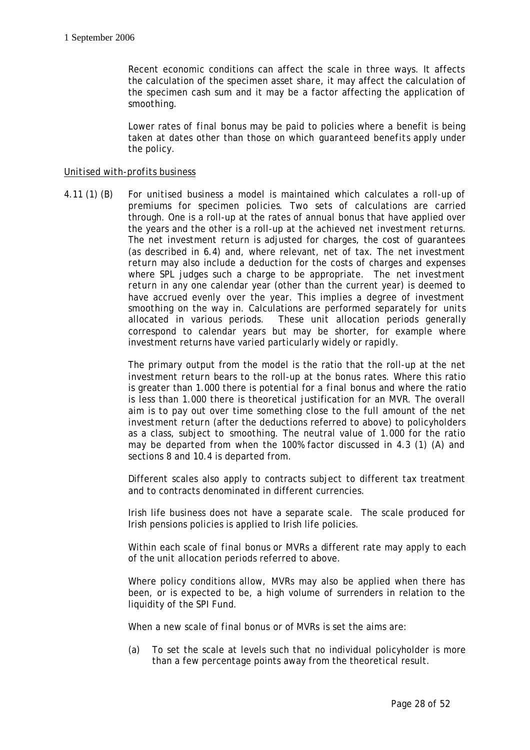Recent economic conditions can affect the scale in three ways. It affects the calculation of the specimen asset share, it may affect the calculation of the specimen cash sum and it may be a factor affecting the application of smoothing.

Lower rates of final bonus may be paid to policies where a benefit is being taken at dates other than those on which guaranteed benefits apply under the policy.

*Unitised with-profits business*

4.11 (1) (B) For unitised business a model is maintained which calculates a roll-up of premiums for specimen policies. Two sets of calculations are carried through. One is a roll-up at the rates of annual bonus that have applied over the years and the other is a roll-up at the achieved net investment returns. The net investment return is adjusted for charges, the cost of guarantees (as described in 6.4) and, where relevant, net of tax. The net investment return may also include a deduction for the costs of charges and expenses where SPL judges such a charge to be appropriate. The net investment return in any one calendar year (other than the current year) is deemed to have accrued evenly over the year. This implies a degree of investment smoothing on the way in. Calculations are performed separately for units allocated in various periods. These unit allocation periods generally correspond to calendar years but may be shorter, for example where investment returns have varied particularly widely or rapidly.

The primary output from the model is the ratio that the roll-up at the net investment return bears to the roll-up at the bonus rates. Where this ratio is greater than 1.000 there is potential for a final bonus and where the ratio is less than 1.000 there is theoretical justification for an MVR. The overall aim is to pay out over time something close to the full amount of the net investment return (after the deductions referred to above) to policyholders as a class, subject to smoothing. The neutral value of 1.000 for the ratio may be departed from when the 100% factor discussed in 4.3 (1) (A) and sections 8 and 10.4 is departed from.

Different scales also apply to contracts subject to different tax treatment and to contracts denominated in different currencies.

Irish life business does not have a separate scale. The scale produced for Irish pensions policies is applied to Irish life policies.

Within each scale of final bonus or MVRs a different rate may apply to each of the unit allocation periods referred to above.

Where policy conditions allow, MVRs may also be applied when there has been, or is expected to be, a high volume of surrenders in relation to the liquidity of the SPI Fund.

When a new scale of final bonus or of MVRs is set the aims are:

(a) To set the scale at levels such that no individual policyholder is more than a few percentage points away from the theoretical result.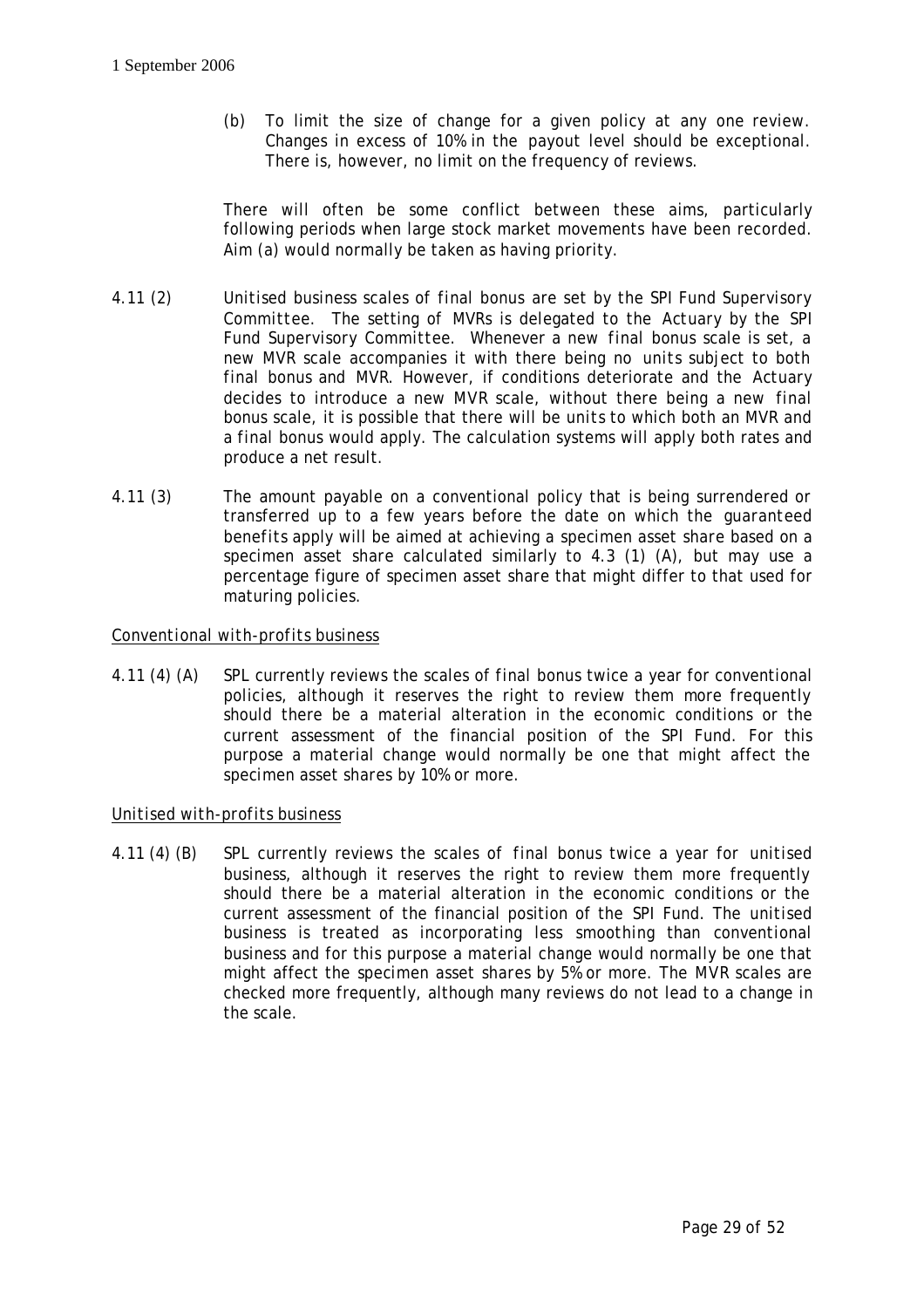(b) To limit the size of change for a given policy at any one review. Changes in excess of 10% in the payout level should be exceptional. There is, however, no limit on the frequency of reviews.

There will often be some conflict between these aims, particularly following periods when large stock market movements have been recorded. Aim (a) would normally be taken as having priority.

4.11 (2) Unitised business scales of final bonus are set by the SPI Fund Supervisory Committee. The setting of MVRs is delegated to the Actuary by the SPI Fund Supervisory Committee. Whenever a new final bonus scale is set, a new MVR scale accompanies it with there being no units subject to both final bonus and MVR. However, if conditions deteriorate and the Actuary decides to introduce a new MVR scale, without there being a new final bonus scale, it is possible that there will be units to which both an MVR and a final bonus would apply. The calculation systems will apply both rates and produce a net result.

4.11 (3) The amount payable on a conventional policy that is being surrendered or transferred up to a few years before the date on which the guaranteed benefits apply will be aimed at achieving a specimen asset share based on a specimen asset share calculated similarly to 4.3 (1) (A), but may use a percentage figure of specimen asset share that might differ to that used for maturing policies.

<u>Conventional with-profits business</u>

4.11 (4) (A) SPL currently reviews the scales of final bonus twice a year for conventional policies, although it reserves the right to review them more frequently should there be a material alteration in the economic conditions or the current assessment of the financial position of the SPI Fund. For this purpose a material change would normally be one that might affect the specimen asset shares by 10% or more.

<u>Unitised with-profits business</u>

4.11 (4) (B) SPL currently reviews the scales of final bonus twice a year for unitised business, although it reserves the right to review them more frequently should there be a material alteration in the economic conditions or the current assessment of the financial position of the SPI Fund. The unitised business is treated as incorporating less smoothing than conventional business and for this purpose a material change would normally be one that might affect the specimen asset shares by 5% or more. The MVR scales are checked more frequently, although many reviews do not lead to a change in the scale.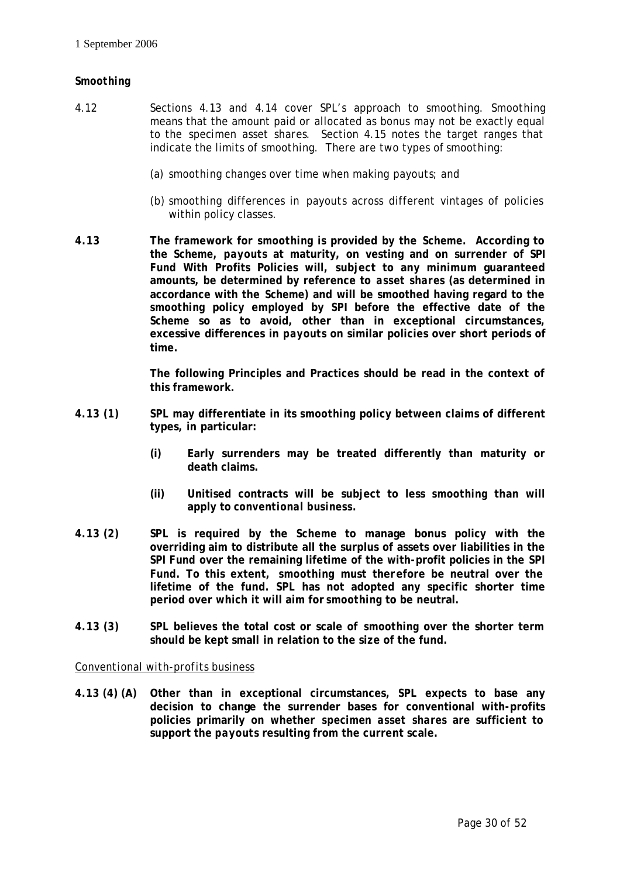**Smoothing**

4.12 Sections 4.13 and 4.14 cover SPL's approach to smoothing. Smoothing means that the amount paid or allocated as bonus may not be exactly equal to the specimen asset shares. Section 4.15 notes the target ranges that indicate the limits of smoothing. There are two types of *smoothing*:

(a) *smoothing* changes over time when making *payouts*; and

(b) *smoothing* differences in *payouts* across different vintages of policies within policy classes.

**4.13 The framework for *smoothing* is provided by the Scheme. According to the Scheme, *payouts* at maturity, on vesting and on surrender of SPI Fund With Profits Policies will, subject to any minimum guaranteed amounts, be determined by reference to *asset shares* (as determined in accordance with the Scheme) and will be smoothed having regard to the *smoothing* policy employed by SPI before the effective date of the Scheme so as to avoid, other than in exceptional circumstances, excessive differences in *payouts* on similar policies over short periods of time.**

**The following Principles and Practices should be read in the context of this framework.**

**4.13 (1) SPL may differentiate in its *smoothing* policy between claims of different types, in particular:**

**(i) Early surrenders may be treated differently than maturity or death claims.**

**(ii) Unitised contracts will be subject to less *smoothing* than will apply to *conventional business*.**

**4.13 (2) SPL is required by the Scheme to manage bonus policy with the overriding aim to distribute all the surplus of assets over liabilities in the SPI Fund over the remaining lifetime of the with-profit policies in the SPI Fund. To this extent, *smoothing* must therefore be neutral over the lifetime of the fund. SPL has not adopted any specific shorter time period over which it will aim for *smoothing* to be neutral.**

**4.13 (3) SPL believes the total cost or scale of *smoothing* over the shorter term should be kept small in relation to the size of the fund.**

<u>*Conventional with-profits business*</u>

**4.13 (4) (A) Other than in exceptional circumstances, SPL expects to base any decision to change the surrender bases for conventional with-profits policies primarily on whether *specimen asset shares* are sufficient to support the *payouts* resulting from the current scale.**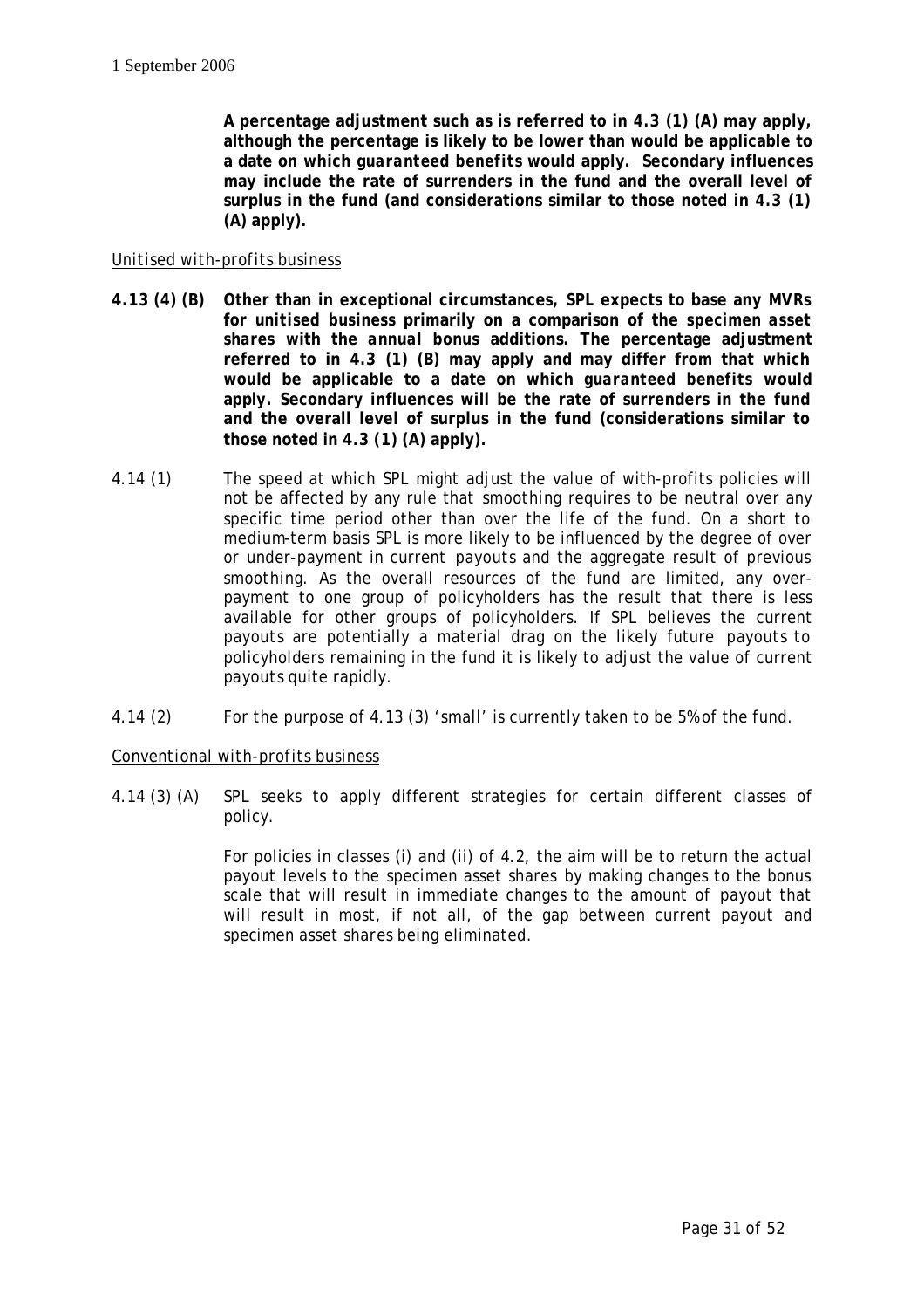**A percentage adjustment such as is referred to in 4.3 (1) (A) may apply, although the percentage is likely to be lower than would be applicable to a date on which *guaranteed benefits* would apply. Secondary influences may include the rate of surrenders in the fund and the overall level of surplus in the fund (and considerations similar to those noted in 4.3 (1) (A) apply).**

*Unitised with-profits business*

**4.13 (4) (B) Other than in exceptional circumstances, SPL expects to base any MVRs for *unitised* business primarily on a comparison of the *specimen asset shares* with the *annual bonus* additions. The percentage adjustment referred to in 4.3 (1) (B) may apply and may differ from that which would be applicable to a date on which *guaranteed benefits* would apply. Secondary influences will be the rate of surrenders in the fund and the overall level of surplus in the fund (considerations similar to those noted in 4.3 (1) (A) apply).**

4.14 (1) The speed at which SPL might adjust the value of with-profits policies will not be affected by any rule that *smoothing* requires to be neutral over any specific time period other than over the life of the fund. On a short to medium-term basis SPL is more likely to be influenced by the degree of over or under-payment in current *payouts* and the aggregate result of previous smoothing. As the overall resources of the fund are limited, any over-payment to one group of policyholders has the result that there is less available for other groups of policyholders. If SPL believes the current *payouts* are potentially a material drag on the likely future *payouts* to policyholders remaining in the fund it is likely to adjust the value of current *payouts* quite rapidly.

4.14 (2) For the purpose of 4.13 (3) 'small' is currently taken to be 5% of the fund.

*Conventional with-profits business*

4.14 (3) (A) SPL seeks to apply different strategies for certain different classes of policy.

For policies in classes (i) and (ii) of 4.2, the aim will be to return the actual payout levels to the specimen asset shares by making changes to the bonus scale that will result in immediate changes to the amount of *payout* that will result in most, if not all, of the gap between current payout and *specimen asset shares* being eliminated.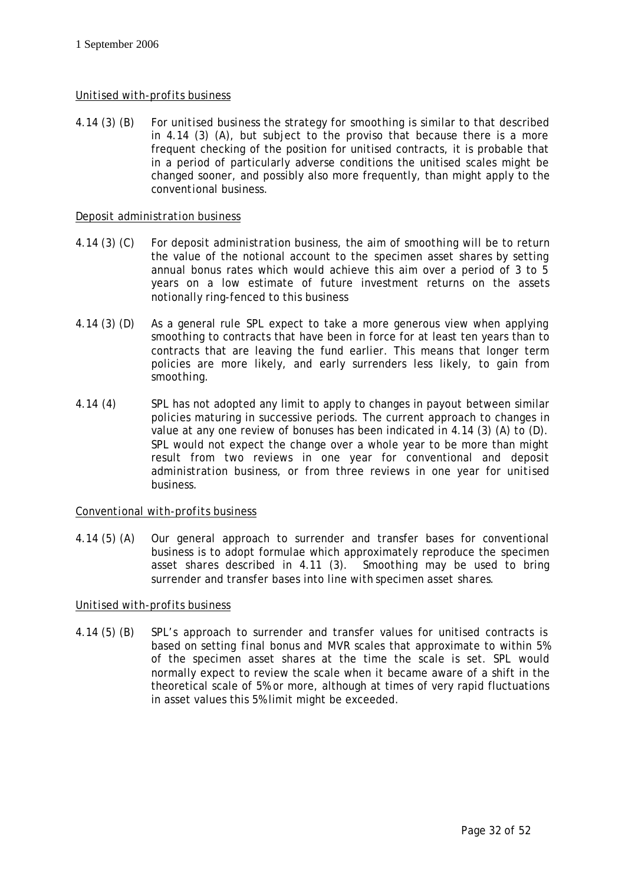1 September 2006

*Unitised with-profits business*

4.14 (3) (B) For unitised business the strategy for smoothing is similar to that described in 4.14 (3) (A), but subject to the proviso that because there is a more frequent checking of the position for unitised contracts, it is probable that in a period of particularly adverse conditions the unitised scales might be changed sooner, and possibly also more frequently, than might apply to the conventional business.

*Deposit administration business*

4.14 (3) (C) For deposit administration business, the aim of smoothing will be to return the value of the notional account to the specimen asset shares by setting annual bonus rates which would achieve this aim over a period of 3 to 5 years on a low estimate of future investment returns on the assets notionally ring-fenced to this business

4.14 (3) (D) As a general rule SPL expect to take a more generous view when applying smoothing to contracts that have been in force for at least ten years than to contracts that are leaving the fund earlier. This means that longer term policies are more likely, and early surrenders less likely, to gain from smoothing.

4.14 (4) SPL has not adopted any limit to apply to changes in payout between similar policies maturing in successive periods. The current approach to changes in value at any one review of bonuses has been indicated in 4.14 (3) (A) to (D). SPL would not expect the change over a whole year to be more than might result from two reviews in one year for conventional and deposit administration business, or from three reviews in one year for unitised business.

*Conventional with-profits business*

4.14 (5) (A) Our general approach to surrender and transfer bases for conventional business is to adopt formulae which approximately reproduce the specimen asset shares described in 4.11 (3). Smoothing may be used to bring surrender and transfer bases into line with specimen asset shares.

*Unitised with-profits business*

4.14 (5) (B) SPL's approach to surrender and transfer values for unitised contracts is based on setting final bonus and MVR scales that approximate to within 5% of the specimen asset shares at the time the scale is set. SPL would normally expect to review the scale when it became aware of a shift in the theoretical scale of 5% or more, although at times of very rapid fluctuations in asset values this 5% limit might be exceeded.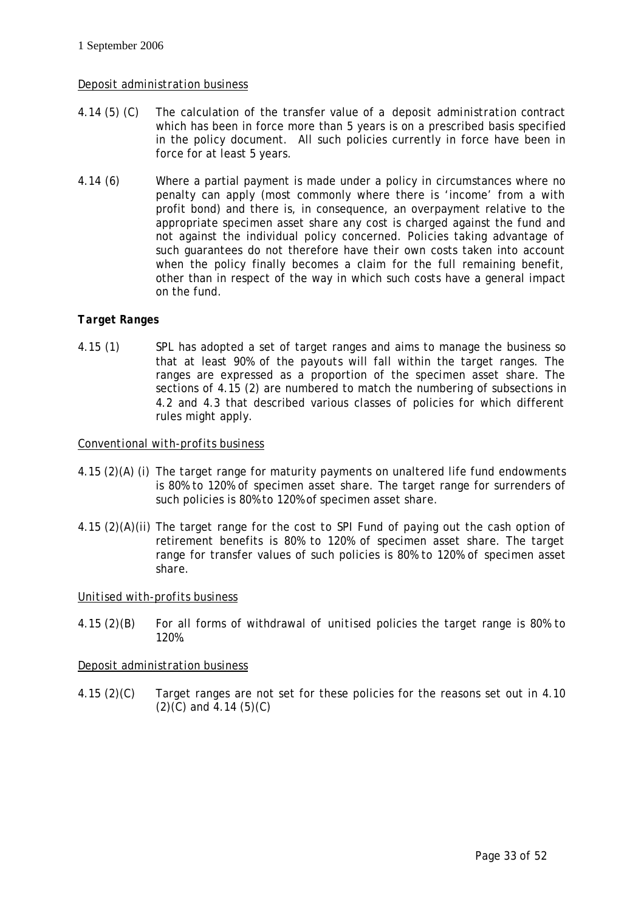### Deposit administration business

4.14 (5) (C) The calculation of the transfer value of a *deposit administration* contract which has been in force more than 5 years is on a prescribed basis specified in the policy document. All such policies currently in force have been in force for at least 5 years.

4.14 (6) Where a partial payment is made under a policy in circumstances where no penalty can apply (most commonly where there is 'income' from a with profit bond) and there is, in consequence, an overpayment relative to the appropriate specimen asset share any cost is charged against the fund and not against the individual policy concerned. Policies taking advantage of such guarantees do not therefore have their own costs taken into account when the policy finally becomes a claim for the full remaining benefit, other than in respect of the way in which such costs have a general impact on the fund.

## Target Ranges

4.15 (1) SPL has adopted a set of target ranges and aims to manage the business so that at least 90% of the *payouts* will fall within the target ranges. The ranges are expressed as a proportion of the specimen asset share. The sections of 4.15 (2) are numbered to match the numbering of subsections in 4.2 and 4.3 that described various classes of policies for which different rules might apply.

### Conventional with-profits business

4.15 (2)(A) (i) The target range for maturity payments on unaltered life fund endowments is 80% to 120% of specimen asset share. The target range for surrenders of such policies is 80% to 120% of specimen asset share.

4.15 (2)(A)(ii) The target range for the cost to SPI Fund of paying out the cash option of retirement benefits is 80% to 120% of specimen asset share. The target range for transfer values of such policies is 80% to 120% of specimen asset share.

### Unitised with-profits business

4.15 (2)(B) For all forms of withdrawal of *unitised policies* the target range is 80% to 120%.

### Deposit administration business

4.15 (2)(C) Target ranges are not set for these policies for the reasons set out in 4.10 (2)(C) and 4.14 (5)(C)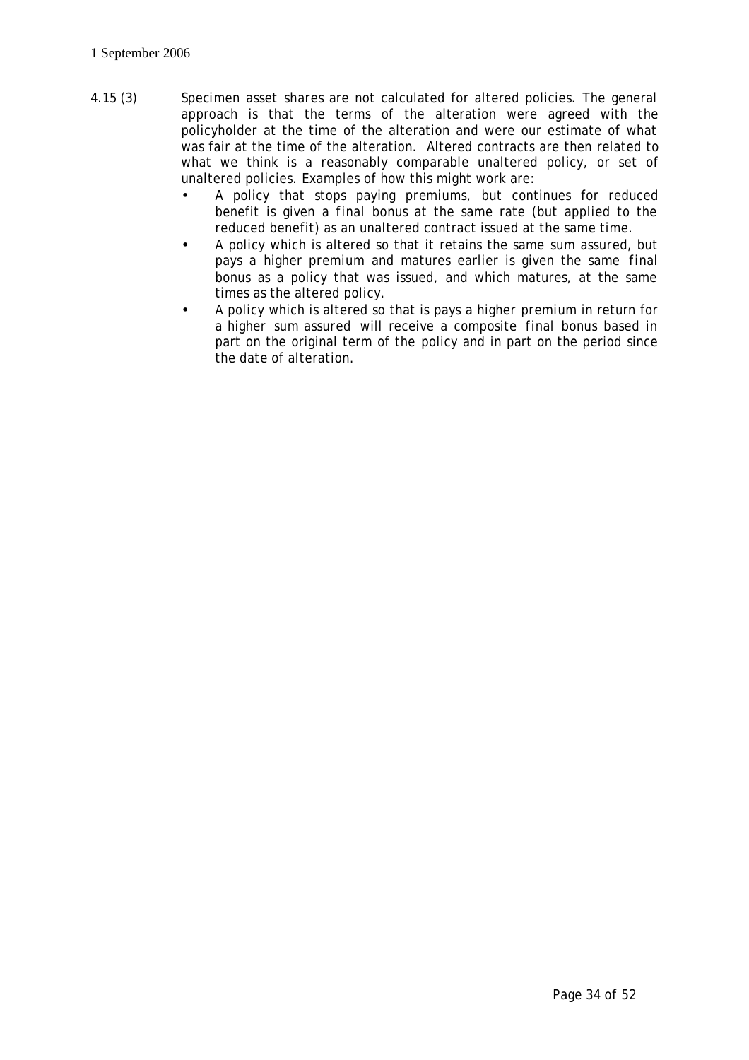4.15 (3) Specimen asset shares are not calculated for altered policies. The general approach is that the terms of the alteration were agreed with the policyholder at the time of the alteration and were our estimate of what was fair at the time of the alteration. Altered contracts are then related to what we think is a reasonably comparable unaltered policy, or set of unaltered policies. Examples of how this might work are:

- A policy that stops paying premiums, but continues for reduced benefit is given a final bonus at the same rate (but applied to the reduced benefit) as an unaltered contract issued at the same time.
- A policy which is altered so that it retains the same sum assured, but pays a higher premium and matures earlier is given the same final bonus as a policy that was issued, and which matures, at the same times as the altered policy.
- A policy which is altered so that is pays a higher premium in return for a higher sum assured will receive a composite final bonus based in part on the original term of the policy and in part on the period since the date of alteration.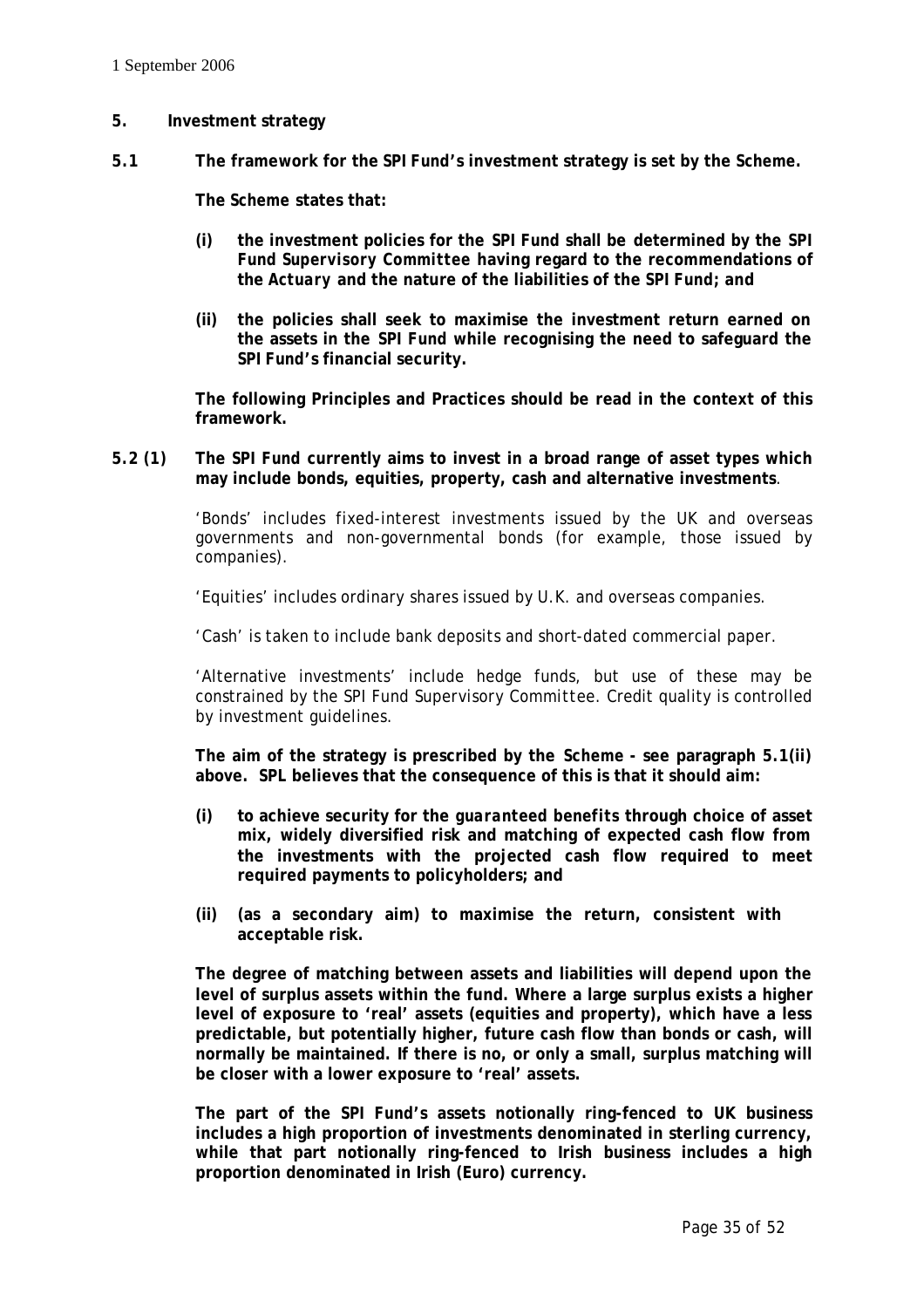## 5. Investment strategy

**5.1 The framework for the SPI Fund's investment strategy is set by the Scheme.**

**The Scheme states that:**

- **(i) the investment policies for the SPI Fund shall be determined by the SPI Fund Supervisory Committee having regard to the recommendations of the Actuary and the nature of the liabilities of the SPI Fund; and**
- **(ii) the policies shall seek to maximise the investment return earned on the assets in the SPI Fund while recognising the need to safeguard the SPI Fund's financial security.**

**The following Principles and Practices should be read in the context of this framework.**

**5.2 (1) The SPI Fund currently aims to invest in a broad range of asset types which may include bonds, equities, property, cash and alternative investments**.

'Bonds' includes fixed-interest investments issued by the UK and overseas governments and non-governmental bonds (for example, those issued by companies).

'Equities' includes ordinary shares issued by U.K. and overseas companies.

'Cash' is taken to include bank deposits and short-dated commercial paper.

'Alternative investments' include hedge funds, but use of these may be constrained by the SPI Fund Supervisory Committee. Credit quality is controlled by investment guidelines.

**The aim of the strategy is prescribed by the Scheme - see paragraph 5.1(ii) above. SPL believes that the consequence of this is that it should aim:**

- **(i) to achieve security for the guaranteed benefits through choice of asset mix, widely diversified risk and matching of expected cash flow from the investments with the projected cash flow required to meet required payments to policyholders; and**
- **(ii) (as a secondary aim) to maximise the return, consistent with acceptable risk.**

**The degree of matching between assets and liabilities will depend upon the level of surplus assets within the fund. Where a large surplus exists a higher level of exposure to 'real' assets (equities and property), which have a less predictable, but potentially higher, future cash flow than bonds or cash, will normally be maintained. If there is no, or only a small, surplus matching will be closer with a lower exposure to 'real' assets.**

**The part of the SPI Fund's assets notionally ring-fenced to UK business includes a high proportion of investments denominated in sterling currency, while that part notionally ring-fenced to Irish business includes a high proportion denominated in Irish (Euro) currency.**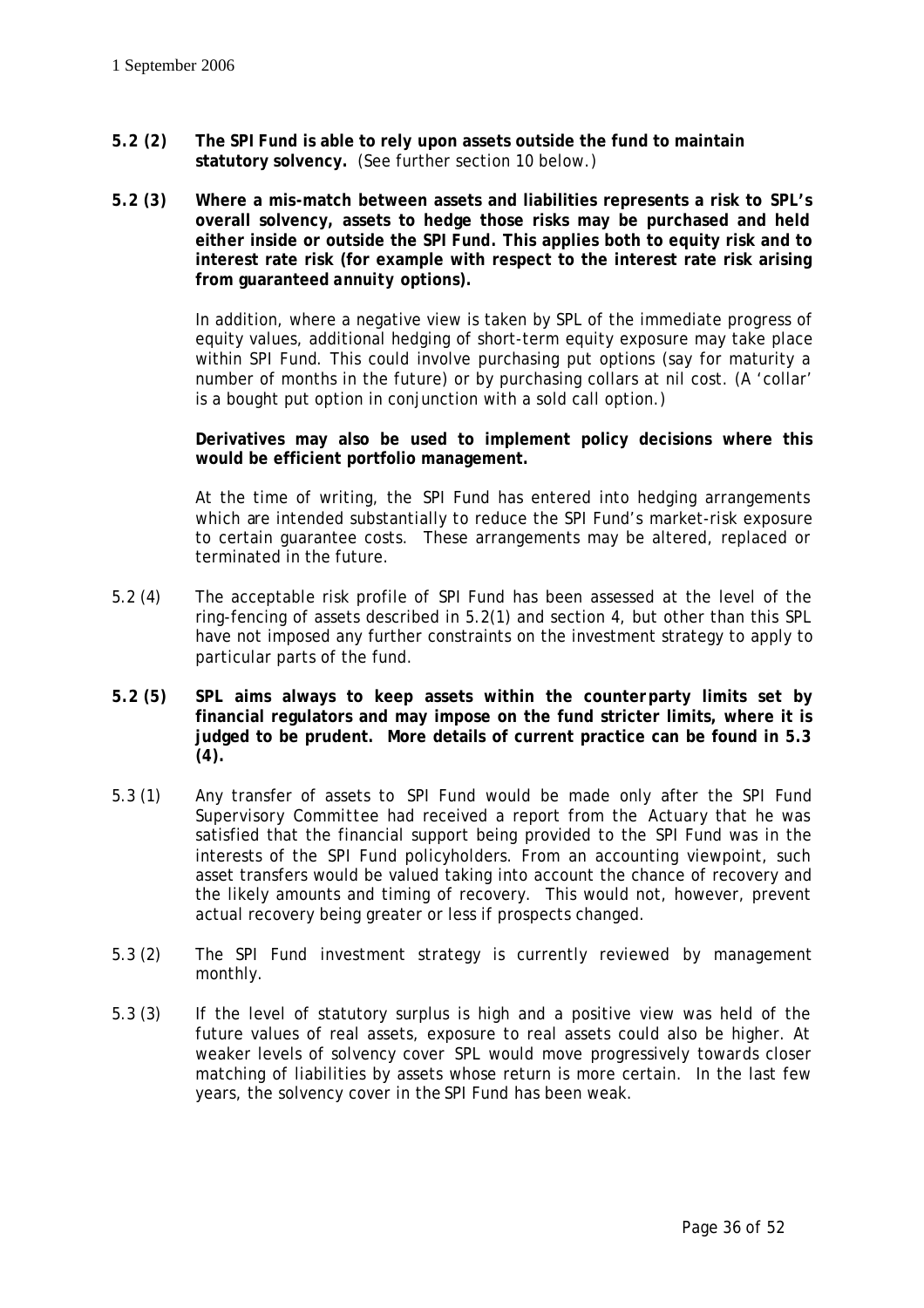1 September 2006

**5.2 (2)** **The SPI Fund is able to rely upon assets outside the fund to maintain statutory solvency.** (See further section 10 below.)

**5.2 (3)** **Where a mis-match between assets and liabilities represents a risk to SPL's overall solvency, assets to hedge those risks may be purchased and held either inside or outside the SPI Fund. This applies both to equity risk and to interest rate risk (for example with respect to the interest rate risk arising from guaranteed annuity options).**

In addition, where a negative view is taken by SPL of the immediate progress of equity values, additional hedging of short-term equity exposure may take place within SPI Fund. This could involve purchasing put options (say for maturity a number of months in the future) or by purchasing collars at nil cost. (A 'collar' is a bought put option in conjunction with a sold call option.)

**Derivatives may also be used to implement policy decisions where this would be efficient portfolio management.**

At the time of writing, the SPI Fund has entered into hedging arrangements which are intended substantially to reduce the SPI Fund's market-risk exposure to certain guarantee costs. These arrangements may be altered, replaced or terminated in the future.

5.2 (4) The acceptable risk profile of SPI Fund has been assessed at the level of the ring-fencing of assets described in 5.2(1) and section 4, but other than this SPL have not imposed any further constraints on the investment strategy to apply to particular parts of the fund.

**5.2 (5)** **SPL aims always to keep assets within the counterparty limits set by financial regulators and may impose on the fund stricter limits, where it is judged to be prudent. More details of current practice can be found in 5.3 (4).**

5.3 (1) Any transfer of assets to SPI Fund would be made only after the SPI Fund Supervisory Committee had received a report from the Actuary that he was satisfied that the financial support being provided to the SPI Fund was in the interests of the SPI Fund policyholders. From an accounting viewpoint, such asset transfers would be valued taking into account the chance of recovery and the likely amounts and timing of recovery. This would not, however, prevent actual recovery being greater or less if prospects changed.

5.3 (2) The SPI Fund investment strategy is currently reviewed by management monthly.

5.3 (3) If the level of statutory surplus is high and a positive view was held of the future values of real assets, exposure to real assets could also be higher. At weaker levels of solvency cover SPL would move progressively towards closer matching of liabilities by assets whose return is more certain. In the last few years, the solvency cover in the SPI Fund has been weak.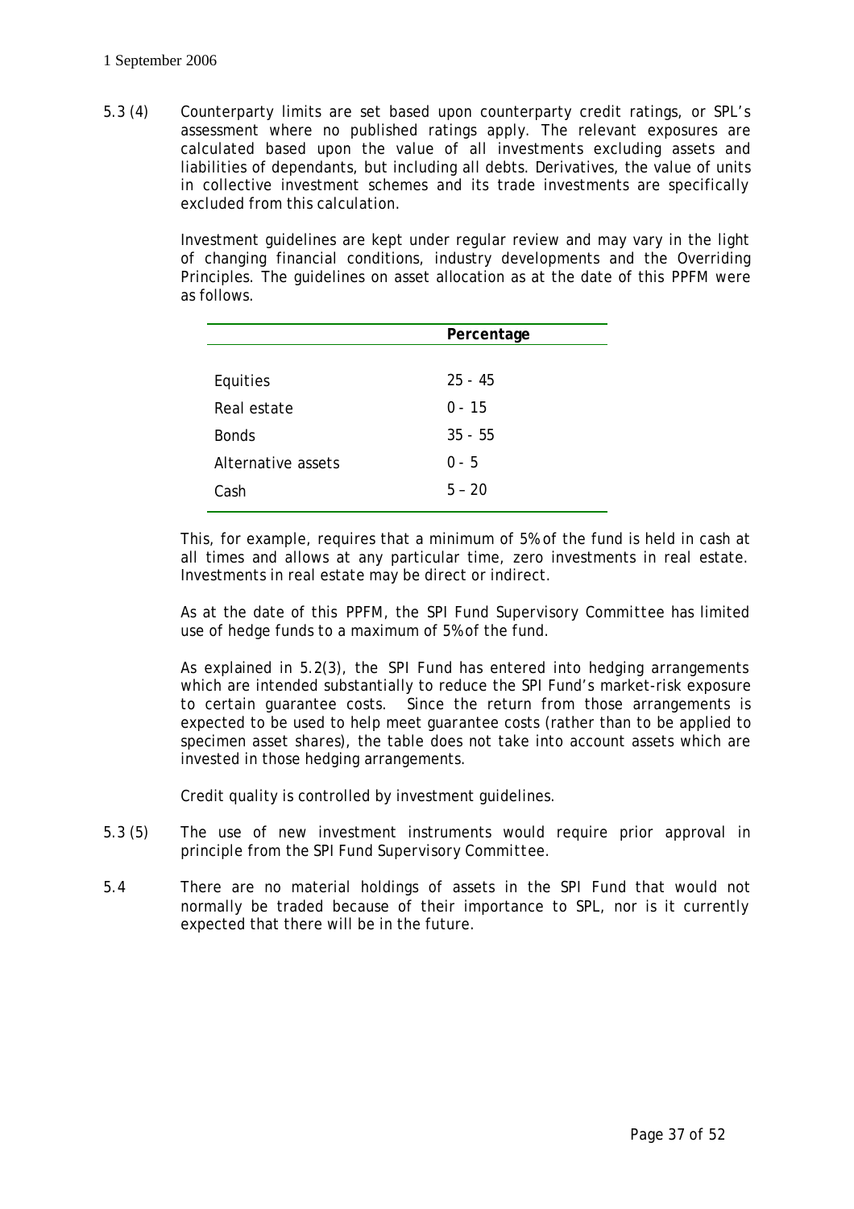5.3 (4) Counterparty limits are set based upon counterparty credit ratings, or SPL's assessment where no published ratings apply. The relevant exposures are calculated based upon the value of all investments excluding assets and liabilities of dependants, but including all debts. Derivatives, the value of units in collective investment schemes and its trade investments are specifically excluded from this calculation.

Investment guidelines are kept under regular review and may vary in the light of changing financial conditions, industry developments and the Overriding Principles. The guidelines on asset allocation as at the date of this PPFM were as follows.

| | Percentage |
|---|---|
| Equities | 25 - 45 |
| Real estate | 0 - 15 |
| Bonds | 35 - 55 |
| Alternative assets | 0 - 5 |
| Cash | 5 – 20 |

This, for example, requires that a minimum of 5% of the fund is held in cash at all times and allows at any particular time, zero investments in real estate. Investments in real estate may be direct or indirect.

As at the date of this PPFM, the SPI Fund Supervisory Committee has limited use of hedge funds to a maximum of 5% of the fund.

As explained in 5.2(3), the SPI Fund has entered into hedging arrangements which are intended substantially to reduce the SPI Fund's market-risk exposure to certain guarantee costs. Since the return from those arrangements is expected to be used to help meet guarantee costs (rather than to be applied to specimen asset shares), the table does not take into account assets which are invested in those hedging arrangements.

Credit quality is controlled by investment guidelines.

5.3 (5) The use of new investment instruments would require prior approval in principle from the SPI Fund Supervisory Committee.

5.4 There are no material holdings of assets in the SPI Fund that would not normally be traded because of their importance to SPL, nor is it currently expected that there will be in the future.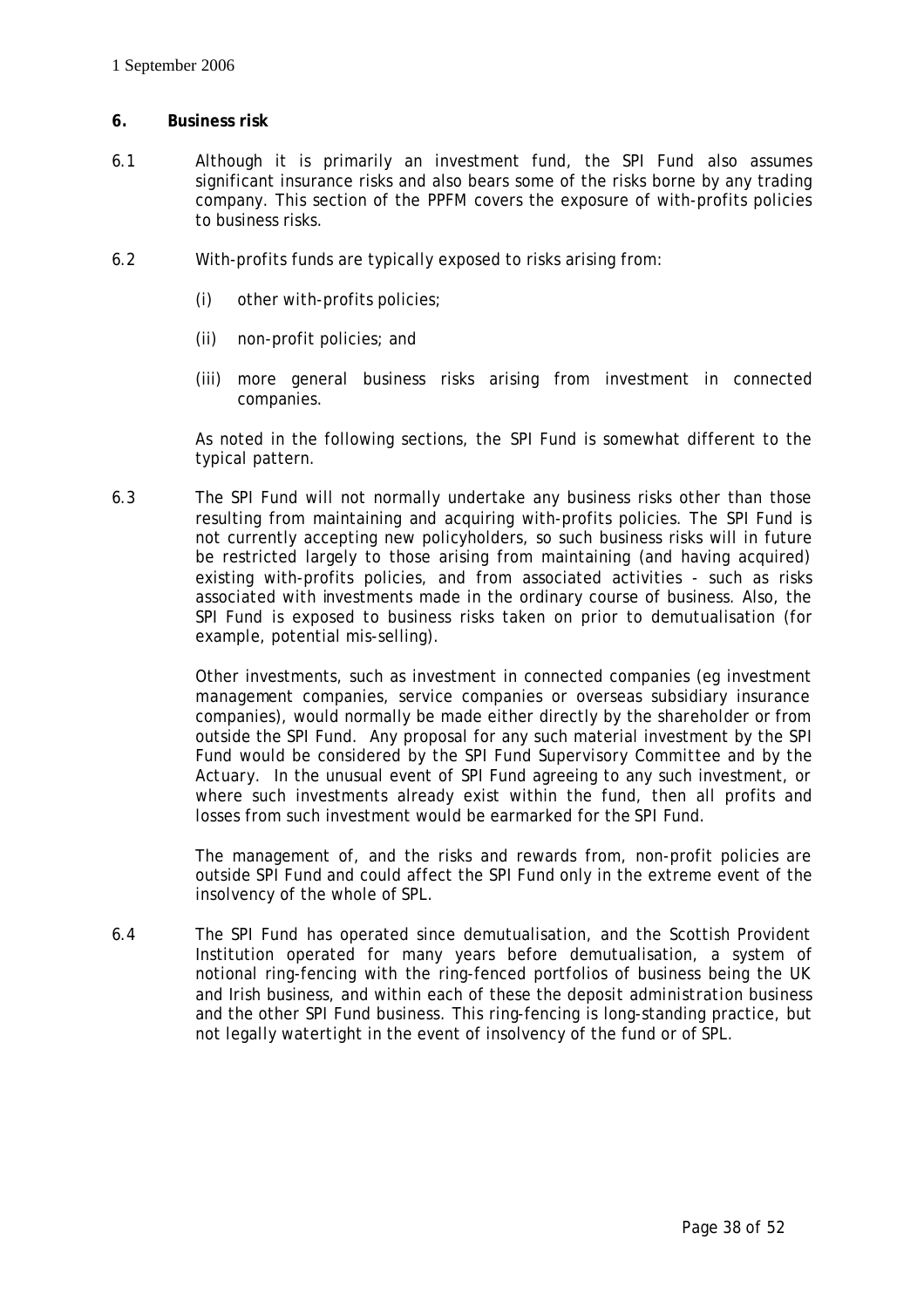## 6. Business risk

6.1 Although it is primarily an investment fund, the SPI Fund also assumes significant insurance risks and also bears some of the risks borne by any trading company. This section of the PPFM covers the exposure of with-profits policies to business risks.

6.2 With-profits funds are typically exposed to risks arising from:

(i) other with-profits policies;

(ii) non-profit policies; and

(iii) more general business risks arising from investment in connected companies.

As noted in the following sections, the SPI Fund is somewhat different to the typical pattern.

6.3 The SPI Fund will not normally undertake any business risks other than those resulting from maintaining and acquiring with-profits policies. The SPI Fund is not currently accepting new policyholders, so such business risks will in future be restricted largely to those arising from maintaining (and having acquired) existing with-profits policies, and from associated activities - such as risks associated with investments made in the ordinary course of business. Also, the SPI Fund is exposed to business risks taken on prior to demutualisation (for example, potential mis-selling).

Other investments, such as investment in connected companies (eg investment management companies, service companies or overseas subsidiary insurance companies), would normally be made either directly by the shareholder or from outside the SPI Fund. Any proposal for any such material investment by the SPI Fund would be considered by the SPI Fund Supervisory Committee and by the Actuary. In the unusual event of SPI Fund agreeing to any such investment, or where such investments already exist within the fund, then all profits and losses from such investment would be earmarked for the SPI Fund.

The management of, and the risks and rewards from, non-profit policies are outside SPI Fund and could affect the SPI Fund only in the extreme event of the insolvency of the whole of SPL.

6.4 The SPI Fund has operated since demutualisation, and the Scottish Provident Institution operated for many years before demutualisation, a system of notional ring-fencing with the ring-fenced portfolios of business being the UK and Irish business, and within each of these the deposit administration business and the other SPI Fund business. This ring-fencing is long-standing practice, but not legally watertight in the event of insolvency of the fund or of SPL.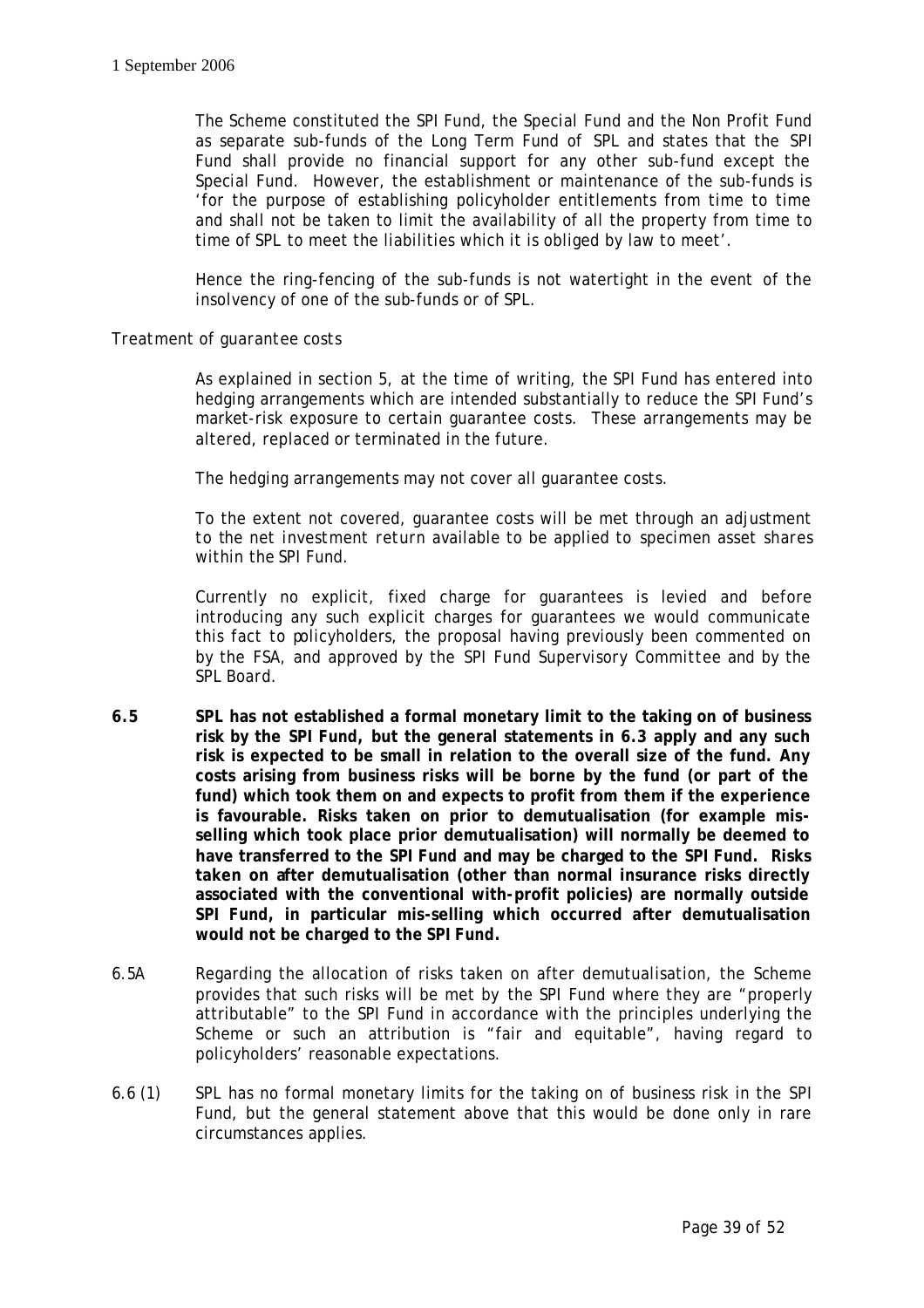The Scheme constituted the SPI Fund, the Special Fund and the Non Profit Fund as separate sub-funds of the Long Term Fund of SPL and states that the SPI Fund shall provide no financial support for any other sub-fund except the Special Fund. However, the establishment or maintenance of the sub-funds is 'for the purpose of establishing policyholder entitlements from time to time and shall not be taken to limit the availability of all the property from time to time of SPL to meet the liabilities which it is obliged by law to meet'.

Hence the ring-fencing of the sub-funds is not watertight in the event of the insolvency of one of the sub-funds or of SPL.

Treatment of guarantee costs

As explained in section 5, at the time of writing, the SPI Fund has entered into hedging arrangements which are intended substantially to reduce the SPI Fund's market-risk exposure to certain guarantee costs. These arrangements may be altered, replaced or terminated in the future.

The hedging arrangements may not cover all guarantee costs.

To the extent not covered, guarantee costs will be met through an adjustment to the net investment return available to be applied to specimen asset shares within the SPI Fund.

Currently no explicit, fixed charge for guarantees is levied and before introducing any such explicit charges for guarantees we would communicate this fact to policyholders, the proposal having previously been commented on by the FSA, and approved by the SPI Fund Supervisory Committee and by the SPL Board.

**6.5 SPL has not established a formal monetary limit to the taking on of business risk by the SPI Fund, but the general statements in 6.3 apply and any such risk is expected to be small in relation to the overall size of the fund. Any costs arising from business risks will be borne by the fund (or part of the fund) which took them on and expects to profit from them if the experience is favourable. Risks taken on prior to demutualisation (for example mis-selling which took place prior demutualisation) will normally be deemed to have transferred to the SPI Fund and may be charged to the SPI Fund. Risks taken on after demutualisation (other than normal insurance risks directly associated with the conventional with-profit policies) are normally outside SPI Fund, in particular mis-selling which occurred after demutualisation would not be charged to the SPI Fund.**

6.5A Regarding the allocation of risks taken on after demutualisation, the Scheme provides that such risks will be met by the SPI Fund where they are "properly attributable" to the SPI Fund in accordance with the principles underlying the Scheme or such an attribution is "fair and equitable", having regard to policyholders' reasonable expectations.

6.6 (1) SPL has no formal monetary limits for the taking on of business risk in the SPI Fund, but the general statement above that this would be done only in rare circumstances applies.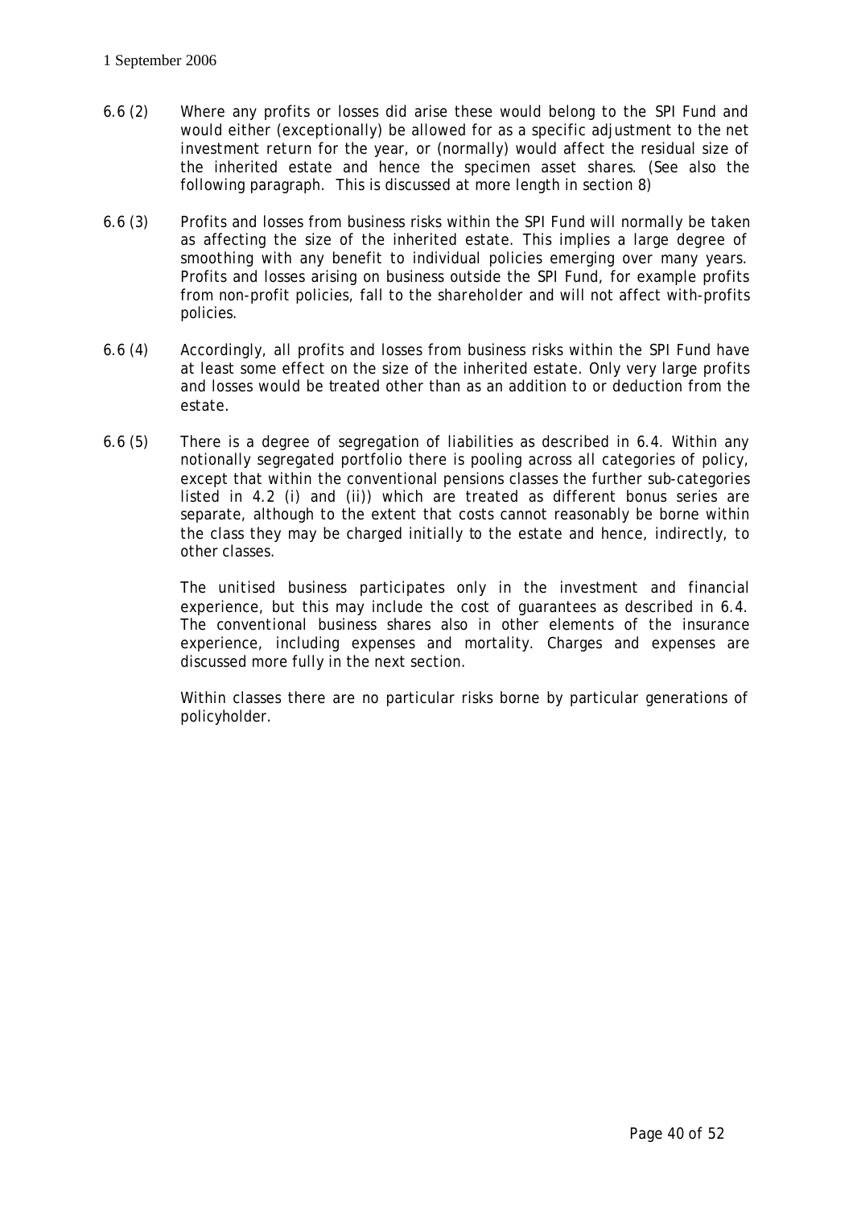6.6 (2) Where any profits or losses did arise these would belong to the SPI Fund and would either (exceptionally) be allowed for as a specific adjustment to the net investment return for the year, or (normally) would affect the residual size of the inherited estate and hence the specimen asset shares. (See also the following paragraph. This is discussed at more length in section 8)

6.6 (3) Profits and losses from business risks within the SPI Fund will normally be taken as affecting the size of the inherited estate. This implies a large degree of smoothing with any benefit to individual policies emerging over many years. Profits and losses arising on business outside the SPI Fund, for example profits from non-profit policies, fall to the shareholder and will not affect with-profits policies.

6.6 (4) Accordingly, all profits and losses from business risks within the SPI Fund have at least some effect on the size of the inherited estate. Only very large profits and losses would be treated other than as an addition to or deduction from the estate.

6.6 (5) There is a degree of segregation of liabilities as described in 6.4. Within any notionally segregated portfolio there is pooling across all categories of policy, except that within the conventional pensions classes the further sub-categories listed in 4.2 (i) and (ii)) which are treated as different bonus series are separate, although to the extent that costs cannot reasonably be borne within the class they may be charged initially to the estate and hence, indirectly, to other classes.

The unitised business participates only in the investment and financial experience, but this may include the cost of guarantees as described in 6.4. The conventional business shares also in other elements of the insurance experience, including expenses and mortality. Charges and expenses are discussed more fully in the next section.

Within classes there are no particular risks borne by particular generations of policyholder.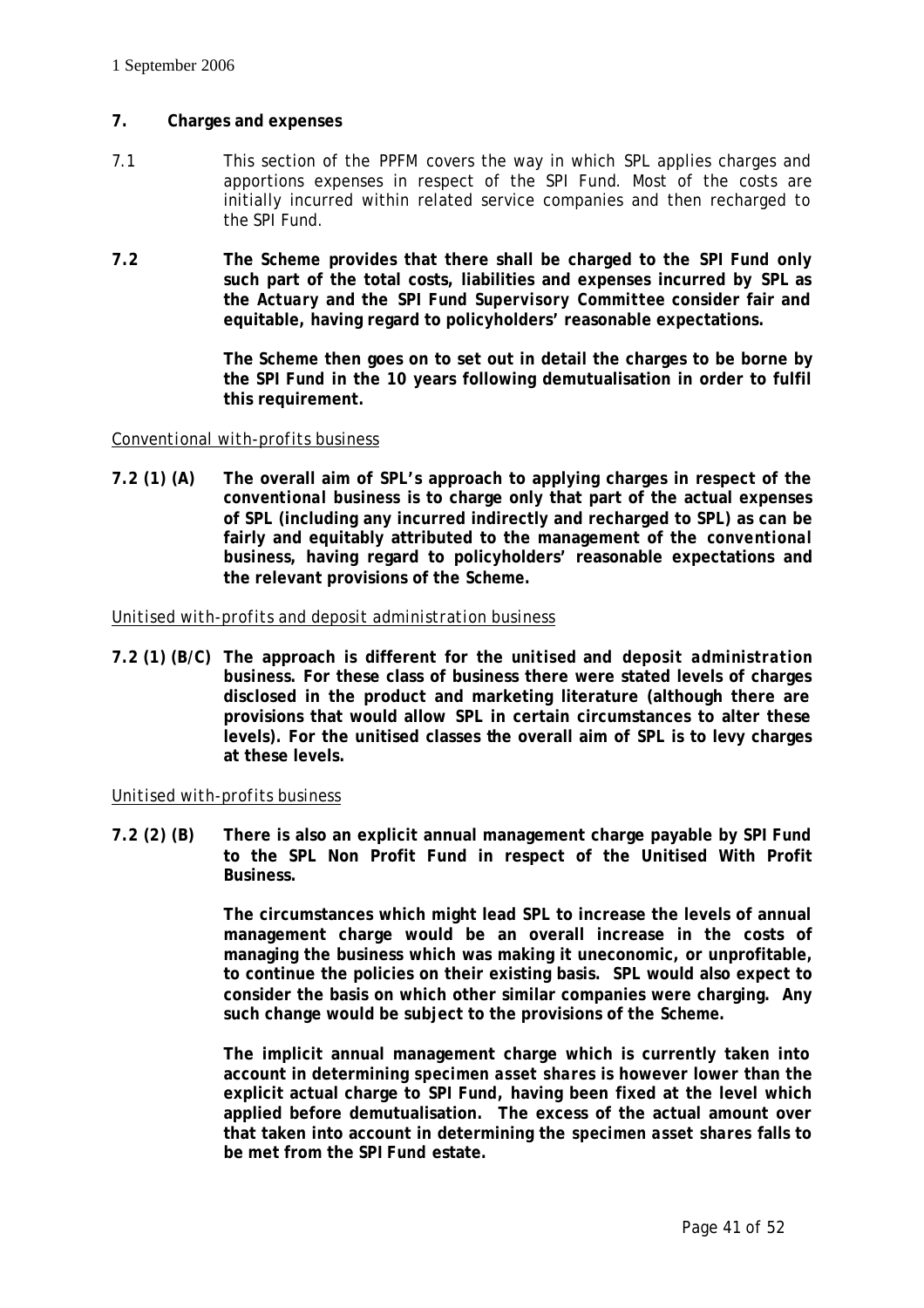1 September 2006

## 7. Charges and expenses

7.1 This section of the PPFM covers the way in which SPL applies charges and apportions expenses in respect of the SPI Fund. Most of the costs are initially incurred within related service companies and then recharged to the SPI Fund.

**7.2 The Scheme provides that there shall be charged to the SPI Fund only such part of the total costs, liabilities and expenses incurred by SPL as the *Actuary* and the *SPI Fund Supervisory Committee* consider fair and equitable, having regard to policyholders' reasonable expectations.**

**The Scheme then goes on to set out in detail the charges to be borne by the SPI Fund in the 10 years following demutualisation in order to fulfil this requirement.**

*Conventional with-profits business*

**7.2 (1) (A) The overall aim of SPL's approach to applying charges in respect of the *conventional* business is to charge only that part of the actual expenses of SPL (including any incurred indirectly and recharged to SPL) as can be fairly and equitably attributed to the management of the *conventional* business, having regard to policyholders' reasonable expectations and the relevant provisions of the Scheme.**

*Unitised with-profits and deposit administration business*

**7.2 (1) (B/C) The approach is different for the *unitised* and *deposit administration* business. For these class of business there were stated levels of charges disclosed in the product and marketing literature (although there are provisions that would allow SPL in certain circumstances to alter these levels). For the unitised classes the overall aim of SPL is to levy charges at these levels.**

*Unitised with-profits business*

**7.2 (2) (B) There is also an explicit annual management charge payable by SPI Fund to the SPL Non Profit Fund in respect of the Unitised With Profit Business.**

**The circumstances which might lead SPL to increase the levels of annual management charge would be an overall increase in the costs of managing the business which was making it uneconomic, or unprofitable, to continue the policies on their existing basis. SPL would also expect to consider the basis on which other similar companies were charging. Any such change would be subject to the provisions of the Scheme.**

**The implicit annual management charge which is currently taken into account in determining *specimen asset shares* is however lower than the explicit actual charge to SPI Fund, having been fixed at the level which applied before demutualisation. The excess of the actual amount over that taken into account in determining the *specimen asset shares* falls to be met from the SPI Fund estate.**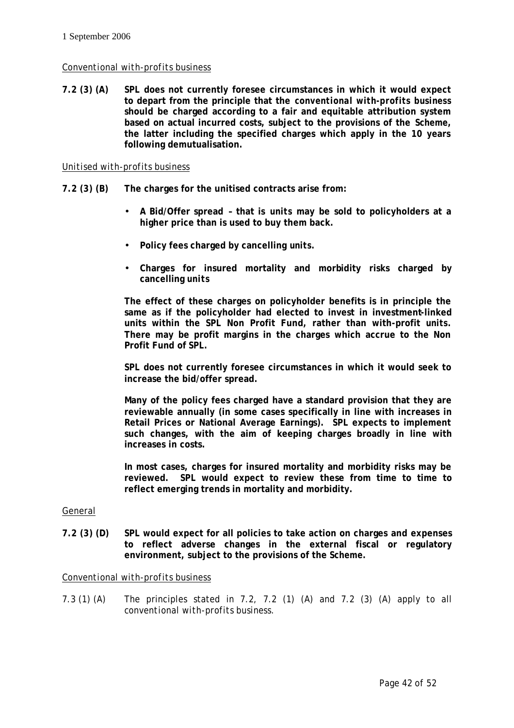1 September 2006

*Conventional with-profits business*

**7.2 (3) (A) SPL does not currently foresee circumstances in which it would expect to depart from the principle that the *conventional with-profits business* should be charged according to a fair and equitable attribution system based on actual incurred costs, subject to the provisions of the Scheme, the latter including the specified charges which apply in the 10 years following demutualisation.**

*Unitised with-profits business*

**7.2 (3) (B) The charges for the unitised contracts arise from:**

- **A Bid/Offer spread – that is units may be sold to policyholders at a higher price than is used to buy them back.**
- **Policy fees charged by cancelling units.**
- **Charges for insured mortality and morbidity risks charged by cancelling units**

**The effect of these charges on policyholder benefits is in principle the same as if the policyholder had elected to invest in investment-linked units within the SPL Non Profit Fund, rather than with-profit units. There may be profit margins in the charges which accrue to the Non Profit Fund of SPL.**

**SPL does not currently foresee circumstances in which it would seek to increase the bid/offer spread.**

**Many of the policy fees charged have a standard provision that they are reviewable annually (in some cases specifically in line with increases in Retail Prices or National Average Earnings). SPL expects to implement such changes, with the aim of keeping charges broadly in line with increases in costs.**

**In most cases, charges for insured mortality and morbidity risks may be reviewed. SPL would expect to review these from time to time to reflect emerging trends in mortality and morbidity.**

General

**7.2 (3) (D) SPL would expect for all policies to take action on charges and expenses to reflect adverse changes in the external fiscal or regulatory environment, subject to the provisions of the Scheme.**

*Conventional with-profits business*

7.3 (1) (A) The principles stated in 7.2, 7.2 (1) (A) and 7.2 (3) (A) apply to all *conventional with-profits* business.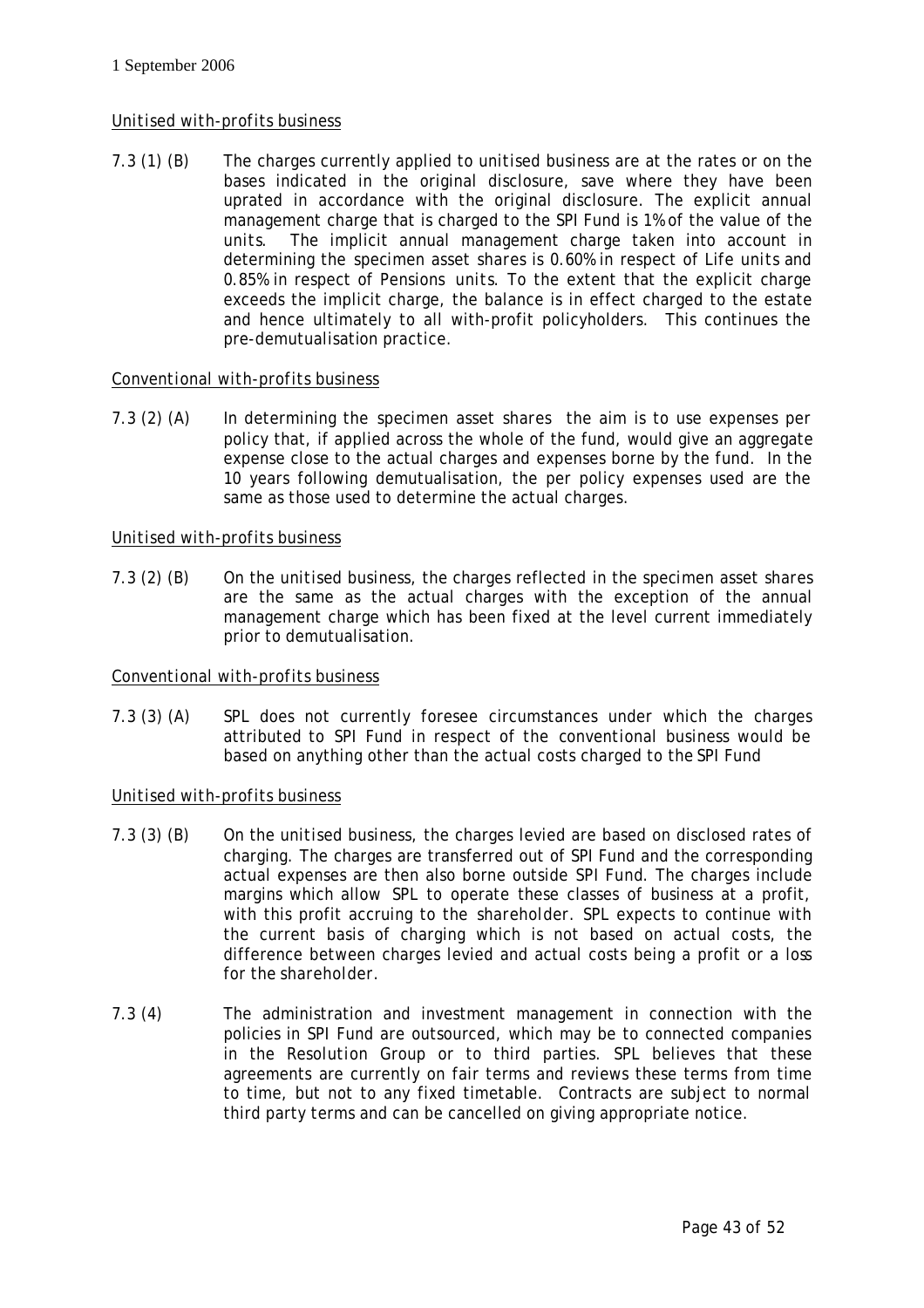*Unitised with-profits business*

7.3 (1) (B) The charges currently applied to unitised business are at the rates or on the bases indicated in the original disclosure, save where they have been uprated in accordance with the original disclosure. The explicit annual management charge that is charged to the SPI Fund is 1% of the value of the units. The implicit annual management charge taken into account in determining the specimen asset shares is 0.60% in respect of Life units and 0.85% in respect of Pensions units. To the extent that the explicit charge exceeds the implicit charge, the balance is in effect charged to the estate and hence ultimately to all with-profit policyholders. This continues the pre-demutualisation practice.

*Conventional with-profits business*

7.3 (2) (A) In determining the specimen asset shares the aim is to use expenses per policy that, if applied across the whole of the fund, would give an aggregate expense close to the actual charges and expenses borne by the fund. In the 10 years following demutualisation, the per policy expenses used are the same as those used to determine the actual charges.

*Unitised with-profits business*

7.3 (2) (B) On the unitised business, the charges reflected in the specimen asset shares are the same as the actual charges with the exception of the annual management charge which has been fixed at the level current immediately prior to demutualisation.

*Conventional with-profits business*

7.3 (3) (A) SPL does not currently foresee circumstances under which the charges attributed to SPI Fund in respect of the conventional business would be based on anything other than the actual costs charged to the SPI Fund

*Unitised with-profits business*

7.3 (3) (B) On the unitised business, the charges levied are based on disclosed rates of charging. The charges are transferred out of SPI Fund and the corresponding actual expenses are then also borne outside SPI Fund. The charges include margins which allow SPL to operate these classes of business at a profit, with this profit accruing to the shareholder. SPL expects to continue with the current basis of charging which is not based on actual costs, the difference between charges levied and actual costs being a profit or a loss for the shareholder.

7.3 (4) The administration and investment management in connection with the policies in SPI Fund are outsourced, which may be to connected companies in the Resolution Group or to third parties. SPL believes that these agreements are currently on fair terms and reviews these terms from time to time, but not to any fixed timetable. Contracts are subject to normal third party terms and can be cancelled on giving appropriate notice.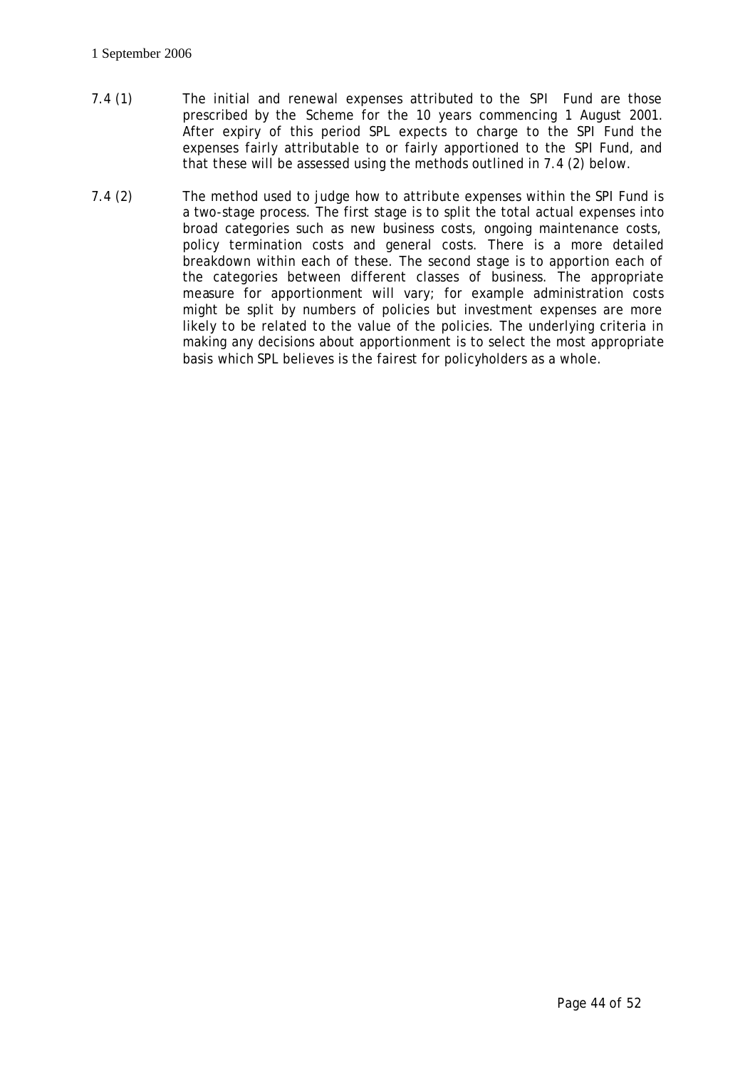7.4 (1) The initial and renewal expenses attributed to the SPI Fund are those prescribed by the Scheme for the 10 years commencing 1 August 2001. After expiry of this period SPL expects to charge to the SPI Fund the expenses fairly attributable to or fairly apportioned to the SPI Fund, and that these will be assessed using the methods outlined in 7.4 (2) below.

7.4 (2) The method used to judge how to attribute expenses within the SPI Fund is a two-stage process. The first stage is to split the total actual expenses into broad categories such as new business costs, ongoing maintenance costs, policy termination costs and general costs. There is a more detailed breakdown within each of these. The second stage is to apportion each of the categories between different classes of business. The appropriate measure for apportionment will vary; for example administration costs might be split by numbers of policies but investment expenses are more likely to be related to the value of the policies. The underlying criteria in making any decisions about apportionment is to select the most appropriate basis which SPL believes is the fairest for policyholders as a whole.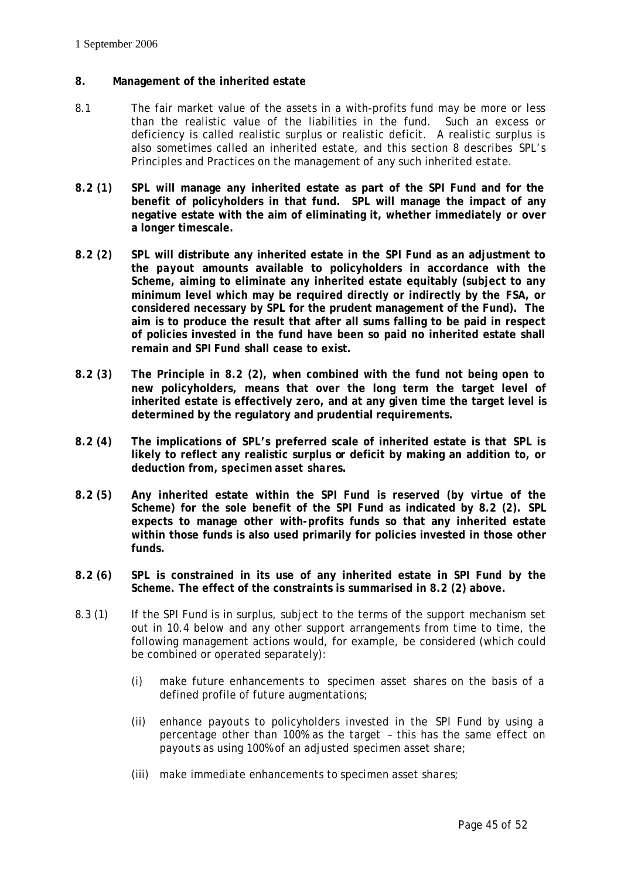## 8. Management of the inherited estate

8.1 The fair market value of the assets in a with-profits fund may be more or less than the realistic value of the liabilities in the fund. Such an excess or deficiency is called realistic surplus or realistic deficit. A realistic surplus is also sometimes called an inherited estate, and this section 8 describes SPL's Principles and Practices on the management of any such inherited estate.

**8.2 (1) SPL will manage any inherited estate as part of the SPI Fund and for the benefit of policyholders in that fund. SPL will manage the impact of any negative estate with the aim of eliminating it, whether immediately or over a longer timescale.**

**8.2 (2) SPL will distribute any inherited estate in the SPI Fund as an adjustment to the *payout* amounts available to policyholders in accordance with the Scheme, aiming to eliminate any inherited estate equitably (subject to any minimum level which may be required directly or indirectly by the FSA, or considered necessary by SPL for the prudent management of the Fund). The aim is to produce the result that after all sums falling to be paid in respect of policies invested in the fund have been so paid no inherited estate shall remain and SPI Fund shall cease to exist.**

**8.2 (3) The Principle in 8.2 (2), when combined with the fund not being open to new policyholders, means that over the long term the target level of inherited estate is effectively zero, and at any given time the target level is determined by the regulatory and prudential requirements.**

**8.2 (4) The implications of SPL's preferred scale of inherited estate is that SPL is likely to reflect any realistic surplus or deficit by making an addition to, or deduction from, *specimen asset shares*.**

**8.2 (5) Any inherited estate within the SPI Fund is reserved (by virtue of the Scheme) for the sole benefit of the SPI Fund as indicated by 8.2 (2). SPL expects to manage other with-profits funds so that any inherited estate within those funds is also used primarily for policies invested in those other funds.**

**8.2 (6) SPL is constrained in its use of any inherited estate in SPI Fund by the Scheme. The effect of the constraints is summarised in 8.2 (2) above.**

8.3 (1) If the SPI Fund is in surplus, subject to the terms of the support mechanism set out in 10.4 below and any other support arrangements from time to time, the following management actions would, for example, be considered (which could be combined or operated separately):

(i) make future enhancements to *specimen asset shares* on the basis of a defined profile of future augmentations;

(ii) enhance *payouts* to policyholders invested in the SPI Fund by using a percentage other than 100% as the target – this has the same effect on *payouts* as using 100% of an adjusted *specimen asset share*;

(iii) make immediate enhancements to *specimen asset shares*;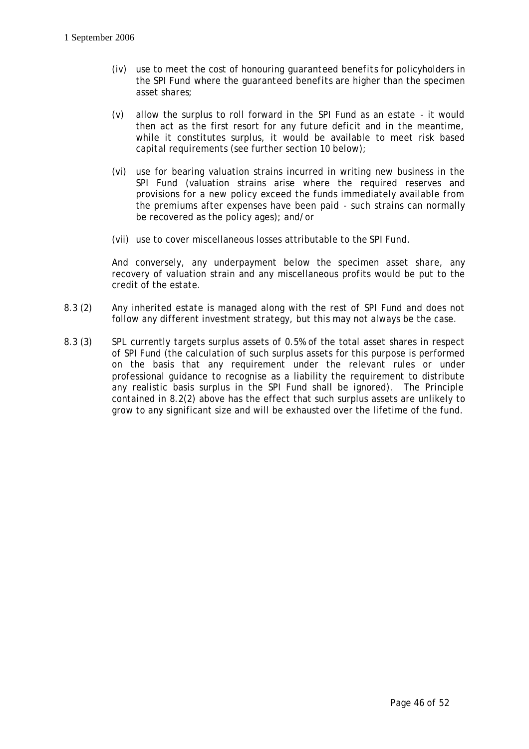(iv) use to meet the cost of honouring *guaranteed benefits* for policyholders in the SPI Fund where the *guaranteed benefits* are higher than the specimen asset shares;

(v) allow the surplus to roll forward in the SPI Fund as an estate - it would then act as the first resort for any future deficit and in the meantime, while it constitutes surplus, it would be available to meet risk based capital requirements (see further section 10 below);

(vi) use for bearing valuation strains incurred in writing new business in the SPI Fund (valuation strains arise where the required reserves and provisions for a new policy exceed the funds immediately available from the premiums after expenses have been paid - such strains can normally be recovered as the policy ages); and/or

(vii) use to cover miscellaneous losses attributable to the SPI Fund.

And conversely, any underpayment below the specimen asset share, any recovery of valuation strain and any miscellaneous profits would be put to the credit of the estate.

8.3 (2) Any inherited estate is managed along with the rest of SPI Fund and does not follow any different investment strategy, but this may not always be the case.

8.3 (3) SPL currently targets surplus assets of 0.5% of the total asset shares in respect of SPI Fund (the calculation of such surplus assets for this purpose is performed on the basis that any requirement under the relevant rules or under professional guidance to recognise as a liability the requirement to distribute any realistic basis surplus in the SPI Fund shall be ignored). The Principle contained in 8.2(2) above has the effect that such surplus assets are unlikely to grow to any significant size and will be exhausted over the lifetime of the fund.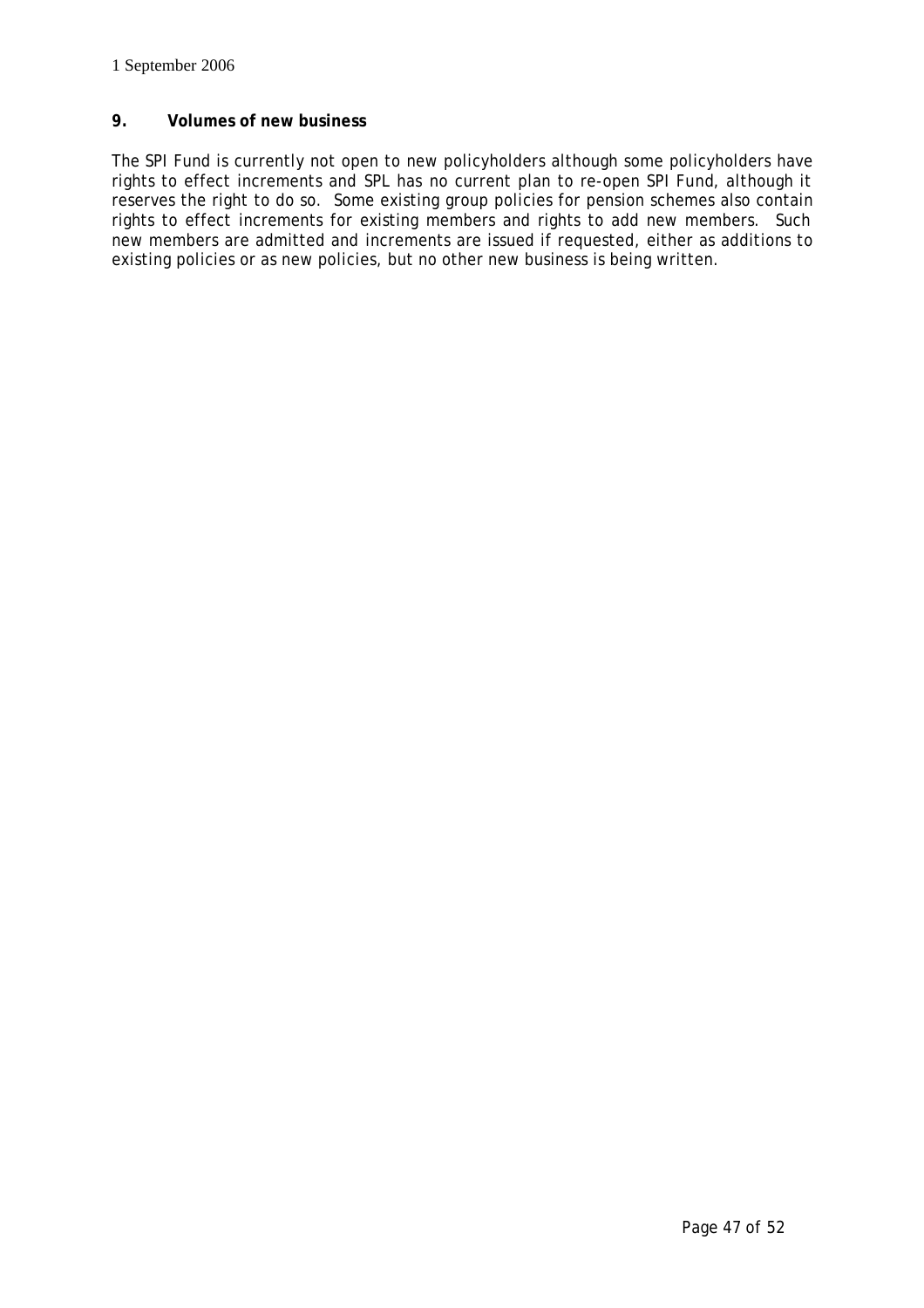## 9. Volumes of new business

The SPI Fund is currently not open to new policyholders although some policyholders have rights to effect increments and SPL has no current plan to re-open SPI Fund, although it reserves the right to do so. Some existing group policies for pension schemes also contain rights to effect increments for existing members and rights to add new members. Such new members are admitted and increments are issued if requested, either as additions to existing policies or as new policies, but no other new business is being written.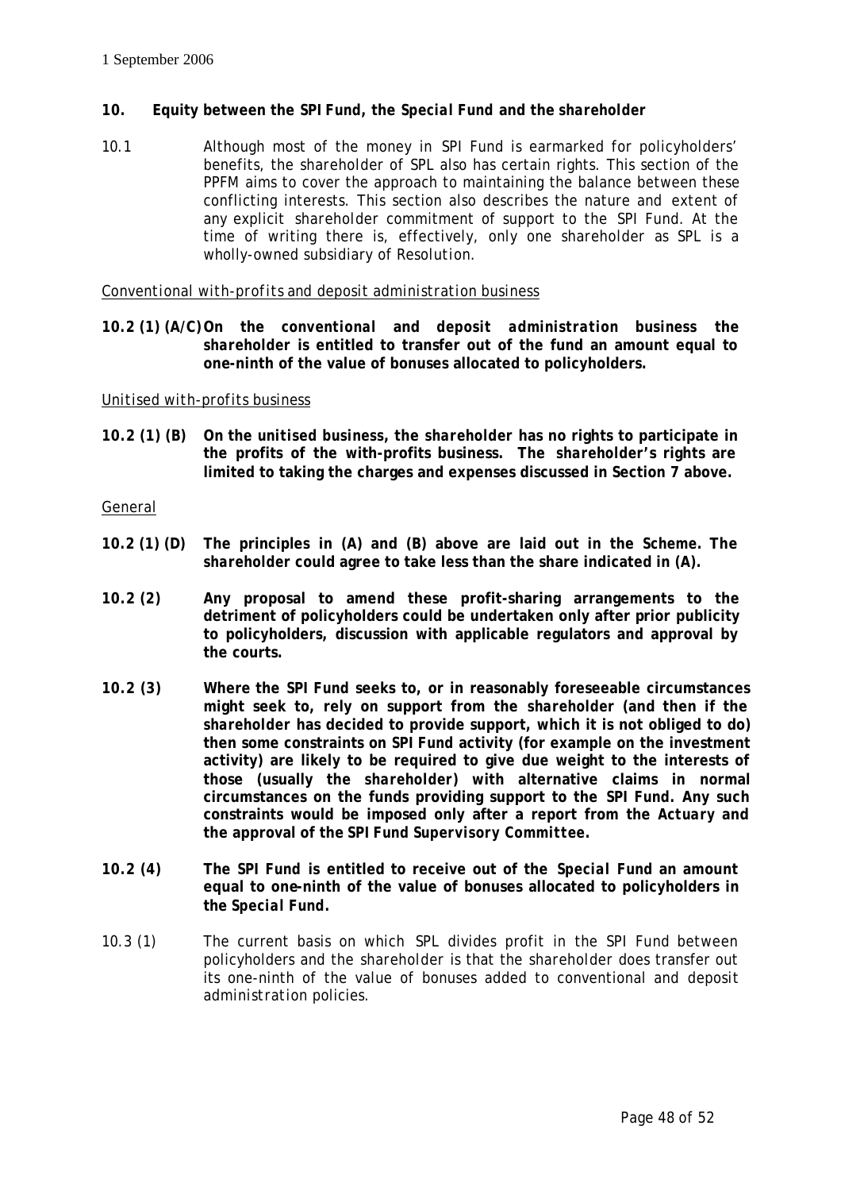1 September 2006

## 10. Equity between the SPI Fund, the *Special Fund* and the *shareholder*

10.1 Although most of the money in SPI Fund is earmarked for policyholders' benefits, the shareholder of SPL also has certain rights. This section of the PPFM aims to cover the approach to maintaining the balance between these conflicting interests. This section also describes the nature and extent of any explicit shareholder commitment of support to the SPI Fund. At the time of writing there is, effectively, only one shareholder as SPL is a wholly-owned subsidiary of *Resolution*.

*Conventional with-profits and deposit administration business*

**10.2 (1) (A/C) On the *conventional* and *deposit administration* business the *shareholder* is entitled to transfer out of the fund an amount equal to one-ninth of the value of bonuses allocated to policyholders.**

*Unitised with-profits business*

**10.2 (1) (B) On the *unitised* business, the *shareholder* has no rights to participate in the profits of the with-profits business. The *shareholder's* rights are limited to taking the charges and expenses discussed in Section 7 above.**

*General*

**10.2 (1) (D) The principles in (A) and (B) above are laid out in the Scheme. The *shareholder* could agree to take less than the share indicated in (A).**

**10.2 (2) Any proposal to amend these profit-sharing arrangements to the detriment of policyholders could be undertaken only after prior publicity to policyholders, discussion with applicable regulators and approval by the courts.**

**10.2 (3) Where the SPI Fund seeks to, or in reasonably foreseeable circumstances might seek to, rely on support from the *shareholder* (and then if the *shareholder* has decided to provide support, which it is not obliged to do) then some constraints on SPI Fund activity (for example on the investment activity) are likely to be required to give due weight to the interests of those (usually the *shareholder*) with alternative claims in normal circumstances on the funds providing support to the SPI Fund. Any such constraints would be imposed only after a report from the *Actuary* and the approval of the SPI Fund *Supervisory Committee*.**

**10.2 (4) The SPI Fund is entitled to receive out of the *Special Fund* an amount equal to one-ninth of the value of bonuses allocated to policyholders in the *Special Fund*.**

10.3 (1) The current basis on which SPL divides profit in the SPI Fund between policyholders and the shareholder is that the shareholder does transfer out its one-ninth of the value of bonuses added to conventional and deposit administration policies.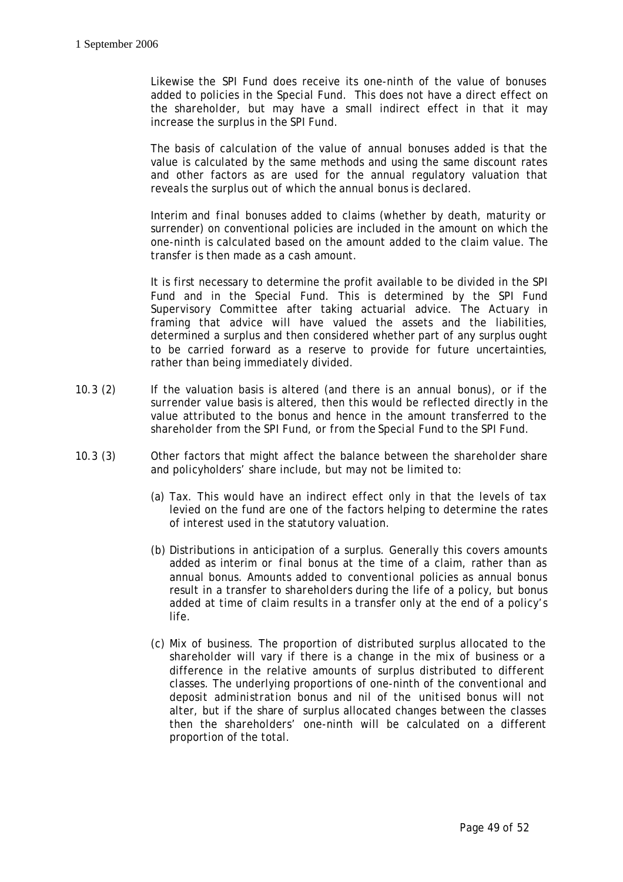Likewise the SPI Fund does receive its one-ninth of the value of bonuses added to policies in the Special Fund. This does not have a direct effect on the shareholder, but may have a small indirect effect in that it may increase the surplus in the SPI Fund.

The basis of calculation of the value of annual bonuses added is that the value is calculated by the same methods and using the same discount rates and other factors as are used for the annual regulatory valuation that reveals the surplus out of which the annual bonus is declared.

Interim and final bonuses added to claims (whether by death, maturity or surrender) on conventional policies are included in the amount on which the one-ninth is calculated based on the amount added to the claim value. The transfer is then made as a cash amount.

It is first necessary to determine the profit available to be divided in the SPI Fund and in the Special Fund. This is determined by the SPI Fund Supervisory Committee after taking actuarial advice. The Actuary in framing that advice will have valued the assets and the liabilities, determined a surplus and then considered whether part of any surplus ought to be carried forward as a reserve to provide for future uncertainties, rather than being immediately divided.

10.3 (2) If the valuation basis is altered (and there is an annual bonus), or if the surrender value basis is altered, then this would be reflected directly in the value attributed to the bonus and hence in the amount transferred to the shareholder from the SPI Fund, or from the Special Fund to the SPI Fund.

10.3 (3) Other factors that might affect the balance between the shareholder share and policyholders' share include, but may not be limited to:

(a) Tax. This would have an indirect effect only in that the levels of tax levied on the fund are one of the factors helping to determine the rates of interest used in the statutory valuation.

(b) Distributions in anticipation of a surplus. Generally this covers amounts added as interim or final bonus at the time of a claim, rather than as annual bonus. Amounts added to conventional policies as annual bonus result in a transfer to shareholders during the life of a policy, but bonus added at time of claim results in a transfer only at the end of a policy's life.

(c) Mix of business. The proportion of distributed surplus allocated to the shareholder will vary if there is a change in the mix of business or a difference in the relative amounts of surplus distributed to different classes. The underlying proportions of one-ninth of the conventional and deposit administration bonus and nil of the unitised bonus will not alter, but if the share of surplus allocated changes between the classes then the shareholders' one-ninth will be calculated on a different proportion of the total.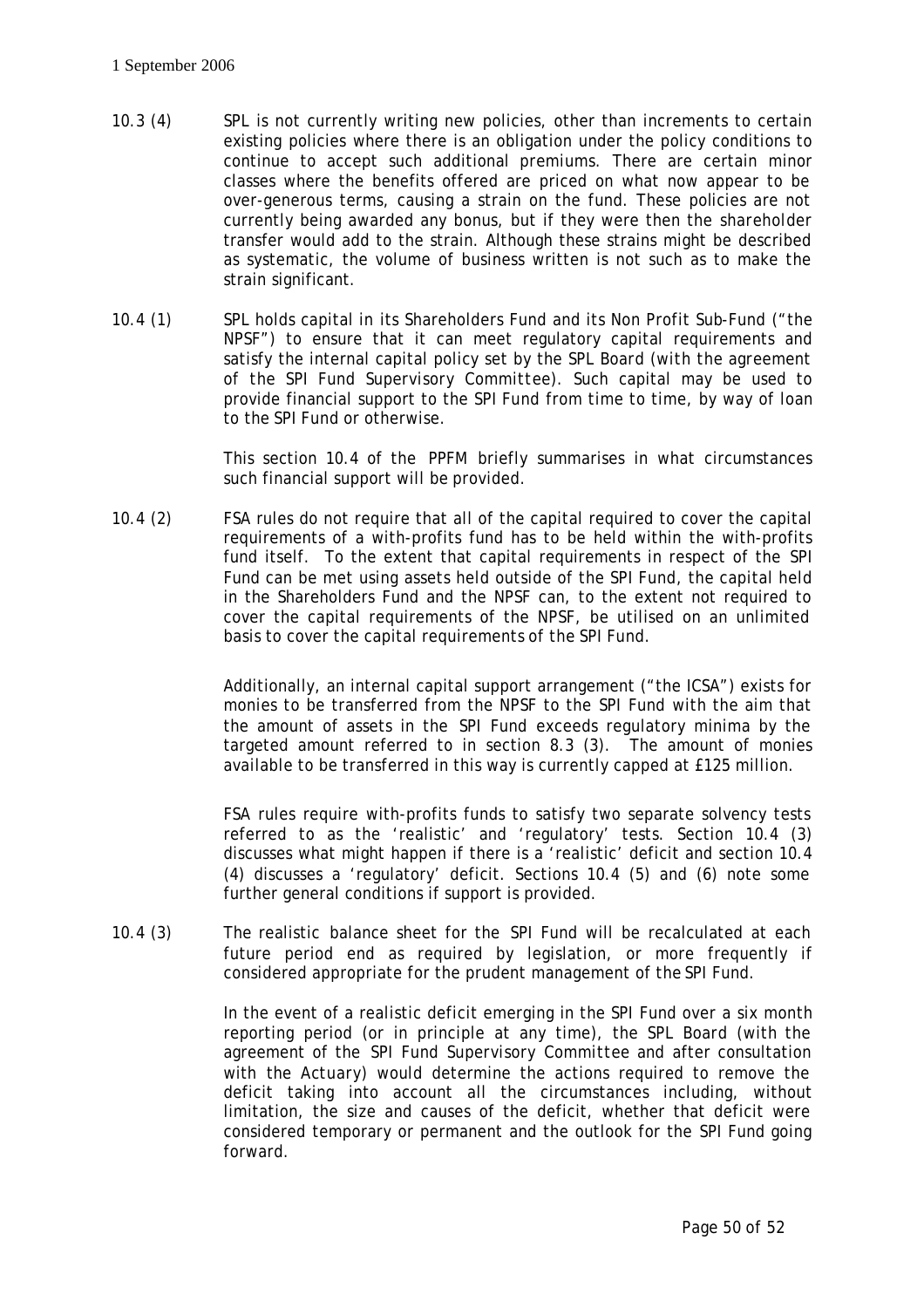10.3 (4) SPL is not currently writing new policies, other than increments to certain existing policies where there is an obligation under the policy conditions to continue to accept such additional premiums. There are certain minor classes where the benefits offered are priced on what now appear to be over-generous terms, causing a strain on the fund. These policies are not currently being awarded any bonus, but if they were then the shareholder transfer would add to the strain. Although these strains might be described as systematic, the volume of business written is not such as to make the strain significant.

10.4 (1) SPL holds capital in its Shareholders Fund and its Non Profit Sub-Fund ("the NPSF") to ensure that it can meet regulatory capital requirements and satisfy the internal capital policy set by the SPL Board (with the agreement of the SPI Fund Supervisory Committee). Such capital may be used to provide financial support to the SPI Fund from time to time, by way of loan to the SPI Fund or otherwise.

This section 10.4 of the PPFM briefly summarises in what circumstances such financial support will be provided.

10.4 (2) FSA rules do not require that all of the capital required to cover the capital requirements of a with-profits fund has to be held within the with-profits fund itself. To the extent that capital requirements in respect of the SPI Fund can be met using assets held outside of the SPI Fund, the capital held in the Shareholders Fund and the NPSF can, to the extent not required to cover the capital requirements of the NPSF, be utilised on an unlimited basis to cover the capital requirements of the SPI Fund.

Additionally, an internal capital support arrangement ("the ICSA") exists for monies to be transferred from the NPSF to the SPI Fund with the aim that the amount of assets in the SPI Fund exceeds regulatory minima by the targeted amount referred to in section 8.3 (3). The amount of monies available to be transferred in this way is currently capped at £125 million.

FSA rules require with-profits funds to satisfy two separate solvency tests referred to as the 'realistic' and 'regulatory' tests. Section 10.4 (3) discusses what might happen if there is a 'realistic' deficit and section 10.4 (4) discusses a 'regulatory' deficit. Sections 10.4 (5) and (6) note some further general conditions if support is provided.

10.4 (3) The realistic balance sheet for the SPI Fund will be recalculated at each future period end as required by legislation, or more frequently if considered appropriate for the prudent management of the SPI Fund.

In the event of a realistic deficit emerging in the SPI Fund over a six month reporting period (or in principle at any time), the SPL Board (with the agreement of the SPI Fund Supervisory Committee and after consultation with the Actuary) would determine the actions required to remove the deficit taking into account all the circumstances including, without limitation, the size and causes of the deficit, whether that deficit were considered temporary or permanent and the outlook for the SPI Fund going forward.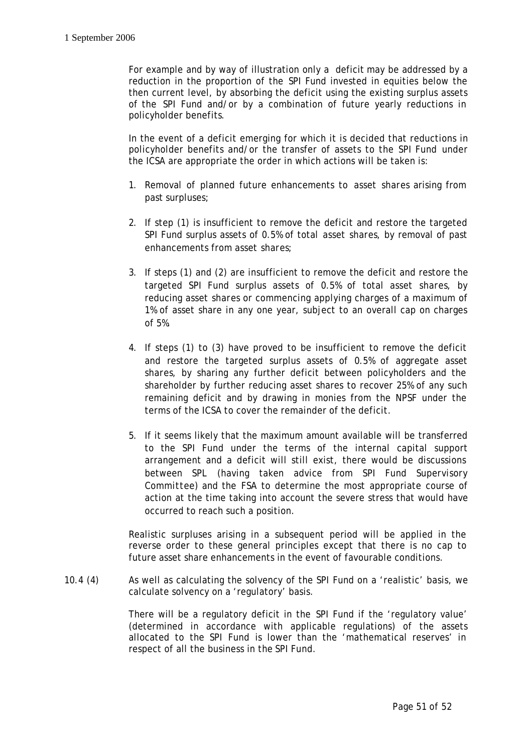For example and by way of illustration only a deficit may be addressed by a reduction in the proportion of the SPI Fund invested in equities below the then current level, by absorbing the deficit using the existing surplus assets of the SPI Fund and/or by a combination of future yearly reductions in policyholder benefits.

In the event of a deficit emerging for which it is decided that reductions in policyholder benefits and/or the transfer of assets to the SPI Fund under the ICSA are appropriate the order in which actions will be taken is:

1. Removal of planned future enhancements to asset shares arising from past surpluses;

2. If step (1) is insufficient to remove the deficit and restore the targeted SPI Fund surplus assets of 0.5% of total asset shares, by removal of past enhancements from asset shares;

3. If steps (1) and (2) are insufficient to remove the deficit and restore the targeted SPI Fund surplus assets of 0.5% of total asset shares, by reducing asset shares or commencing applying charges of a maximum of 1% of asset share in any one year, subject to an overall cap on charges of 5%.

4. If steps (1) to (3) have proved to be insufficient to remove the deficit and restore the targeted surplus assets of 0.5% of aggregate asset shares, by sharing any further deficit between policyholders and the shareholder by further reducing asset shares to recover 25% of any such remaining deficit and by drawing in monies from the NPSF under the terms of the ICSA to cover the remainder of the deficit.

5. If it seems likely that the maximum amount available will be transferred to the SPI Fund under the terms of the internal capital support arrangement and a deficit will still exist, there would be discussions between SPL (having taken advice from SPI Fund Supervisory Committee) and the FSA to determine the most appropriate course of action at the time taking into account the severe stress that would have occurred to reach such a position.

Realistic surpluses arising in a subsequent period will be applied in the reverse order to these general principles except that there is no cap to future asset share enhancements in the event of favourable conditions.

10.4 (4) As well as calculating the solvency of the SPI Fund on a 'realistic' basis, we calculate solvency on a 'regulatory' basis.

There will be a regulatory deficit in the SPI Fund if the 'regulatory value' (determined in accordance with applicable regulations) of the assets allocated to the SPI Fund is lower than the 'mathematical reserves' in respect of all the business in the SPI Fund.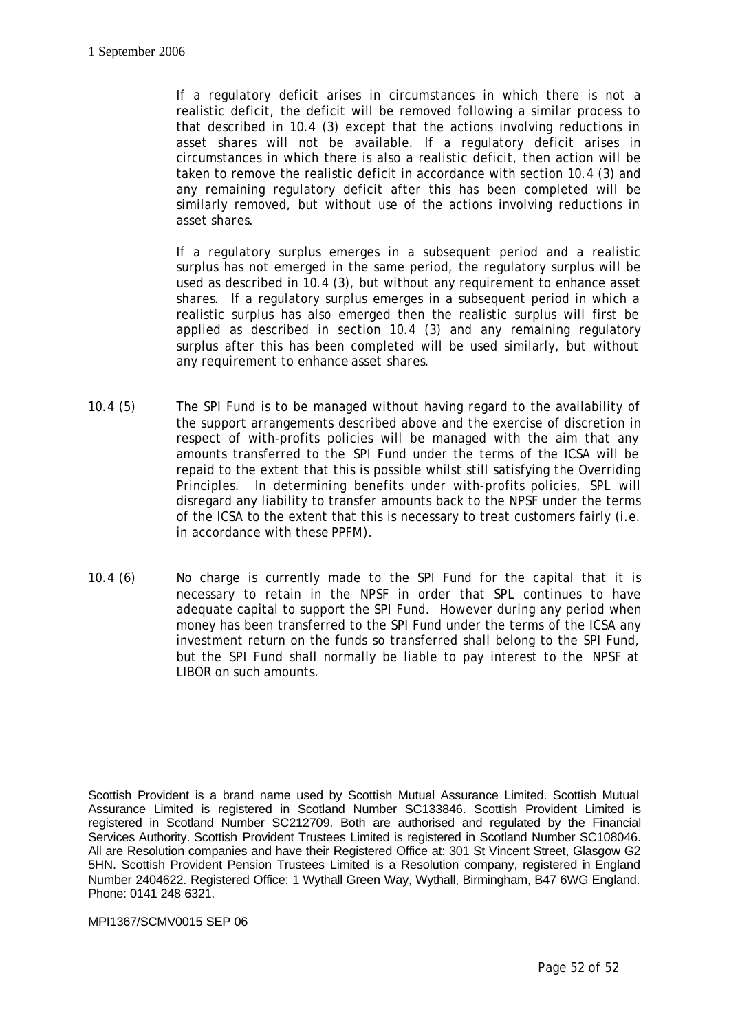If a regulatory deficit arises in circumstances in which there is not a realistic deficit, the deficit will be removed following a similar process to that described in 10.4 (3) except that the actions involving reductions in asset shares will not be available. If a regulatory deficit arises in circumstances in which there is also a realistic deficit, then action will be taken to remove the realistic deficit in accordance with section 10.4 (3) and any remaining regulatory deficit after this has been completed will be similarly removed, but without use of the actions involving reductions in asset shares.

If a regulatory surplus emerges in a subsequent period and a realistic surplus has not emerged in the same period, the regulatory surplus will be used as described in 10.4 (3), but without any requirement to enhance asset shares. If a regulatory surplus emerges in a subsequent period in which a realistic surplus has also emerged then the realistic surplus will first be applied as described in section 10.4 (3) and any remaining regulatory surplus after this has been completed will be used similarly, but without any requirement to enhance asset shares.

10.4 (5) The SPI Fund is to be managed without having regard to the availability of the support arrangements described above and the exercise of discretion in respect of with-profits policies will be managed with the aim that any amounts transferred to the SPI Fund under the terms of the ICSA will be repaid to the extent that this is possible whilst still satisfying the Overriding Principles. In determining benefits under with-profits policies, SPL will disregard any liability to transfer amounts back to the NPSF under the terms of the ICSA to the extent that this is necessary to treat customers fairly (i.e. in accordance with these PPFM).

10.4 (6) No charge is currently made to the SPI Fund for the capital that it is necessary to retain in the NPSF in order that SPL continues to have adequate capital to support the SPI Fund. However during any period when money has been transferred to the SPI Fund under the terms of the ICSA any investment return on the funds so transferred shall belong to the SPI Fund, but the SPI Fund shall normally be liable to pay interest to the NPSF at LIBOR on such amounts.

Scottish Provident is a brand name used by Scottish Mutual Assurance Limited. Scottish Mutual Assurance Limited is registered in Scotland Number SC133846. Scottish Provident Limited is registered in Scotland Number SC212709. Both are authorised and regulated by the Financial Services Authority. Scottish Provident Trustees Limited is registered in Scotland Number SC108046. All are Resolution companies and have their Registered Office at: 301 St Vincent Street, Glasgow G2 5HN. Scottish Provident Pension Trustees Limited is a Resolution company, registered in England Number 2404622. Registered Office: 1 Wythall Green Way, Wythall, Birmingham, B47 6WG England. Phone: 0141 248 6321.

MPI1367/SCMV0015 SEP 06